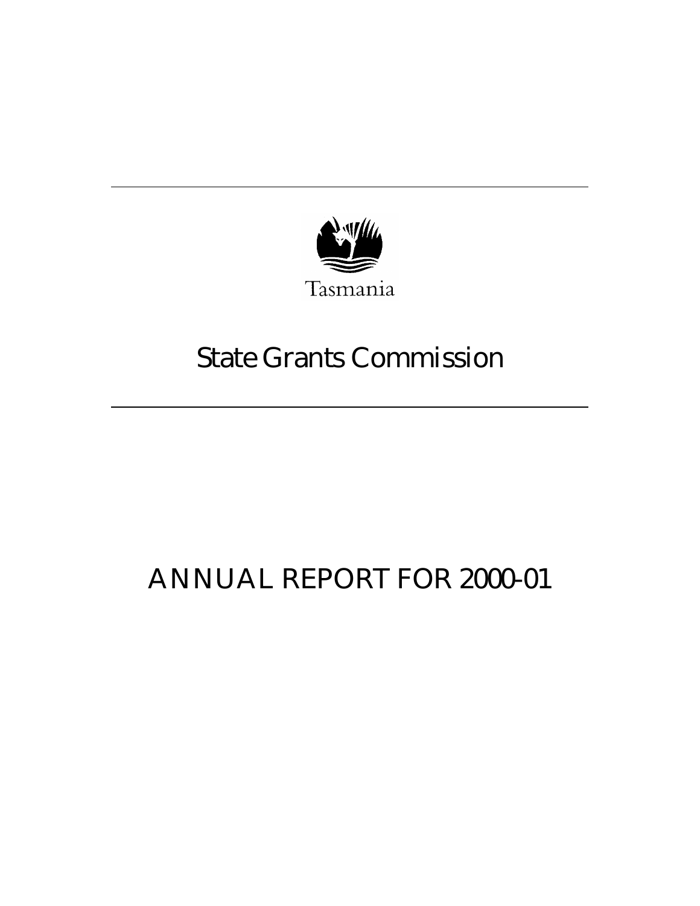Tasmania

# State Grants Commission

# ANNUAL REPORT FOR 2000-01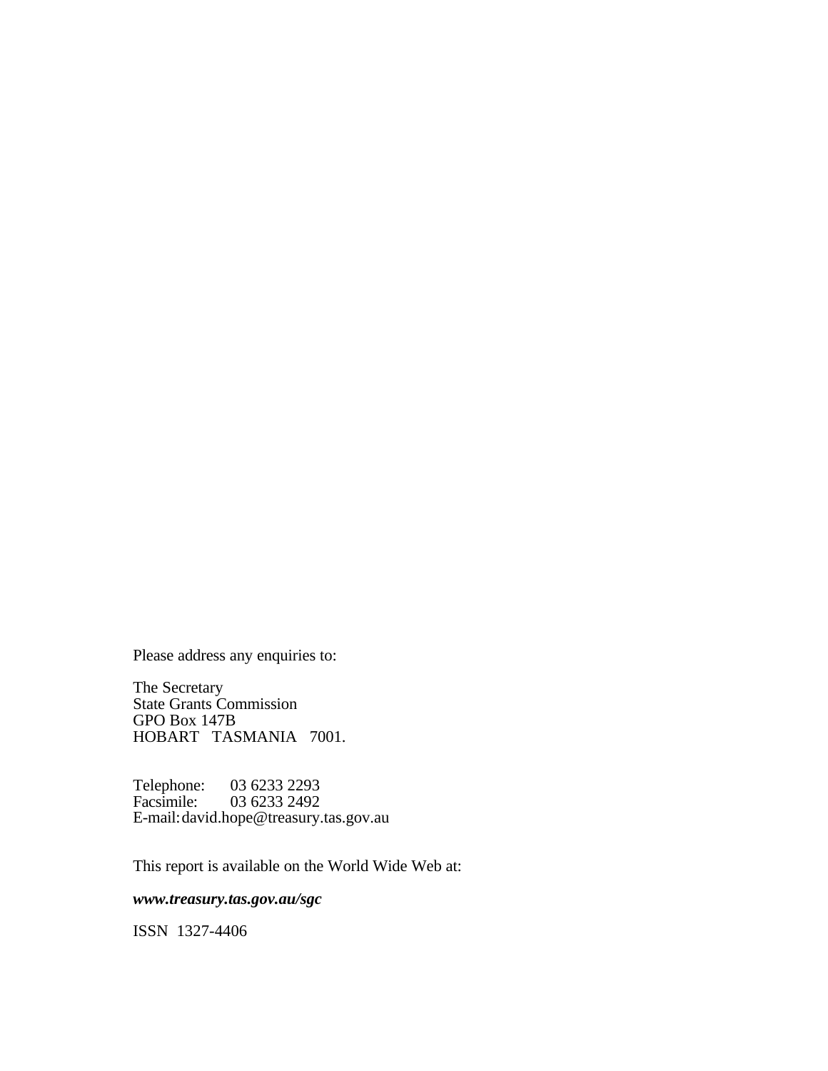Please address any enquiries to:

The Secretary
State Grants Commission
GPO Box 147B
HOBART TASMANIA 7001.

Telephone: 03 6233 2293
Facsimile: 03 6233 2492
E-mail: david.hope@treasury.tas.gov.au

This report is available on the World Wide Web at:

***www.treasury.tas.gov.au/sgc***

ISSN 1327-4406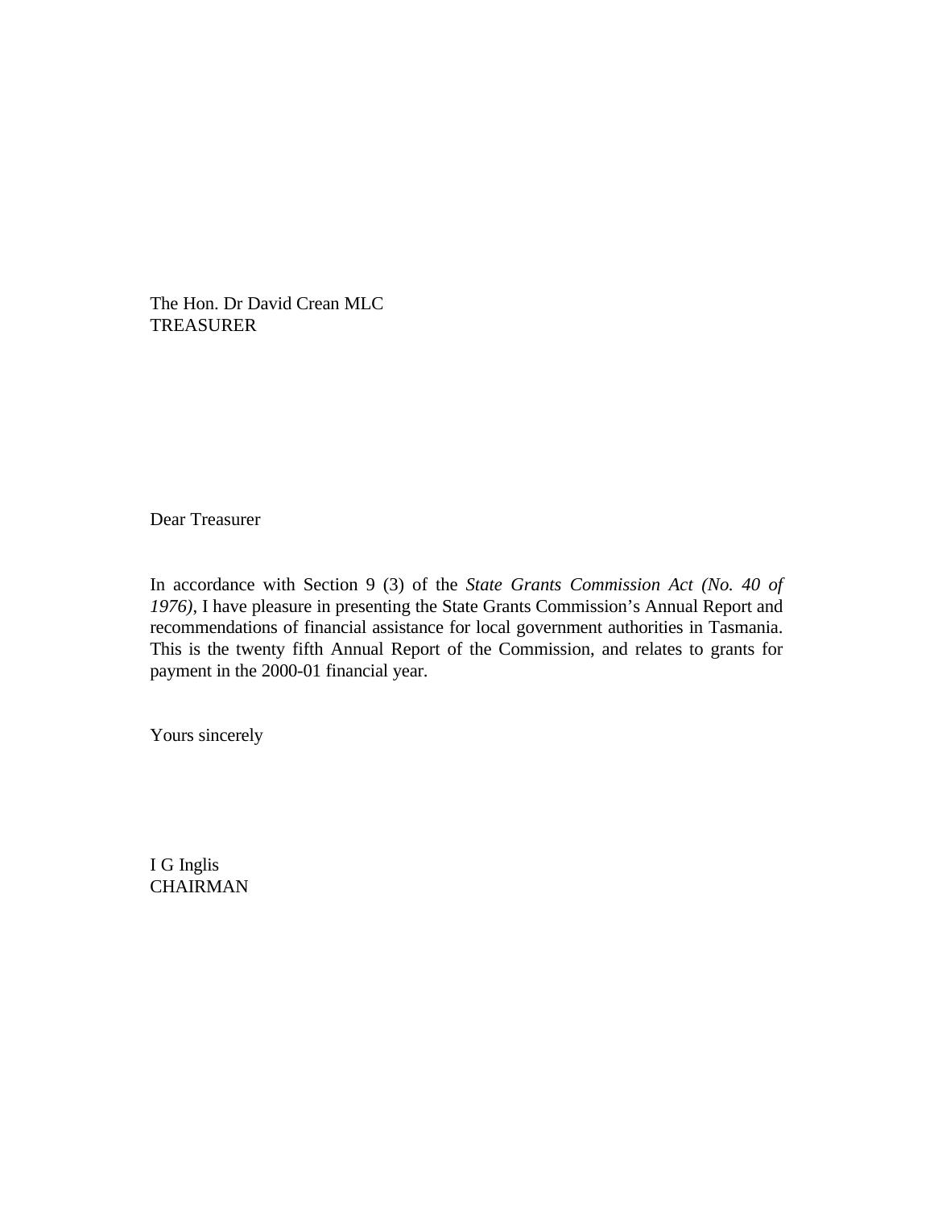The Hon. Dr David Crean MLC
TREASURER

Dear Treasurer

In accordance with Section 9 (3) of the *State Grants Commission Act (No. 40 of 1976)*, I have pleasure in presenting the State Grants Commission's Annual Report and recommendations of financial assistance for local government authorities in Tasmania. This is the twenty fifth Annual Report of the Commission, and relates to grants for payment in the 2000-01 financial year.

Yours sincerely

I G Inglis
CHAIRMAN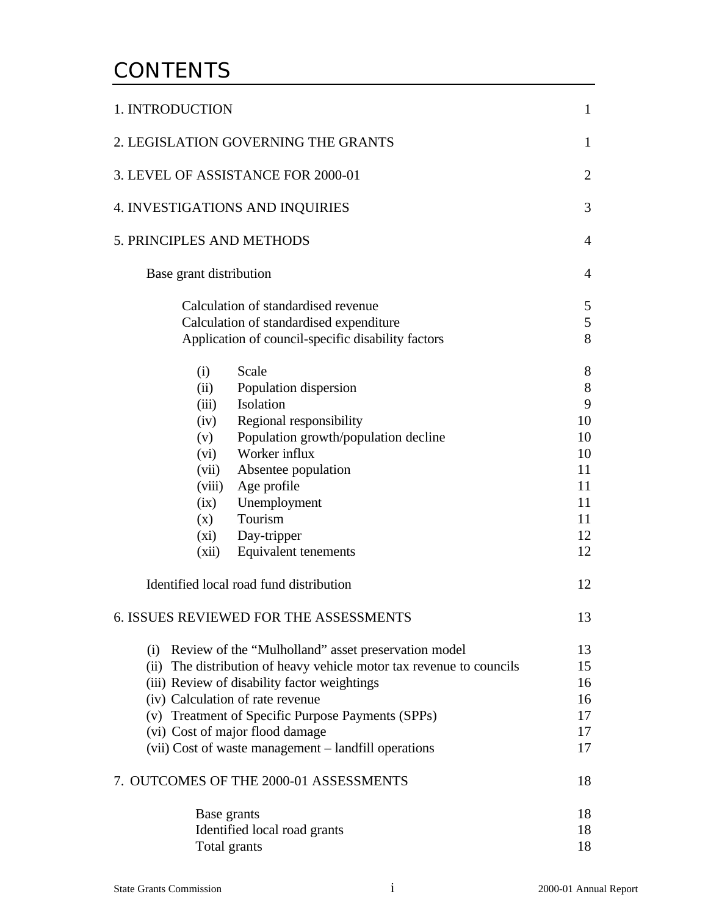# CONTENTS

| | |
|---|---|
| 1. INTRODUCTION | 1 |
| 2. LEGISLATION GOVERNING THE GRANTS | 1 |
| 3. LEVEL OF ASSISTANCE FOR 2000-01 | 2 |
| 4. INVESTIGATIONS AND INQUIRIES | 3 |
| 5. PRINCIPLES AND METHODS | 4 |
| Base grant distribution | 4 |
| Calculation of standardised revenue | 5 |
| Calculation of standardised expenditure | 5 |
| Application of council-specific disability factors | 8 |
| (i) Scale | 8 |
| (ii) Population dispersion | 8 |
| (iii) Isolation | 9 |
| (iv) Regional responsibility | 10 |
| (v) Population growth/population decline | 10 |
| (vi) Worker influx | 10 |
| (vii) Absentee population | 11 |
| (viii) Age profile | 11 |
| (ix) Unemployment | 11 |
| (x) Tourism | 11 |
| (xi) Day-tripper | 12 |
| (xii) Equivalent tenements | 12 |
| Identified local road fund distribution | 12 |
| 6. ISSUES REVIEWED FOR THE ASSESSMENTS | 13 |
| (i) Review of the "Mulholland" asset preservation model | 13 |
| (ii) The distribution of heavy vehicle motor tax revenue to councils | 15 |
| (iii) Review of disability factor weightings | 16 |
| (iv) Calculation of rate revenue | 16 |
| (v) Treatment of Specific Purpose Payments (SPPs) | 17 |
| (vi) Cost of major flood damage | 17 |
| (vii) Cost of waste management – landfill operations | 17 |
| 7. OUTCOMES OF THE 2000-01 ASSESSMENTS | 18 |
| Base grants | 18 |
| Identified local road grants | 18 |
| Total grants | 18 |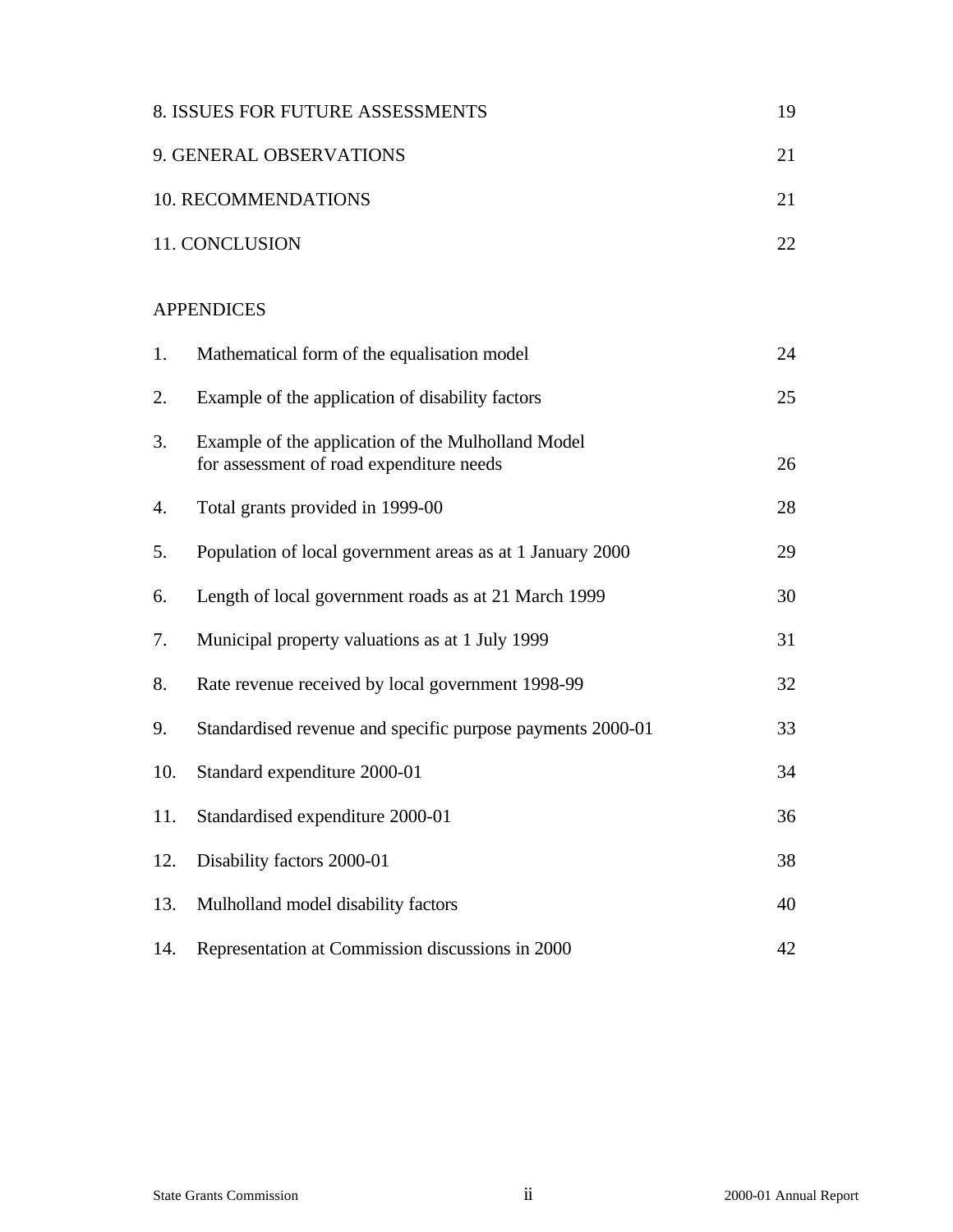| | |
|---|---|
| 8. ISSUES FOR FUTURE ASSESSMENTS | 19 |
| 9. GENERAL OBSERVATIONS | 21 |
| 10. RECOMMENDATIONS | 21 |
| 11. CONCLUSION | 22 |

APPENDICES

| | | |
|---|---|---|
| 1. | Mathematical form of the equalisation model | 24 |
| 2. | Example of the application of disability factors | 25 |
| 3. | Example of the application of the Mulholland Model for assessment of road expenditure needs | 26 |
| 4. | Total grants provided in 1999-00 | 28 |
| 5. | Population of local government areas as at 1 January 2000 | 29 |
| 6. | Length of local government roads as at 21 March 1999 | 30 |
| 7. | Municipal property valuations as at 1 July 1999 | 31 |
| 8. | Rate revenue received by local government 1998-99 | 32 |
| 9. | Standardised revenue and specific purpose payments 2000-01 | 33 |
| 10. | Standard expenditure 2000-01 | 34 |
| 11. | Standardised expenditure 2000-01 | 36 |
| 12. | Disability factors 2000-01 | 38 |
| 13. | Mulholland model disability factors | 40 |
| 14. | Representation at Commission discussions in 2000 | 42 |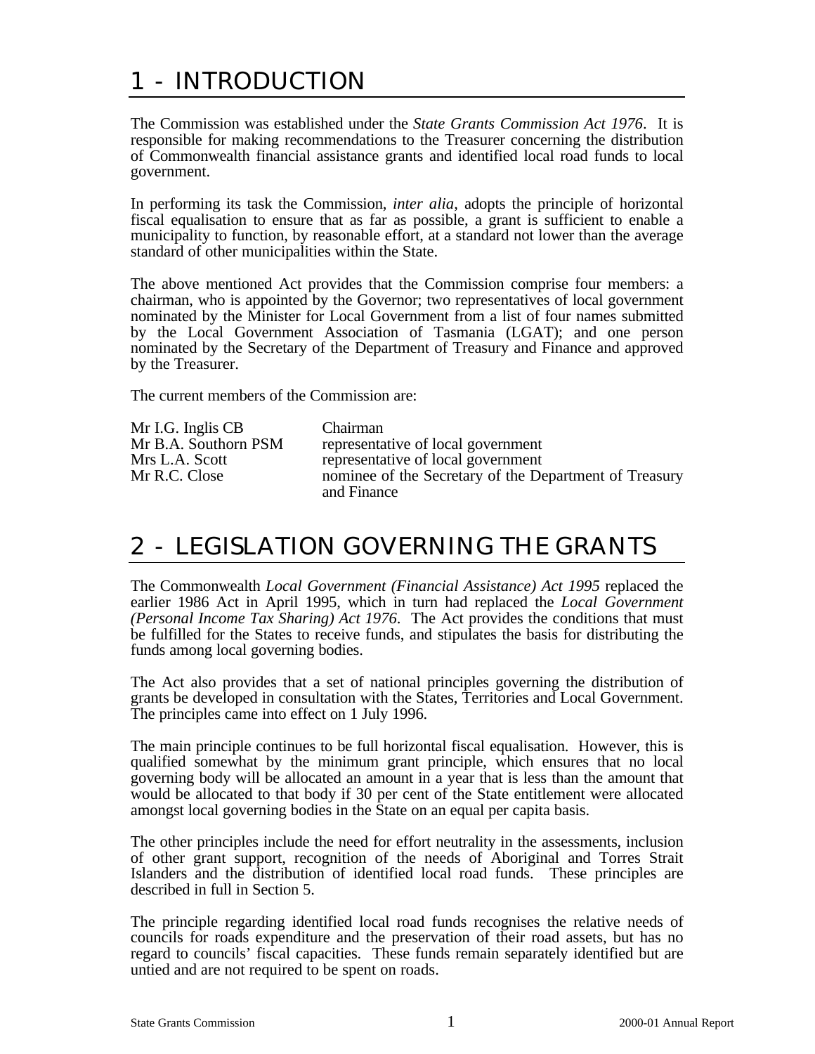# 1 - INTRODUCTION

The Commission was established under the *State Grants Commission Act 1976*. It is responsible for making recommendations to the Treasurer concerning the distribution of Commonwealth financial assistance grants and identified local road funds to local government.

In performing its task the Commission, *inter alia*, adopts the principle of horizontal fiscal equalisation to ensure that as far as possible, a grant is sufficient to enable a municipality to function, by reasonable effort, at a standard not lower than the average standard of other municipalities within the State.

The above mentioned Act provides that the Commission comprise four members: a chairman, who is appointed by the Governor; two representatives of local government nominated by the Minister for Local Government from a list of four names submitted by the Local Government Association of Tasmania (LGAT); and one person nominated by the Secretary of the Department of Treasury and Finance and approved by the Treasurer.

The current members of the Commission are:

| | |
|---|---|
| Mr I.G. Inglis CB | Chairman |
| Mr B.A. Southorn PSM | representative of local government |
| Mrs L.A. Scott | representative of local government |
| Mr R.C. Close | nominee of the Secretary of the Department of Treasury and Finance |

# 2 - LEGISLATION GOVERNING THE GRANTS

The Commonwealth *Local Government (Financial Assistance) Act 1995* replaced the earlier 1986 Act in April 1995, which in turn had replaced the *Local Government (Personal Income Tax Sharing) Act 1976*. The Act provides the conditions that must be fulfilled for the States to receive funds, and stipulates the basis for distributing the funds among local governing bodies.

The Act also provides that a set of national principles governing the distribution of grants be developed in consultation with the States, Territories and Local Government. The principles came into effect on 1 July 1996.

The main principle continues to be full horizontal fiscal equalisation. However, this is qualified somewhat by the minimum grant principle, which ensures that no local governing body will be allocated an amount in a year that is less than the amount that would be allocated to that body if 30 per cent of the State entitlement were allocated amongst local governing bodies in the State on an equal per capita basis.

The other principles include the need for effort neutrality in the assessments, inclusion of other grant support, recognition of the needs of Aboriginal and Torres Strait Islanders and the distribution of identified local road funds. These principles are described in full in Section 5.

The principle regarding identified local road funds recognises the relative needs of councils for roads expenditure and the preservation of their road assets, but has no regard to councils' fiscal capacities. These funds remain separately identified but are untied and are not required to be spent on roads.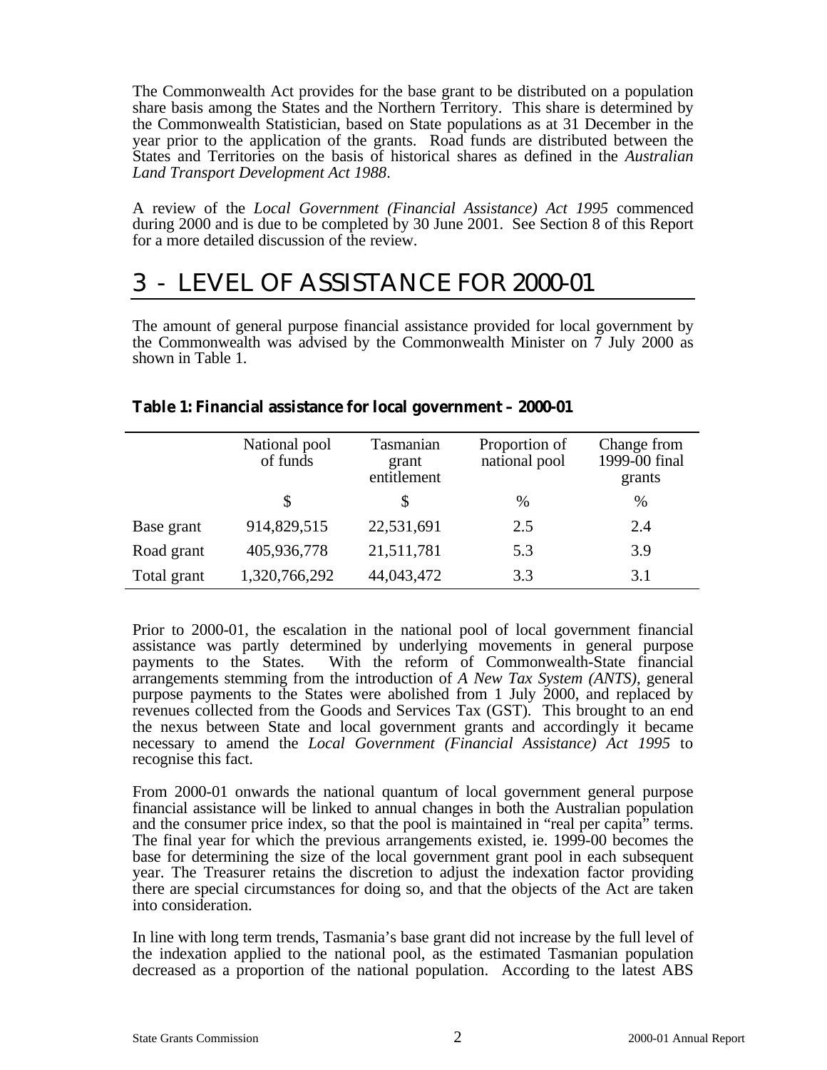The Commonwealth Act provides for the base grant to be distributed on a population share basis among the States and the Northern Territory. This share is determined by the Commonwealth Statistician, based on State populations as at 31 December in the year prior to the application of the grants. Road funds are distributed between the States and Territories on the basis of historical shares as defined in the *Australian Land Transport Development Act 1988*.

A review of the *Local Government (Financial Assistance) Act 1995* commenced during 2000 and is due to be completed by 30 June 2001. See Section 8 of this Report for a more detailed discussion of the review.

# 3 - LEVEL OF ASSISTANCE FOR 2000-01

The amount of general purpose financial assistance provided for local government by the Commonwealth was advised by the Commonwealth Minister on 7 July 2000 as shown in Table 1.

**Table 1: Financial assistance for local government – 2000-01**

| | National pool of funds | Tasmanian grant entitlement | Proportion of national pool | Change from 1999-00 final grants |
|---|---|---|---|---|
| | $ | $ | % | % |
| Base grant | 914,829,515 | 22,531,691 | 2.5 | 2.4 |
| Road grant | 405,936,778 | 21,511,781 | 5.3 | 3.9 |
| Total grant | 1,320,766,292 | 44,043,472 | 3.3 | 3.1 |

Prior to 2000-01, the escalation in the national pool of local government financial assistance was partly determined by underlying movements in general purpose payments to the States. With the reform of Commonwealth-State financial arrangements stemming from the introduction of *A New Tax System (ANTS)*, general purpose payments to the States were abolished from 1 July 2000, and replaced by revenues collected from the Goods and Services Tax (GST). This brought to an end the nexus between State and local government grants and accordingly it became necessary to amend the *Local Government (Financial Assistance) Act 1995* to recognise this fact.

From 2000-01 onwards the national quantum of local government general purpose financial assistance will be linked to annual changes in both the Australian population and the consumer price index, so that the pool is maintained in "real per capita" terms. The final year for which the previous arrangements existed, ie. 1999-00 becomes the base for determining the size of the local government grant pool in each subsequent year. The Treasurer retains the discretion to adjust the indexation factor providing there are special circumstances for doing so, and that the objects of the Act are taken into consideration.

In line with long term trends, Tasmania's base grant did not increase by the full level of the indexation applied to the national pool, as the estimated Tasmanian population decreased as a proportion of the national population. According to the latest ABS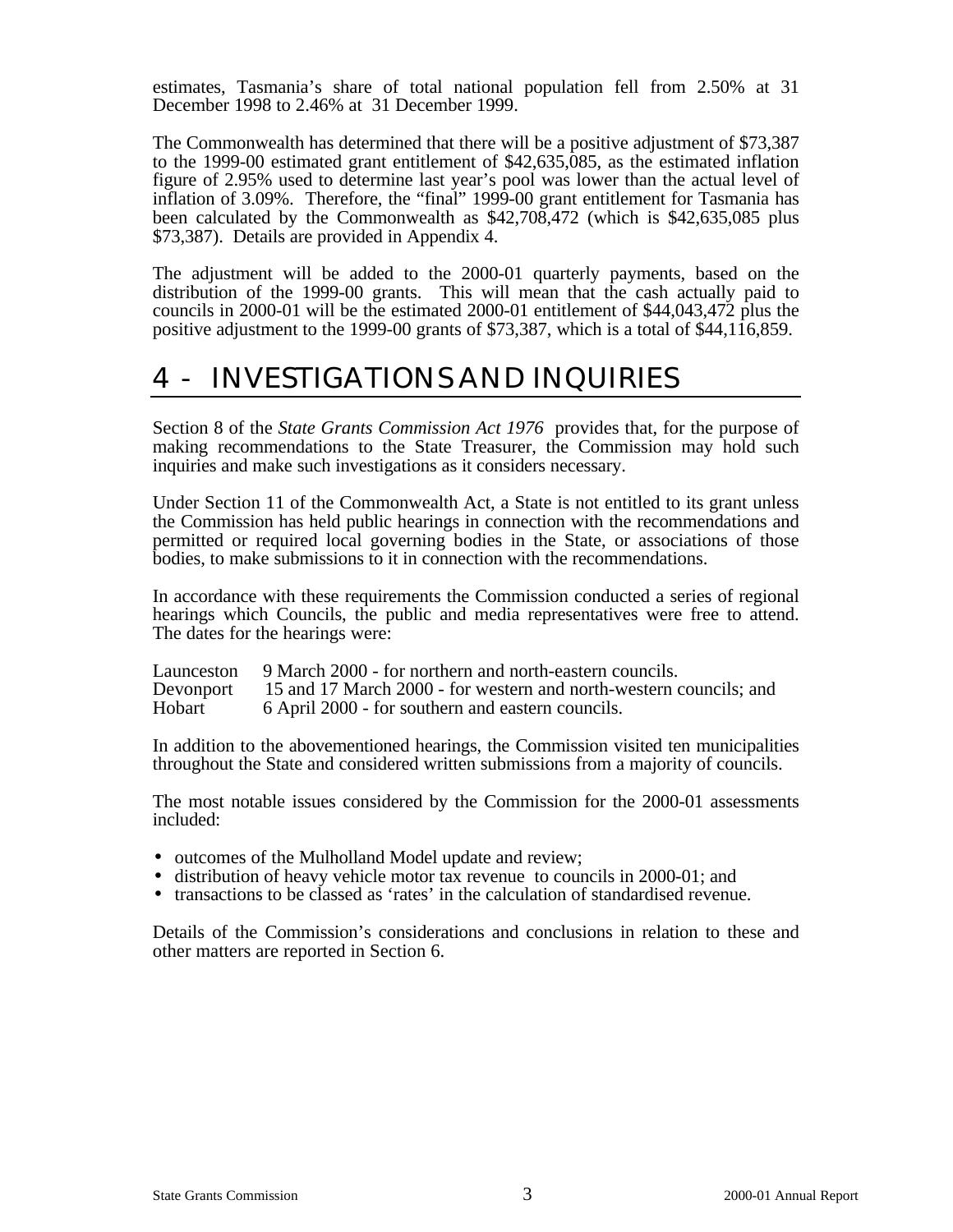estimates, Tasmania's share of total national population fell from 2.50% at 31 December 1998 to 2.46% at 31 December 1999.

The Commonwealth has determined that there will be a positive adjustment of $73,387 to the 1999-00 estimated grant entitlement of $42,635,085, as the estimated inflation figure of 2.95% used to determine last year's pool was lower than the actual level of inflation of 3.09%. Therefore, the "final" 1999-00 grant entitlement for Tasmania has been calculated by the Commonwealth as $42,708,472 (which is $42,635,085 plus $73,387). Details are provided in Appendix 4.

The adjustment will be added to the 2000-01 quarterly payments, based on the distribution of the 1999-00 grants. This will mean that the cash actually paid to councils in 2000-01 will be the estimated 2000-01 entitlement of $44,043,472 plus the positive adjustment to the 1999-00 grants of $73,387, which is a total of $44,116,859.

# 4 - INVESTIGATIONS AND INQUIRIES

Section 8 of the *State Grants Commission Act 1976* provides that, for the purpose of making recommendations to the State Treasurer, the Commission may hold such inquiries and make such investigations as it considers necessary.

Under Section 11 of the Commonwealth Act, a State is not entitled to its grant unless the Commission has held public hearings in connection with the recommendations and permitted or required local governing bodies in the State, or associations of those bodies, to make submissions to it in connection with the recommendations.

In accordance with these requirements the Commission conducted a series of regional hearings which Councils, the public and media representatives were free to attend. The dates for the hearings were:

Launceston 9 March 2000 - for northern and north-eastern councils.
Devonport 15 and 17 March 2000 - for western and north-western councils; and
Hobart 6 April 2000 - for southern and eastern councils.

In addition to the abovementioned hearings, the Commission visited ten municipalities throughout the State and considered written submissions from a majority of councils.

The most notable issues considered by the Commission for the 2000-01 assessments included:

- outcomes of the Mulholland Model update and review;
- distribution of heavy vehicle motor tax revenue to councils in 2000-01; and
- transactions to be classed as 'rates' in the calculation of standardised revenue.

Details of the Commission's considerations and conclusions in relation to these and other matters are reported in Section 6.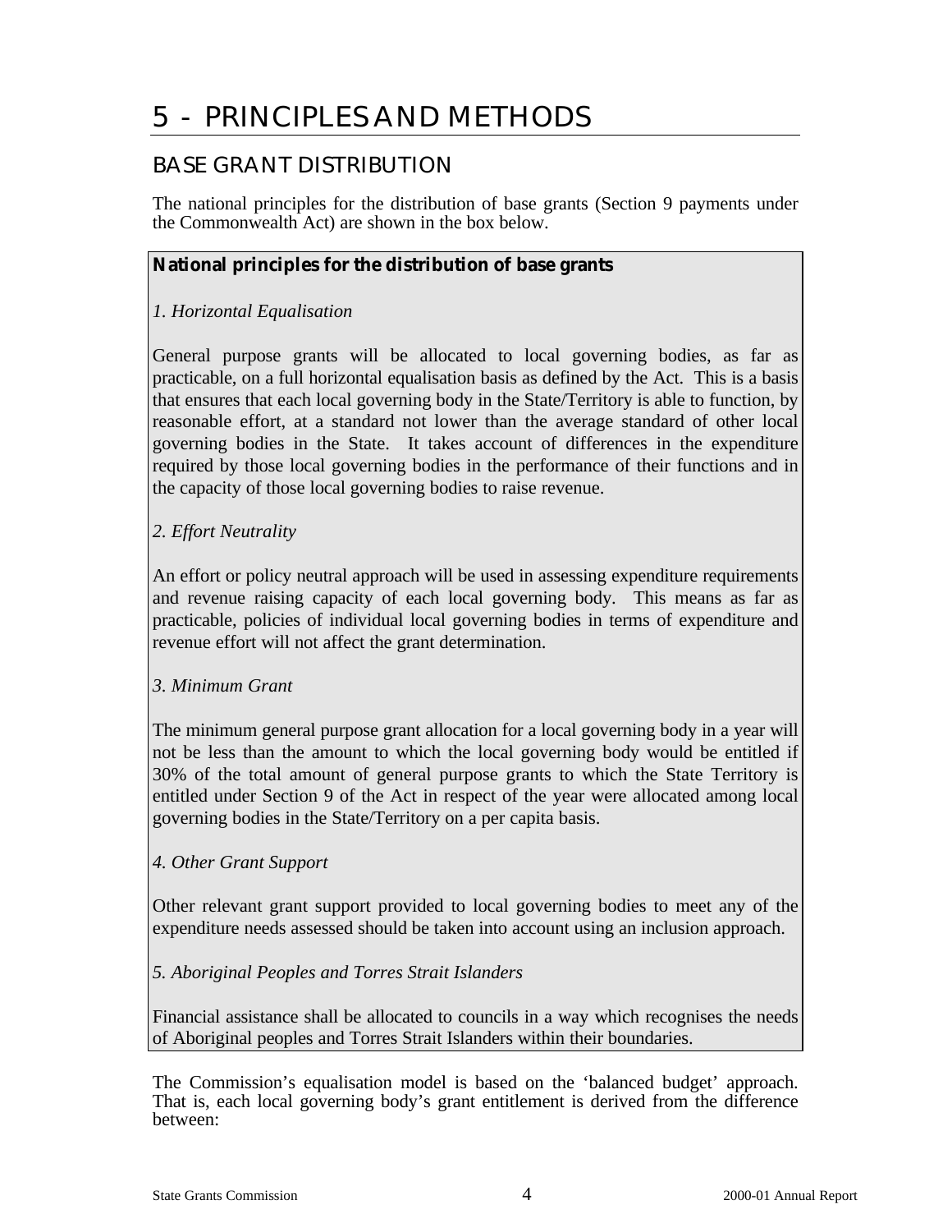# 5 - PRINCIPLES AND METHODS

## BASE GRANT DISTRIBUTION

The national principles for the distribution of base grants (Section 9 payments under the Commonwealth Act) are shown in the box below.

> **National principles for the distribution of base grants**
>
> *1. Horizontal Equalisation*
>
> General purpose grants will be allocated to local governing bodies, as far as practicable, on a full horizontal equalisation basis as defined by the Act. This is a basis that ensures that each local governing body in the State/Territory is able to function, by reasonable effort, at a standard not lower than the average standard of other local governing bodies in the State. It takes account of differences in the expenditure required by those local governing bodies in the performance of their functions and in the capacity of those local governing bodies to raise revenue.
>
> *2. Effort Neutrality*
>
> An effort or policy neutral approach will be used in assessing expenditure requirements and revenue raising capacity of each local governing body. This means as far as practicable, policies of individual local governing bodies in terms of expenditure and revenue effort will not affect the grant determination.
>
> *3. Minimum Grant*
>
> The minimum general purpose grant allocation for a local governing body in a year will not be less than the amount to which the local governing body would be entitled if 30% of the total amount of general purpose grants to which the State Territory is entitled under Section 9 of the Act in respect of the year were allocated among local governing bodies in the State/Territory on a per capita basis.
>
> *4. Other Grant Support*
>
> Other relevant grant support provided to local governing bodies to meet any of the expenditure needs assessed should be taken into account using an inclusion approach.
>
> *5. Aboriginal Peoples and Torres Strait Islanders*
>
> Financial assistance shall be allocated to councils in a way which recognises the needs of Aboriginal peoples and Torres Strait Islanders within their boundaries.

The Commission's equalisation model is based on the 'balanced budget' approach. That is, each local governing body's grant entitlement is derived from the difference between: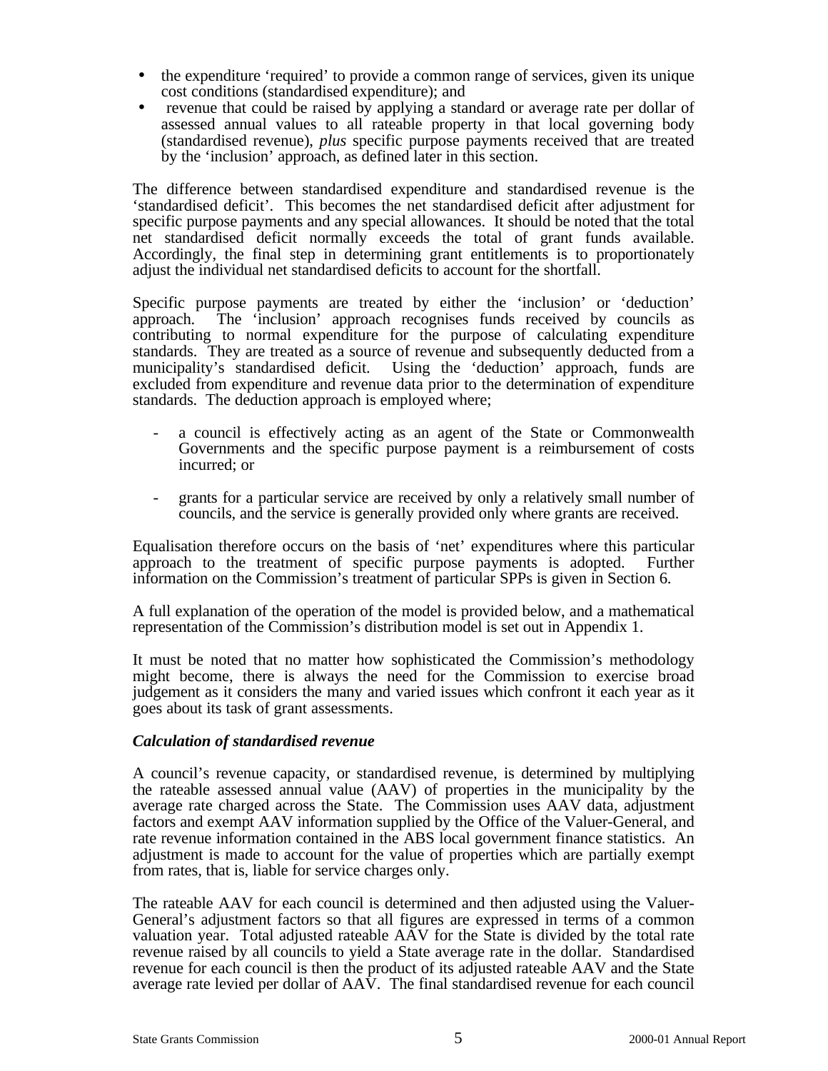- the expenditure 'required' to provide a common range of services, given its unique cost conditions (standardised expenditure); and
- revenue that could be raised by applying a standard or average rate per dollar of assessed annual values to all rateable property in that local governing body (standardised revenue), *plus* specific purpose payments received that are treated by the 'inclusion' approach, as defined later in this section.

The difference between standardised expenditure and standardised revenue is the 'standardised deficit'. This becomes the net standardised deficit after adjustment for specific purpose payments and any special allowances. It should be noted that the total net standardised deficit normally exceeds the total of grant funds available. Accordingly, the final step in determining grant entitlements is to proportionately adjust the individual net standardised deficits to account for the shortfall.

Specific purpose payments are treated by either the 'inclusion' or 'deduction' approach. The 'inclusion' approach recognises funds received by councils as contributing to normal expenditure for the purpose of calculating expenditure standards. They are treated as a source of revenue and subsequently deducted from a municipality's standardised deficit. Using the 'deduction' approach, funds are excluded from expenditure and revenue data prior to the determination of expenditure standards. The deduction approach is employed where;

- a council is effectively acting as an agent of the State or Commonwealth Governments and the specific purpose payment is a reimbursement of costs incurred; or

- grants for a particular service are received by only a relatively small number of councils, and the service is generally provided only where grants are received.

Equalisation therefore occurs on the basis of 'net' expenditures where this particular approach to the treatment of specific purpose payments is adopted. Further information on the Commission's treatment of particular SPPs is given in Section 6.

A full explanation of the operation of the model is provided below, and a mathematical representation of the Commission's distribution model is set out in Appendix 1.

It must be noted that no matter how sophisticated the Commission's methodology might become, there is always the need for the Commission to exercise broad judgement as it considers the many and varied issues which confront it each year as it goes about its task of grant assessments.

### *Calculation of standardised revenue*

A council's revenue capacity, or standardised revenue, is determined by multiplying the rateable assessed annual value (AAV) of properties in the municipality by the average rate charged across the State. The Commission uses AAV data, adjustment factors and exempt AAV information supplied by the Office of the Valuer-General, and rate revenue information contained in the ABS local government finance statistics. An adjustment is made to account for the value of properties which are partially exempt from rates, that is, liable for service charges only.

The rateable AAV for each council is determined and then adjusted using the Valuer-General's adjustment factors so that all figures are expressed in terms of a common valuation year. Total adjusted rateable AAV for the State is divided by the total rate revenue raised by all councils to yield a State average rate in the dollar. Standardised revenue for each council is then the product of its adjusted rateable AAV and the State average rate levied per dollar of AAV. The final standardised revenue for each council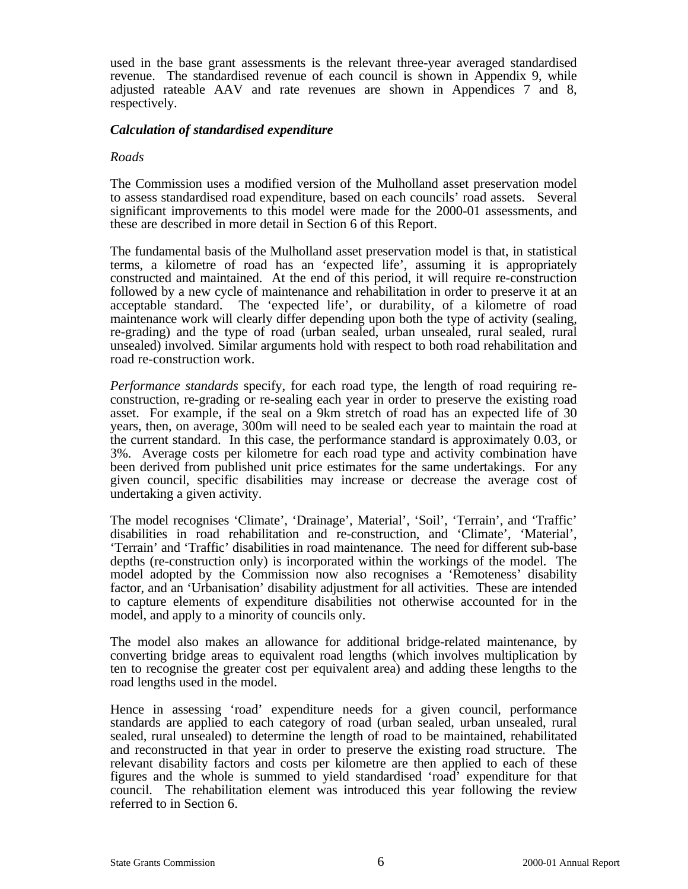used in the base grant assessments is the relevant three-year averaged standardised revenue. The standardised revenue of each council is shown in Appendix 9, while adjusted rateable AAV and rate revenues are shown in Appendices 7 and 8, respectively.

### *Calculation of standardised expenditure*

*Roads*

The Commission uses a modified version of the Mulholland asset preservation model to assess standardised road expenditure, based on each councils' road assets. Several significant improvements to this model were made for the 2000-01 assessments, and these are described in more detail in Section 6 of this Report.

The fundamental basis of the Mulholland asset preservation model is that, in statistical terms, a kilometre of road has an 'expected life', assuming it is appropriately constructed and maintained. At the end of this period, it will require re-construction followed by a new cycle of maintenance and rehabilitation in order to preserve it at an acceptable standard. The 'expected life', or durability, of a kilometre of road maintenance work will clearly differ depending upon both the type of activity (sealing, re-grading) and the type of road (urban sealed, urban unsealed, rural sealed, rural unsealed) involved. Similar arguments hold with respect to both road rehabilitation and road re-construction work.

*Performance standards* specify, for each road type, the length of road requiring re-construction, re-grading or re-sealing each year in order to preserve the existing road asset. For example, if the seal on a 9km stretch of road has an expected life of 30 years, then, on average, 300m will need to be sealed each year to maintain the road at the current standard. In this case, the performance standard is approximately 0.03, or 3%. Average costs per kilometre for each road type and activity combination have been derived from published unit price estimates for the same undertakings. For any given council, specific disabilities may increase or decrease the average cost of undertaking a given activity.

The model recognises 'Climate', 'Drainage', Material', 'Soil', 'Terrain', and 'Traffic' disabilities in road rehabilitation and re-construction, and 'Climate', 'Material', 'Terrain' and 'Traffic' disabilities in road maintenance. The need for different sub-base depths (re-construction only) is incorporated within the workings of the model. The model adopted by the Commission now also recognises a 'Remoteness' disability factor, and an 'Urbanisation' disability adjustment for all activities. These are intended to capture elements of expenditure disabilities not otherwise accounted for in the model, and apply to a minority of councils only.

The model also makes an allowance for additional bridge-related maintenance, by converting bridge areas to equivalent road lengths (which involves multiplication by ten to recognise the greater cost per equivalent area) and adding these lengths to the road lengths used in the model.

Hence in assessing 'road' expenditure needs for a given council, performance standards are applied to each category of road (urban sealed, urban unsealed, rural sealed, rural unsealed) to determine the length of road to be maintained, rehabilitated and reconstructed in that year in order to preserve the existing road structure. The relevant disability factors and costs per kilometre are then applied to each of these figures and the whole is summed to yield standardised 'road' expenditure for that council. The rehabilitation element was introduced this year following the review referred to in Section 6.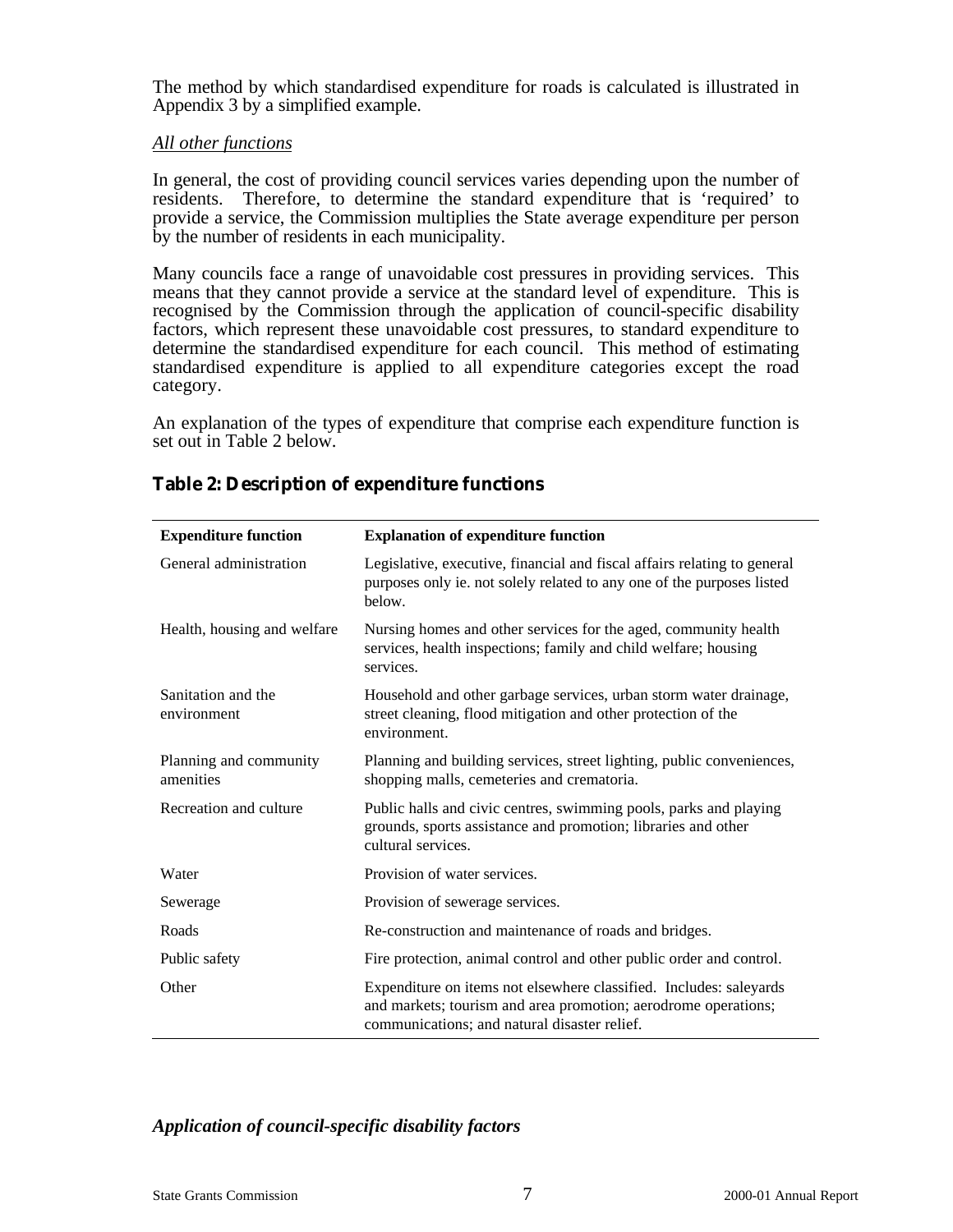The method by which standardised expenditure for roads is calculated is illustrated in Appendix 3 by a simplified example.

*All other functions*

In general, the cost of providing council services varies depending upon the number of residents. Therefore, to determine the standard expenditure that is 'required' to provide a service, the Commission multiplies the State average expenditure per person by the number of residents in each municipality.

Many councils face a range of unavoidable cost pressures in providing services. This means that they cannot provide a service at the standard level of expenditure. This is recognised by the Commission through the application of council-specific disability factors, which represent these unavoidable cost pressures, to standard expenditure to determine the standardised expenditure for each council. This method of estimating standardised expenditure is applied to all expenditure categories except the road category.

An explanation of the types of expenditure that comprise each expenditure function is set out in Table 2 below.

## Table 2: Description of expenditure functions

| Expenditure function | Explanation of expenditure function |
|---|---|
| General administration | Legislative, executive, financial and fiscal affairs relating to general purposes only ie. not solely related to any one of the purposes listed below. |
| Health, housing and welfare | Nursing homes and other services for the aged, community health services, health inspections; family and child welfare; housing services. |
| Sanitation and the environment | Household and other garbage services, urban storm water drainage, street cleaning, flood mitigation and other protection of the environment. |
| Planning and community amenities | Planning and building services, street lighting, public conveniences, shopping malls, cemeteries and crematoria. |
| Recreation and culture | Public halls and civic centres, swimming pools, parks and playing grounds, sports assistance and promotion; libraries and other cultural services. |
| Water | Provision of water services. |
| Sewerage | Provision of sewerage services. |
| Roads | Re-construction and maintenance of roads and bridges. |
| Public safety | Fire protection, animal control and other public order and control. |
| Other | Expenditure on items not elsewhere classified. Includes: saleyards and markets; tourism and area promotion; aerodrome operations; communications; and natural disaster relief. |

### *Application of council-specific disability factors*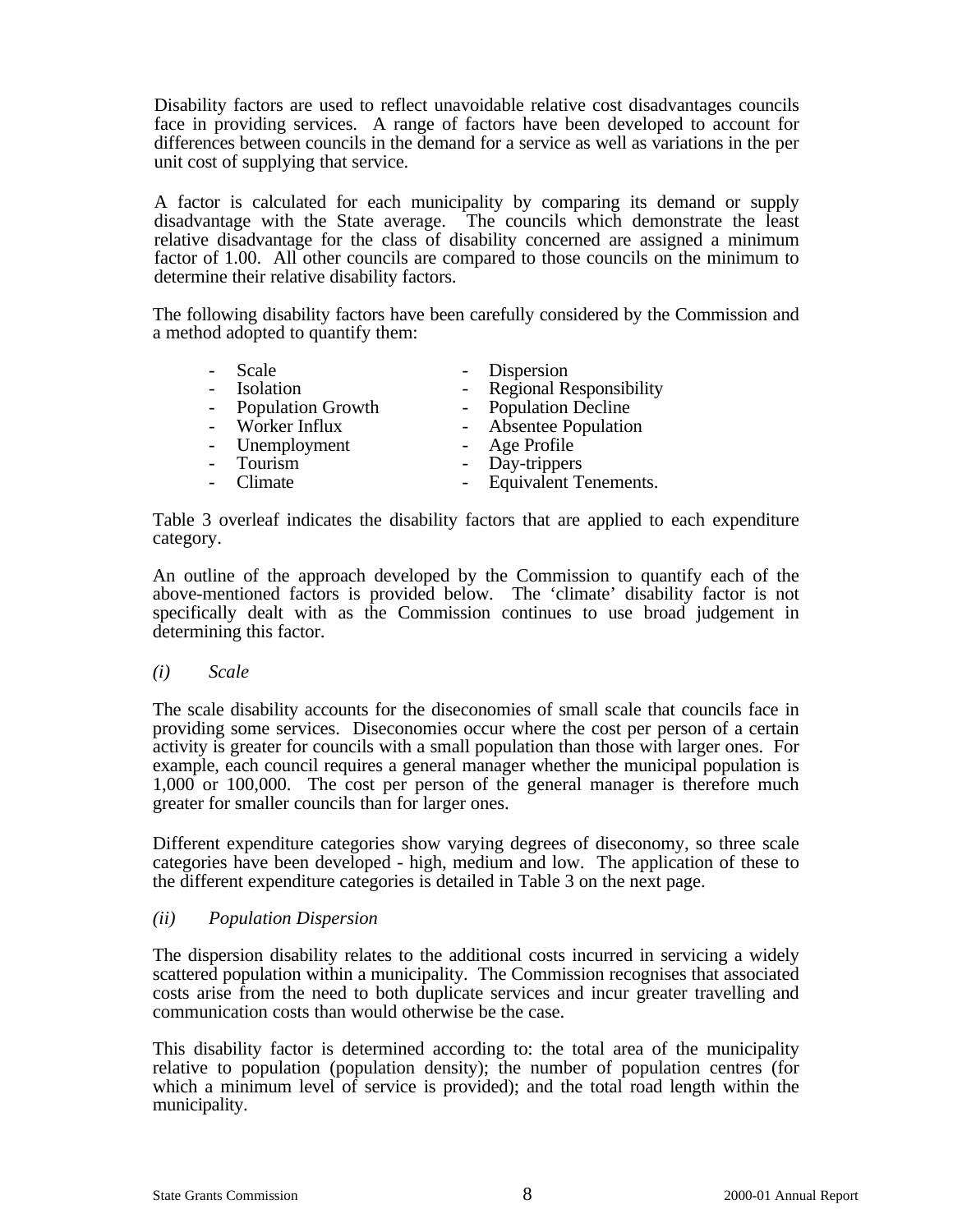Disability factors are used to reflect unavoidable relative cost disadvantages councils face in providing services. A range of factors have been developed to account for differences between councils in the demand for a service as well as variations in the per unit cost of supplying that service.

A factor is calculated for each municipality by comparing its demand or supply disadvantage with the State average. The councils which demonstrate the least relative disadvantage for the class of disability concerned are assigned a minimum factor of 1.00. All other councils are compared to those councils on the minimum to determine their relative disability factors.

The following disability factors have been carefully considered by the Commission and a method adopted to quantify them:

- Scale
- Dispersion
- Isolation
- Regional Responsibility
- Population Growth
- Population Decline
- Worker Influx
- Absentee Population
- Unemployment
- Age Profile
- Tourism
- Day-trippers
- Climate
- Equivalent Tenements.

Table 3 overleaf indicates the disability factors that are applied to each expenditure category.

An outline of the approach developed by the Commission to quantify each of the above-mentioned factors is provided below. The 'climate' disability factor is not specifically dealt with as the Commission continues to use broad judgement in determining this factor.

*(i) Scale*

The scale disability accounts for the diseconomies of small scale that councils face in providing some services. Diseconomies occur where the cost per person of a certain activity is greater for councils with a small population than those with larger ones. For example, each council requires a general manager whether the municipal population is 1,000 or 100,000. The cost per person of the general manager is therefore much greater for smaller councils than for larger ones.

Different expenditure categories show varying degrees of diseconomy, so three scale categories have been developed - high, medium and low. The application of these to the different expenditure categories is detailed in Table 3 on the next page.

*(ii) Population Dispersion*

The dispersion disability relates to the additional costs incurred in servicing a widely scattered population within a municipality. The Commission recognises that associated costs arise from the need to both duplicate services and incur greater travelling and communication costs than would otherwise be the case.

This disability factor is determined according to: the total area of the municipality relative to population (population density); the number of population centres (for which a minimum level of service is provided); and the total road length within the municipality.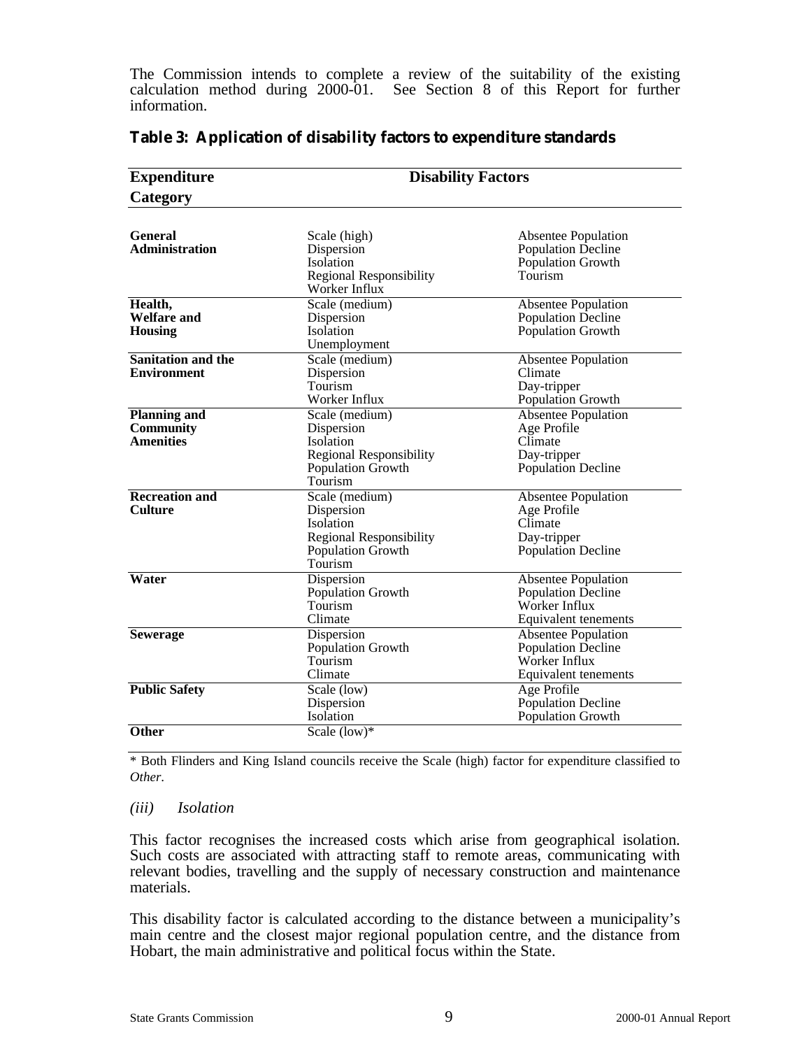The Commission intends to complete a review of the suitability of the existing calculation method during 2000-01. See Section 8 of this Report for further information.

**Table 3: Application of disability factors to expenditure standards**

| Expenditure Category | Disability Factors | |
|---|---|---|
| **General Administration** | Scale (high)<br>Dispersion<br>Isolation<br>Regional Responsibility<br>Worker Influx | Absentee Population<br>Population Decline<br>Population Growth<br>Tourism |
| **Health, Welfare and Housing** | Scale (medium)<br>Dispersion<br>Isolation<br>Unemployment | Absentee Population<br>Population Decline<br>Population Growth |
| **Sanitation and the Environment** | Scale (medium)<br>Dispersion<br>Tourism<br>Worker Influx | Absentee Population<br>Climate<br>Day-tripper<br>Population Growth |
| **Planning and Community Amenities** | Scale (medium)<br>Dispersion<br>Isolation<br>Regional Responsibility<br>Population Growth<br>Tourism | Absentee Population<br>Age Profile<br>Climate<br>Day-tripper<br>Population Decline |
| **Recreation and Culture** | Scale (medium)<br>Dispersion<br>Isolation<br>Regional Responsibility<br>Population Growth<br>Tourism | Absentee Population<br>Age Profile<br>Climate<br>Day-tripper<br>Population Decline |
| **Water** | Dispersion<br>Population Growth<br>Tourism<br>Climate | Absentee Population<br>Population Decline<br>Worker Influx<br>Equivalent tenements |
| **Sewerage** | Dispersion<br>Population Growth<br>Tourism<br>Climate | Absentee Population<br>Population Decline<br>Worker Influx<br>Equivalent tenements |
| **Public Safety** | Scale (low)<br>Dispersion<br>Isolation | Age Profile<br>Population Decline<br>Population Growth |
| **Other** | Scale (low)* | |

\* Both Flinders and King Island councils receive the Scale (high) factor for expenditure classified to *Other*.

*(iii) Isolation*

This factor recognises the increased costs which arise from geographical isolation. Such costs are associated with attracting staff to remote areas, communicating with relevant bodies, travelling and the supply of necessary construction and maintenance materials.

This disability factor is calculated according to the distance between a municipality's main centre and the closest major regional population centre, and the distance from Hobart, the main administrative and political focus within the State.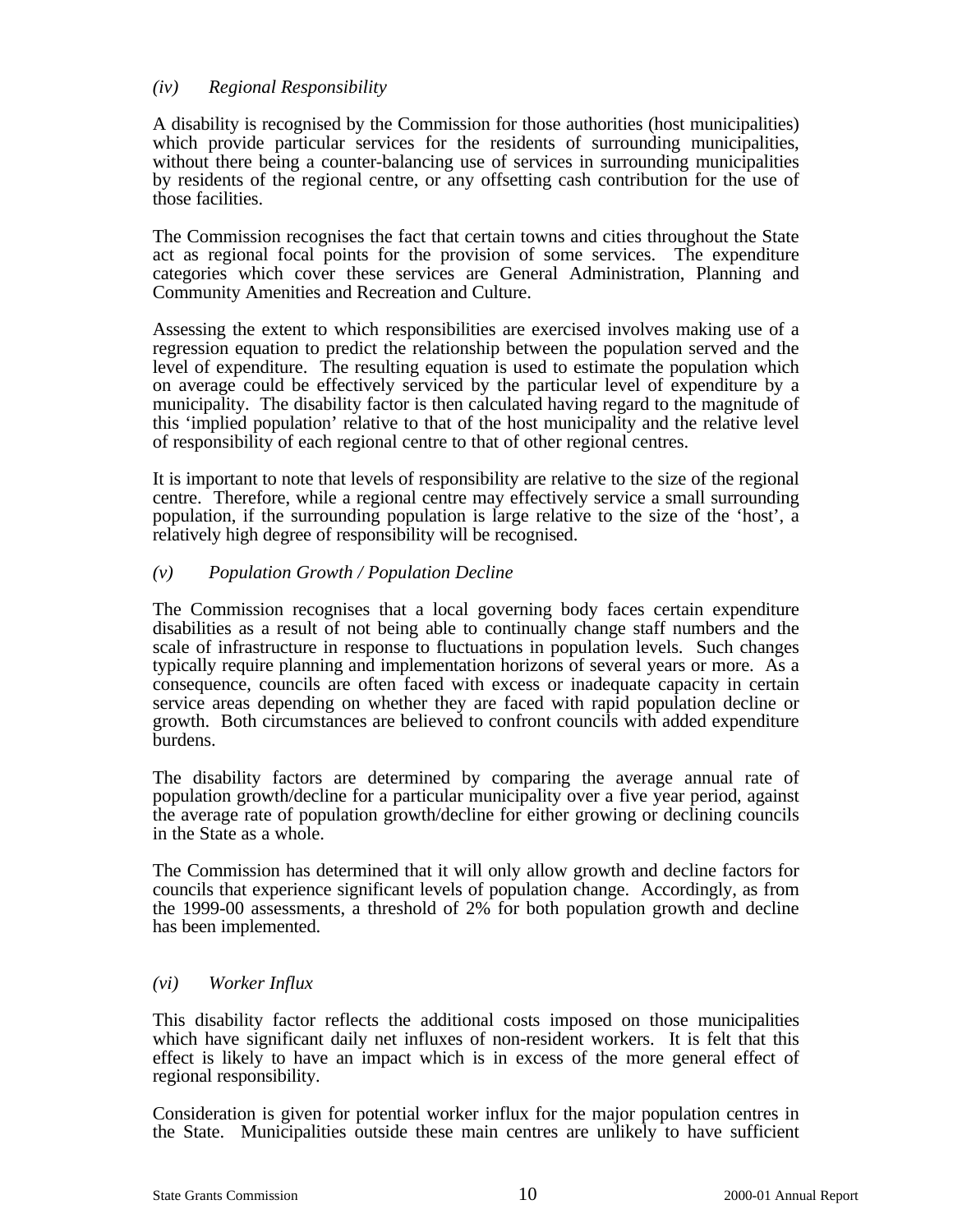### *(iv) Regional Responsibility*

A disability is recognised by the Commission for those authorities (host municipalities) which provide particular services for the residents of surrounding municipalities, without there being a counter-balancing use of services in surrounding municipalities by residents of the regional centre, or any offsetting cash contribution for the use of those facilities.

The Commission recognises the fact that certain towns and cities throughout the State act as regional focal points for the provision of some services. The expenditure categories which cover these services are General Administration, Planning and Community Amenities and Recreation and Culture.

Assessing the extent to which responsibilities are exercised involves making use of a regression equation to predict the relationship between the population served and the level of expenditure. The resulting equation is used to estimate the population which on average could be effectively serviced by the particular level of expenditure by a municipality. The disability factor is then calculated having regard to the magnitude of this 'implied population' relative to that of the host municipality and the relative level of responsibility of each regional centre to that of other regional centres.

It is important to note that levels of responsibility are relative to the size of the regional centre. Therefore, while a regional centre may effectively service a small surrounding population, if the surrounding population is large relative to the size of the 'host', a relatively high degree of responsibility will be recognised.

### *(v) Population Growth / Population Decline*

The Commission recognises that a local governing body faces certain expenditure disabilities as a result of not being able to continually change staff numbers and the scale of infrastructure in response to fluctuations in population levels. Such changes typically require planning and implementation horizons of several years or more. As a consequence, councils are often faced with excess or inadequate capacity in certain service areas depending on whether they are faced with rapid population decline or growth. Both circumstances are believed to confront councils with added expenditure burdens.

The disability factors are determined by comparing the average annual rate of population growth/decline for a particular municipality over a five year period, against the average rate of population growth/decline for either growing or declining councils in the State as a whole.

The Commission has determined that it will only allow growth and decline factors for councils that experience significant levels of population change. Accordingly, as from the 1999-00 assessments, a threshold of 2% for both population growth and decline has been implemented.

### *(vi) Worker Influx*

This disability factor reflects the additional costs imposed on those municipalities which have significant daily net influxes of non-resident workers. It is felt that this effect is likely to have an impact which is in excess of the more general effect of regional responsibility.

Consideration is given for potential worker influx for the major population centres in the State. Municipalities outside these main centres are unlikely to have sufficient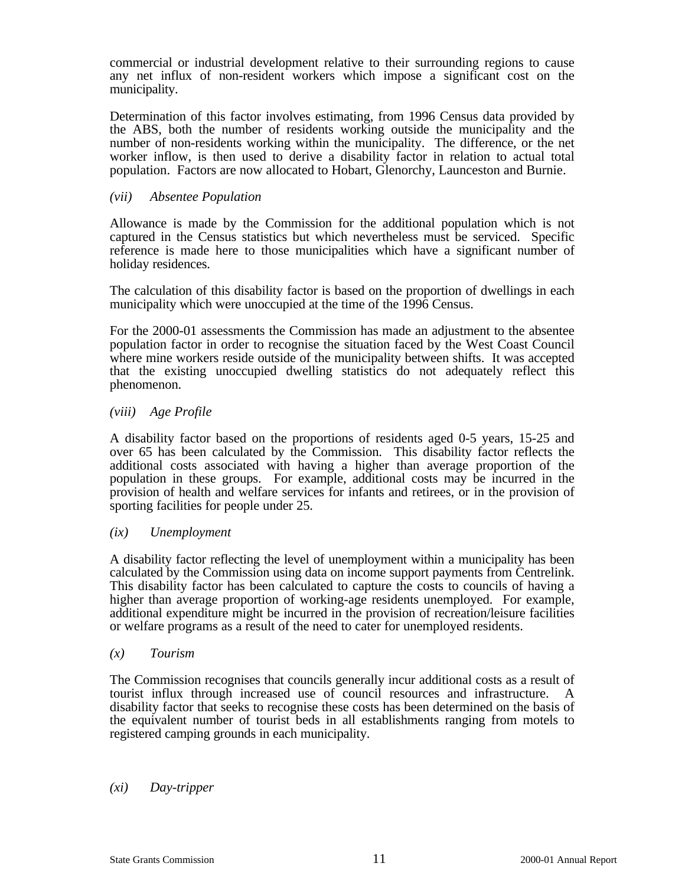commercial or industrial development relative to their surrounding regions to cause any net influx of non-resident workers which impose a significant cost on the municipality.

Determination of this factor involves estimating, from 1996 Census data provided by the ABS, both the number of residents working outside the municipality and the number of non-residents working within the municipality. The difference, or the net worker inflow, is then used to derive a disability factor in relation to actual total population. Factors are now allocated to Hobart, Glenorchy, Launceston and Burnie.

*(vii) Absentee Population*

Allowance is made by the Commission for the additional population which is not captured in the Census statistics but which nevertheless must be serviced. Specific reference is made here to those municipalities which have a significant number of holiday residences.

The calculation of this disability factor is based on the proportion of dwellings in each municipality which were unoccupied at the time of the 1996 Census.

For the 2000-01 assessments the Commission has made an adjustment to the absentee population factor in order to recognise the situation faced by the West Coast Council where mine workers reside outside of the municipality between shifts. It was accepted that the existing unoccupied dwelling statistics do not adequately reflect this phenomenon.

*(viii) Age Profile*

A disability factor based on the proportions of residents aged 0-5 years, 15-25 and over 65 has been calculated by the Commission. This disability factor reflects the additional costs associated with having a higher than average proportion of the population in these groups. For example, additional costs may be incurred in the provision of health and welfare services for infants and retirees, or in the provision of sporting facilities for people under 25.

*(ix) Unemployment*

A disability factor reflecting the level of unemployment within a municipality has been calculated by the Commission using data on income support payments from Centrelink. This disability factor has been calculated to capture the costs to councils of having a higher than average proportion of working-age residents unemployed. For example, additional expenditure might be incurred in the provision of recreation/leisure facilities or welfare programs as a result of the need to cater for unemployed residents.

*(x) Tourism*

The Commission recognises that councils generally incur additional costs as a result of tourist influx through increased use of council resources and infrastructure. A disability factor that seeks to recognise these costs has been determined on the basis of the equivalent number of tourist beds in all establishments ranging from motels to registered camping grounds in each municipality.

*(xi) Day-tripper*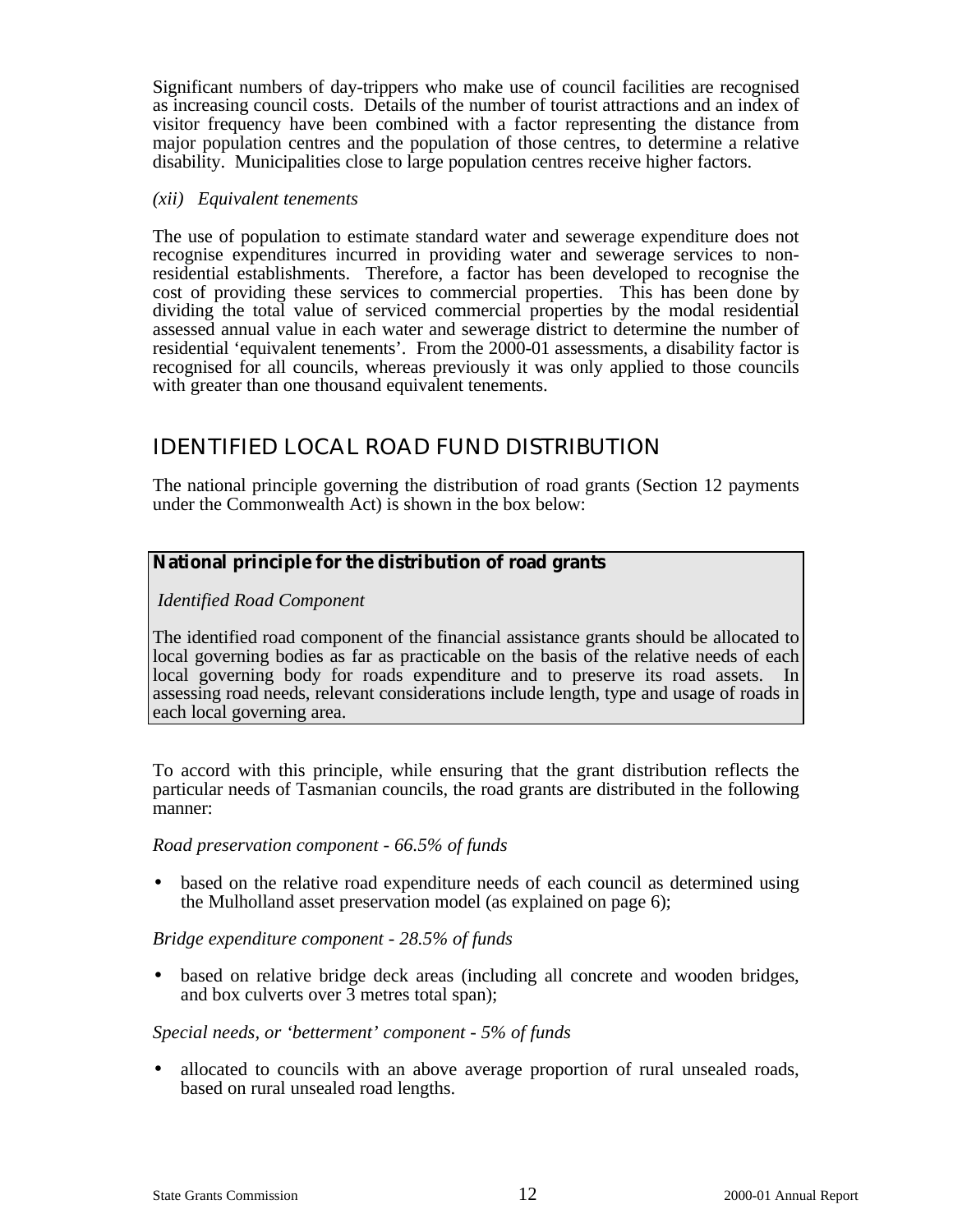Significant numbers of day-trippers who make use of council facilities are recognised as increasing council costs. Details of the number of tourist attractions and an index of visitor frequency have been combined with a factor representing the distance from major population centres and the population of those centres, to determine a relative disability. Municipalities close to large population centres receive higher factors.

*(xii) Equivalent tenements*

The use of population to estimate standard water and sewerage expenditure does not recognise expenditures incurred in providing water and sewerage services to non-residential establishments. Therefore, a factor has been developed to recognise the cost of providing these services to commercial properties. This has been done by dividing the total value of serviced commercial properties by the modal residential assessed annual value in each water and sewerage district to determine the number of residential 'equivalent tenements'. From the 2000-01 assessments, a disability factor is recognised for all councils, whereas previously it was only applied to those councils with greater than one thousand equivalent tenements.

## IDENTIFIED LOCAL ROAD FUND DISTRIBUTION

The national principle governing the distribution of road grants (Section 12 payments under the Commonwealth Act) is shown in the box below:

**National principle for the distribution of road grants**

*Identified Road Component*

The identified road component of the financial assistance grants should be allocated to local governing bodies as far as practicable on the basis of the relative needs of each local governing body for roads expenditure and to preserve its road assets. In assessing road needs, relevant considerations include length, type and usage of roads in each local governing area.

To accord with this principle, while ensuring that the grant distribution reflects the particular needs of Tasmanian councils, the road grants are distributed in the following manner:

*Road preservation component - 66.5% of funds*

- based on the relative road expenditure needs of each council as determined using the Mulholland asset preservation model (as explained on page 6);

*Bridge expenditure component - 28.5% of funds*

- based on relative bridge deck areas (including all concrete and wooden bridges, and box culverts over 3 metres total span);

*Special needs, or 'betterment' component - 5% of funds*

- allocated to councils with an above average proportion of rural unsealed roads, based on rural unsealed road lengths.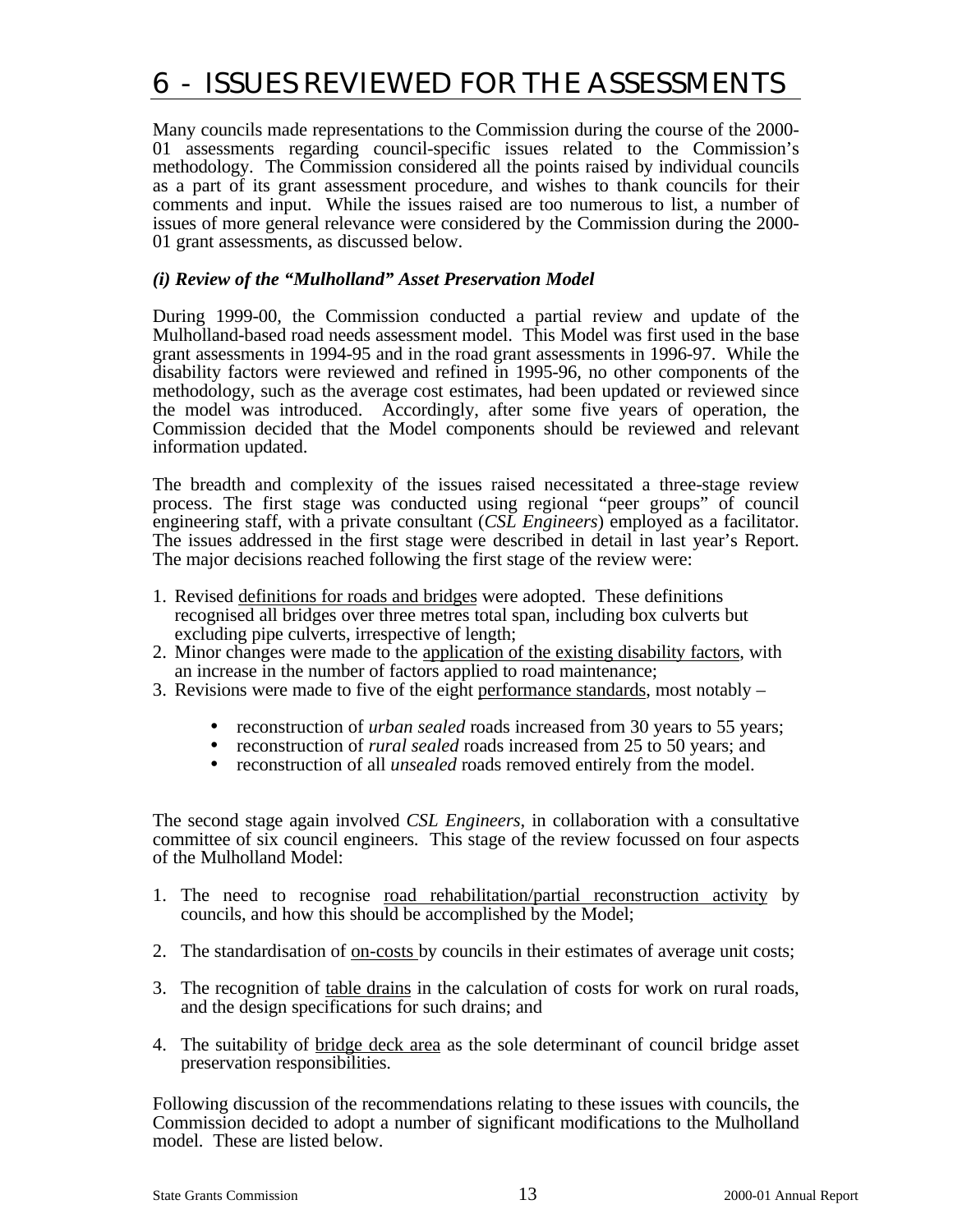# 6 - ISSUES REVIEWED FOR THE ASSESSMENTS

Many councils made representations to the Commission during the course of the 2000-01 assessments regarding council-specific issues related to the Commission's methodology. The Commission considered all the points raised by individual councils as a part of its grant assessment procedure, and wishes to thank councils for their comments and input. While the issues raised are too numerous to list, a number of issues of more general relevance were considered by the Commission during the 2000-01 grant assessments, as discussed below.

***(i) Review of the "Mulholland" Asset Preservation Model***

During 1999-00, the Commission conducted a partial review and update of the Mulholland-based road needs assessment model. This Model was first used in the base grant assessments in 1994-95 and in the road grant assessments in 1996-97. While the disability factors were reviewed and refined in 1995-96, no other components of the methodology, such as the average cost estimates, had been updated or reviewed since the model was introduced. Accordingly, after some five years of operation, the Commission decided that the Model components should be reviewed and relevant information updated.

The breadth and complexity of the issues raised necessitated a three-stage review process. The first stage was conducted using regional "peer groups" of council engineering staff, with a private consultant (*CSL Engineers*) employed as a facilitator. The issues addressed in the first stage were described in detail in last year's Report. The major decisions reached following the first stage of the review were:

1. Revised definitions for roads and bridges were adopted. These definitions recognised all bridges over three metres total span, including box culverts but excluding pipe culverts, irrespective of length;
2. Minor changes were made to the application of the existing disability factors, with an increase in the number of factors applied to road maintenance;
3. Revisions were made to five of the eight performance standards, most notably –
   - reconstruction of *urban sealed* roads increased from 30 years to 55 years;
   - reconstruction of *rural sealed* roads increased from 25 to 50 years; and
   - reconstruction of all *unsealed* roads removed entirely from the model.

The second stage again involved *CSL Engineers*, in collaboration with a consultative committee of six council engineers. This stage of the review focussed on four aspects of the Mulholland Model:

1. The need to recognise road rehabilitation/partial reconstruction activity by councils, and how this should be accomplished by the Model;

2. The standardisation of on-costs by councils in their estimates of average unit costs;

3. The recognition of table drains in the calculation of costs for work on rural roads, and the design specifications for such drains; and

4. The suitability of bridge deck area as the sole determinant of council bridge asset preservation responsibilities.

Following discussion of the recommendations relating to these issues with councils, the Commission decided to adopt a number of significant modifications to the Mulholland model. These are listed below.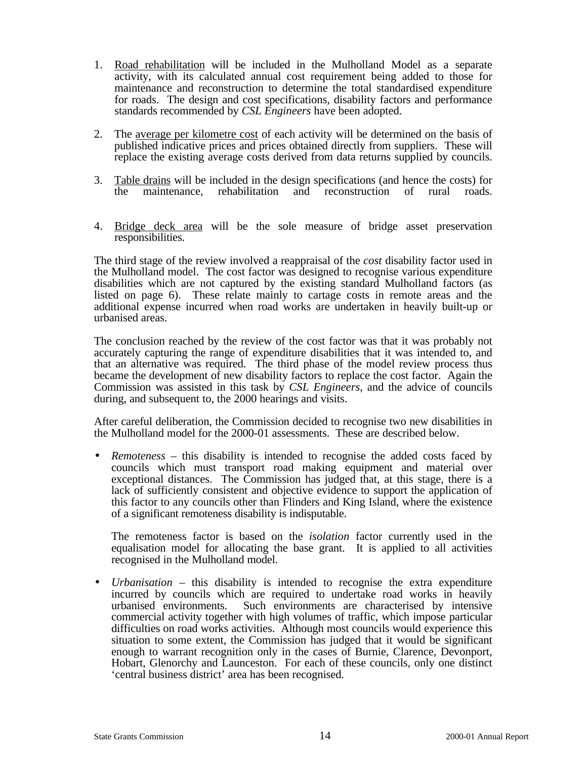1. Road rehabilitation will be included in the Mulholland Model as a separate activity, with its calculated annual cost requirement being added to those for maintenance and reconstruction to determine the total standardised expenditure for roads. The design and cost specifications, disability factors and performance standards recommended by *CSL Engineers* have been adopted.

2. The average per kilometre cost of each activity will be determined on the basis of published indicative prices and prices obtained directly from suppliers. These will replace the existing average costs derived from data returns supplied by councils.

3. Table drains will be included in the design specifications (and hence the costs) for the maintenance, rehabilitation and reconstruction of rural roads.

4. Bridge deck area will be the sole measure of bridge asset preservation responsibilities.

The third stage of the review involved a reappraisal of the *cost* disability factor used in the Mulholland model. The cost factor was designed to recognise various expenditure disabilities which are not captured by the existing standard Mulholland factors (as listed on page 6). These relate mainly to cartage costs in remote areas and the additional expense incurred when road works are undertaken in heavily built-up or urbanised areas.

The conclusion reached by the review of the cost factor was that it was probably not accurately capturing the range of expenditure disabilities that it was intended to, and that an alternative was required. The third phase of the model review process thus became the development of new disability factors to replace the cost factor. Again the Commission was assisted in this task by *CSL Engineers*, and the advice of councils during, and subsequent to, the 2000 hearings and visits.

After careful deliberation, the Commission decided to recognise two new disabilities in the Mulholland model for the 2000-01 assessments. These are described below.

- *Remoteness* – this disability is intended to recognise the added costs faced by councils which must transport road making equipment and material over exceptional distances. The Commission has judged that, at this stage, there is a lack of sufficiently consistent and objective evidence to support the application of this factor to any councils other than Flinders and King Island, where the existence of a significant remoteness disability is indisputable.

  The remoteness factor is based on the *isolation* factor currently used in the equalisation model for allocating the base grant. It is applied to all activities recognised in the Mulholland model.

- *Urbanisation* – this disability is intended to recognise the extra expenditure incurred by councils which are required to undertake road works in heavily urbanised environments. Such environments are characterised by intensive commercial activity together with high volumes of traffic, which impose particular difficulties on road works activities. Although most councils would experience this situation to some extent, the Commission has judged that it would be significant enough to warrant recognition only in the cases of Burnie, Clarence, Devonport, Hobart, Glenorchy and Launceston. For each of these councils, only one distinct 'central business district' area has been recognised.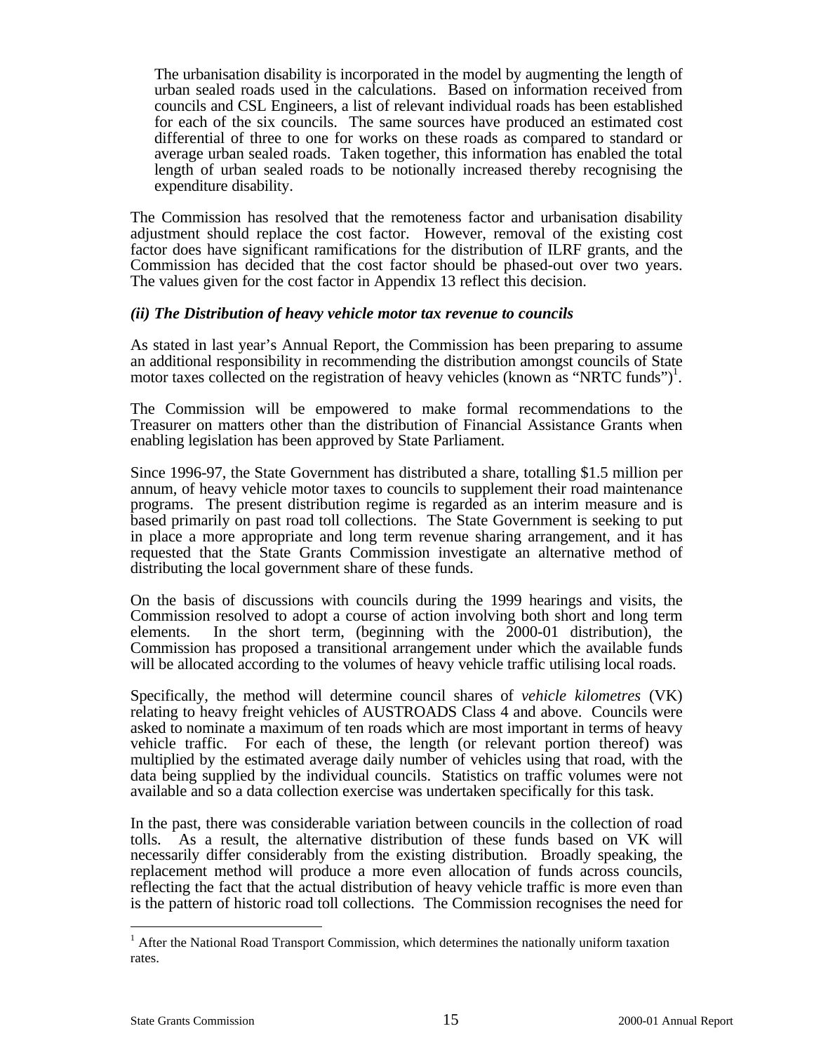The urbanisation disability is incorporated in the model by augmenting the length of urban sealed roads used in the calculations. Based on information received from councils and CSL Engineers, a list of relevant individual roads has been established for each of the six councils. The same sources have produced an estimated cost differential of three to one for works on these roads as compared to standard or average urban sealed roads. Taken together, this information has enabled the total length of urban sealed roads to be notionally increased thereby recognising the expenditure disability.

The Commission has resolved that the remoteness factor and urbanisation disability adjustment should replace the cost factor. However, removal of the existing cost factor does have significant ramifications for the distribution of ILRF grants, and the Commission has decided that the cost factor should be phased-out over two years. The values given for the cost factor in Appendix 13 reflect this decision.

### *(ii) The Distribution of heavy vehicle motor tax revenue to councils*

As stated in last year's Annual Report, the Commission has been preparing to assume an additional responsibility in recommending the distribution amongst councils of State motor taxes collected on the registration of heavy vehicles (known as "NRTC funds")[1].

The Commission will be empowered to make formal recommendations to the Treasurer on matters other than the distribution of Financial Assistance Grants when enabling legislation has been approved by State Parliament.

Since 1996-97, the State Government has distributed a share, totalling $1.5 million per annum, of heavy vehicle motor taxes to councils to supplement their road maintenance programs. The present distribution regime is regarded as an interim measure and is based primarily on past road toll collections. The State Government is seeking to put in place a more appropriate and long term revenue sharing arrangement, and it has requested that the State Grants Commission investigate an alternative method of distributing the local government share of these funds.

On the basis of discussions with councils during the 1999 hearings and visits, the Commission resolved to adopt a course of action involving both short and long term elements. In the short term, (beginning with the 2000-01 distribution), the Commission has proposed a transitional arrangement under which the available funds will be allocated according to the volumes of heavy vehicle traffic utilising local roads.

Specifically, the method will determine council shares of *vehicle kilometres* (VK) relating to heavy freight vehicles of AUSTROADS Class 4 and above. Councils were asked to nominate a maximum of ten roads which are most important in terms of heavy vehicle traffic. For each of these, the length (or relevant portion thereof) was multiplied by the estimated average daily number of vehicles using that road, with the data being supplied by the individual councils. Statistics on traffic volumes were not available and so a data collection exercise was undertaken specifically for this task.

In the past, there was considerable variation between councils in the collection of road tolls. As a result, the alternative distribution of these funds based on VK will necessarily differ considerably from the existing distribution. Broadly speaking, the replacement method will produce a more even allocation of funds across councils, reflecting the fact that the actual distribution of heavy vehicle traffic is more even than is the pattern of historic road toll collections. The Commission recognises the need for

---

[1] After the National Road Transport Commission, which determines the nationally uniform taxation rates.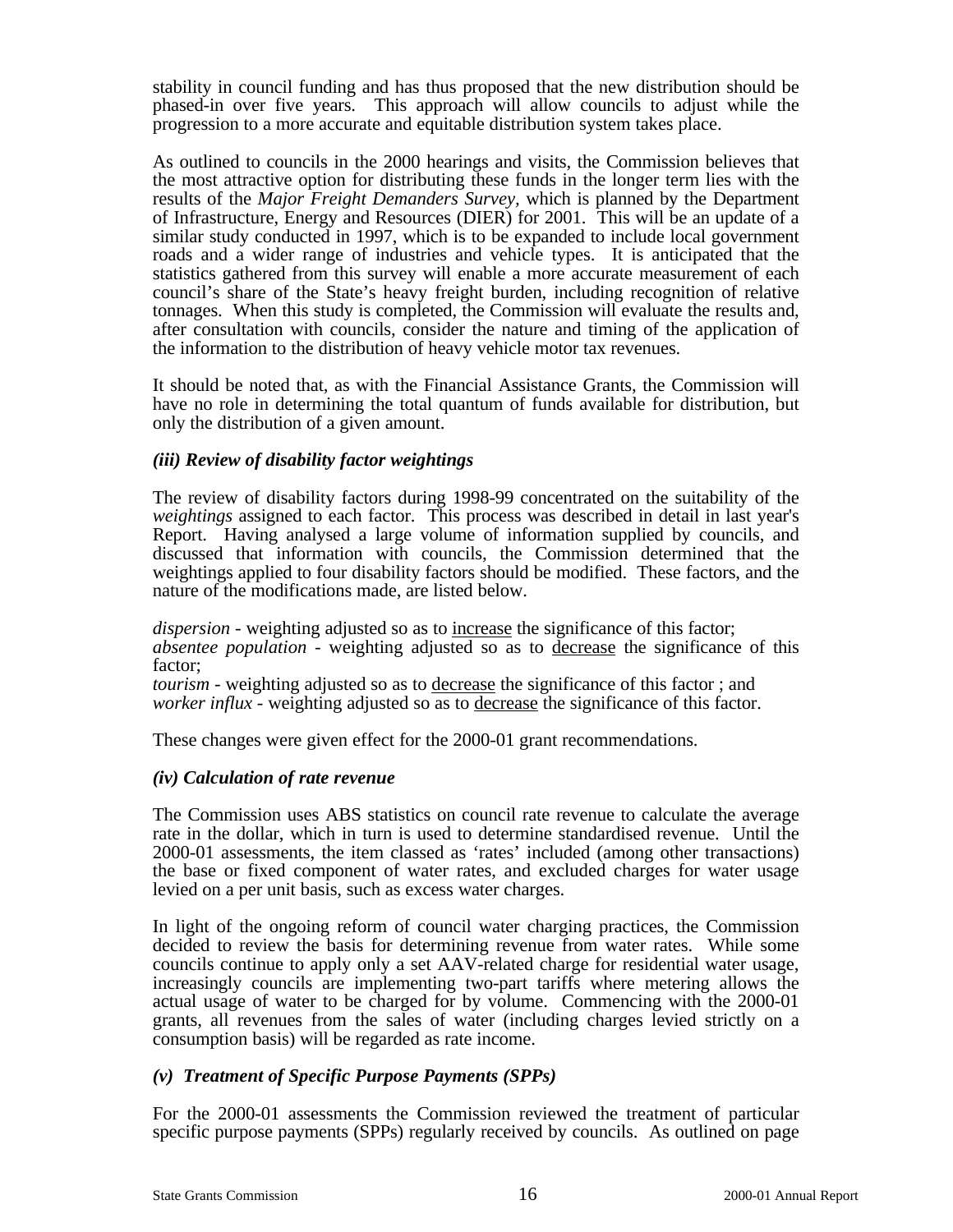stability in council funding and has thus proposed that the new distribution should be phased-in over five years. This approach will allow councils to adjust while the progression to a more accurate and equitable distribution system takes place.

As outlined to councils in the 2000 hearings and visits, the Commission believes that the most attractive option for distributing these funds in the longer term lies with the results of the *Major Freight Demanders Survey*, which is planned by the Department of Infrastructure, Energy and Resources (DIER) for 2001. This will be an update of a similar study conducted in 1997, which is to be expanded to include local government roads and a wider range of industries and vehicle types. It is anticipated that the statistics gathered from this survey will enable a more accurate measurement of each council's share of the State's heavy freight burden, including recognition of relative tonnages. When this study is completed, the Commission will evaluate the results and, after consultation with councils, consider the nature and timing of the application of the information to the distribution of heavy vehicle motor tax revenues.

It should be noted that, as with the Financial Assistance Grants, the Commission will have no role in determining the total quantum of funds available for distribution, but only the distribution of a given amount.

### *(iii) Review of disability factor weightings*

The review of disability factors during 1998-99 concentrated on the suitability of the *weightings* assigned to each factor. This process was described in detail in last year's Report. Having analysed a large volume of information supplied by councils, and discussed that information with councils, the Commission determined that the weightings applied to four disability factors should be modified. These factors, and the nature of the modifications made, are listed below.

*dispersion* - weighting adjusted so as to <u>increase</u> the significance of this factor;
*absentee population* - weighting adjusted so as to <u>decrease</u> the significance of this factor;
*tourism* - weighting adjusted so as to <u>decrease</u> the significance of this factor ; and
*worker influx* - weighting adjusted so as to <u>decrease</u> the significance of this factor.

These changes were given effect for the 2000-01 grant recommendations.

### *(iv) Calculation of rate revenue*

The Commission uses ABS statistics on council rate revenue to calculate the average rate in the dollar, which in turn is used to determine standardised revenue. Until the 2000-01 assessments, the item classed as 'rates' included (among other transactions) the base or fixed component of water rates, and excluded charges for water usage levied on a per unit basis, such as excess water charges.

In light of the ongoing reform of council water charging practices, the Commission decided to review the basis for determining revenue from water rates. While some councils continue to apply only a set AAV-related charge for residential water usage, increasingly councils are implementing two-part tariffs where metering allows the actual usage of water to be charged for by volume. Commencing with the 2000-01 grants, all revenues from the sales of water (including charges levied strictly on a consumption basis) will be regarded as rate income.

### *(v) Treatment of Specific Purpose Payments (SPPs)*

For the 2000-01 assessments the Commission reviewed the treatment of particular specific purpose payments (SPPs) regularly received by councils. As outlined on page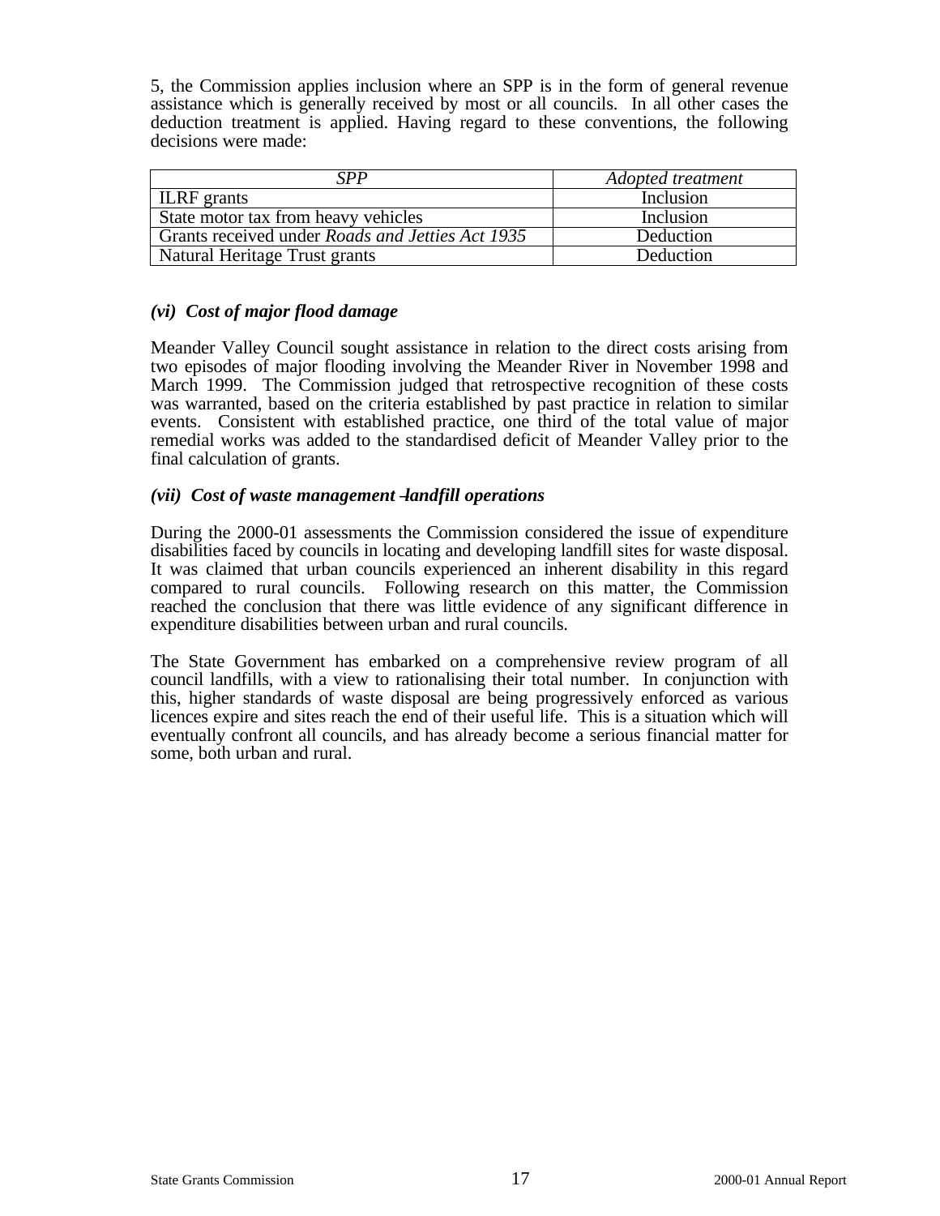5, the Commission applies inclusion where an SPP is in the form of general revenue assistance which is generally received by most or all councils. In all other cases the deduction treatment is applied. Having regard to these conventions, the following decisions were made:

| *SPP* | *Adopted treatment* |
|---|---|
| ILRF grants | Inclusion |
| State motor tax from heavy vehicles | Inclusion |
| Grants received under *Roads and Jetties Act 1935* | Deduction |
| Natural Heritage Trust grants | Deduction |

### *(vi) Cost of major flood damage*

Meander Valley Council sought assistance in relation to the direct costs arising from two episodes of major flooding involving the Meander River in November 1998 and March 1999. The Commission judged that retrospective recognition of these costs was warranted, based on the criteria established by past practice in relation to similar events. Consistent with established practice, one third of the total value of major remedial works was added to the standardised deficit of Meander Valley prior to the final calculation of grants.

### *(vii) Cost of waste management – landfill operations*

During the 2000-01 assessments the Commission considered the issue of expenditure disabilities faced by councils in locating and developing landfill sites for waste disposal. It was claimed that urban councils experienced an inherent disability in this regard compared to rural councils. Following research on this matter, the Commission reached the conclusion that there was little evidence of any significant difference in expenditure disabilities between urban and rural councils.

The State Government has embarked on a comprehensive review program of all council landfills, with a view to rationalising their total number. In conjunction with this, higher standards of waste disposal are being progressively enforced as various licences expire and sites reach the end of their useful life. This is a situation which will eventually confront all councils, and has already become a serious financial matter for some, both urban and rural.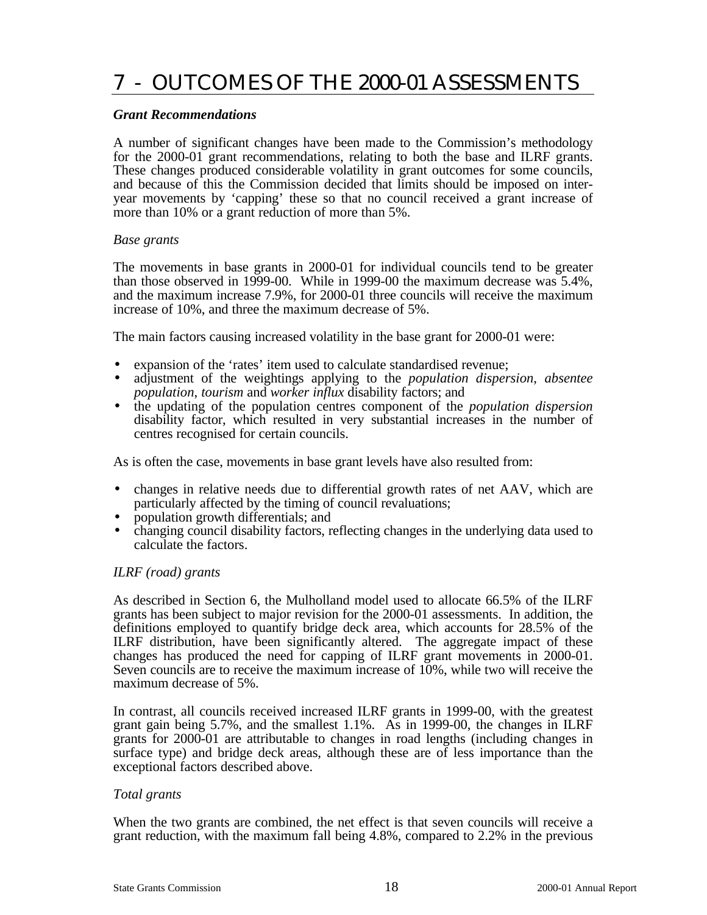# 7 - OUTCOMES OF THE 2000-01 ASSESSMENTS

***Grant Recommendations***

A number of significant changes have been made to the Commission's methodology for the 2000-01 grant recommendations, relating to both the base and ILRF grants. These changes produced considerable volatility in grant outcomes for some councils, and because of this the Commission decided that limits should be imposed on inter-year movements by 'capping' these so that no council received a grant increase of more than 10% or a grant reduction of more than 5%.

*Base grants*

The movements in base grants in 2000-01 for individual councils tend to be greater than those observed in 1999-00. While in 1999-00 the maximum decrease was 5.4%, and the maximum increase 7.9%, for 2000-01 three councils will receive the maximum increase of 10%, and three the maximum decrease of 5%.

The main factors causing increased volatility in the base grant for 2000-01 were:

- expansion of the 'rates' item used to calculate standardised revenue;
- adjustment of the weightings applying to the *population dispersion*, *absentee population*, *tourism* and *worker influx* disability factors; and
- the updating of the population centres component of the *population dispersion* disability factor, which resulted in very substantial increases in the number of centres recognised for certain councils.

As is often the case, movements in base grant levels have also resulted from:

- changes in relative needs due to differential growth rates of net AAV, which are particularly affected by the timing of council revaluations;
- population growth differentials; and
- changing council disability factors, reflecting changes in the underlying data used to calculate the factors.

*ILRF (road) grants*

As described in Section 6, the Mulholland model used to allocate 66.5% of the ILRF grants has been subject to major revision for the 2000-01 assessments. In addition, the definitions employed to quantify bridge deck area, which accounts for 28.5% of the ILRF distribution, have been significantly altered. The aggregate impact of these changes has produced the need for capping of ILRF grant movements in 2000-01. Seven councils are to receive the maximum increase of 10%, while two will receive the maximum decrease of 5%.

In contrast, all councils received increased ILRF grants in 1999-00, with the greatest grant gain being 5.7%, and the smallest 1.1%. As in 1999-00, the changes in ILRF grants for 2000-01 are attributable to changes in road lengths (including changes in surface type) and bridge deck areas, although these are of less importance than the exceptional factors described above.

*Total grants*

When the two grants are combined, the net effect is that seven councils will receive a grant reduction, with the maximum fall being 4.8%, compared to 2.2% in the previous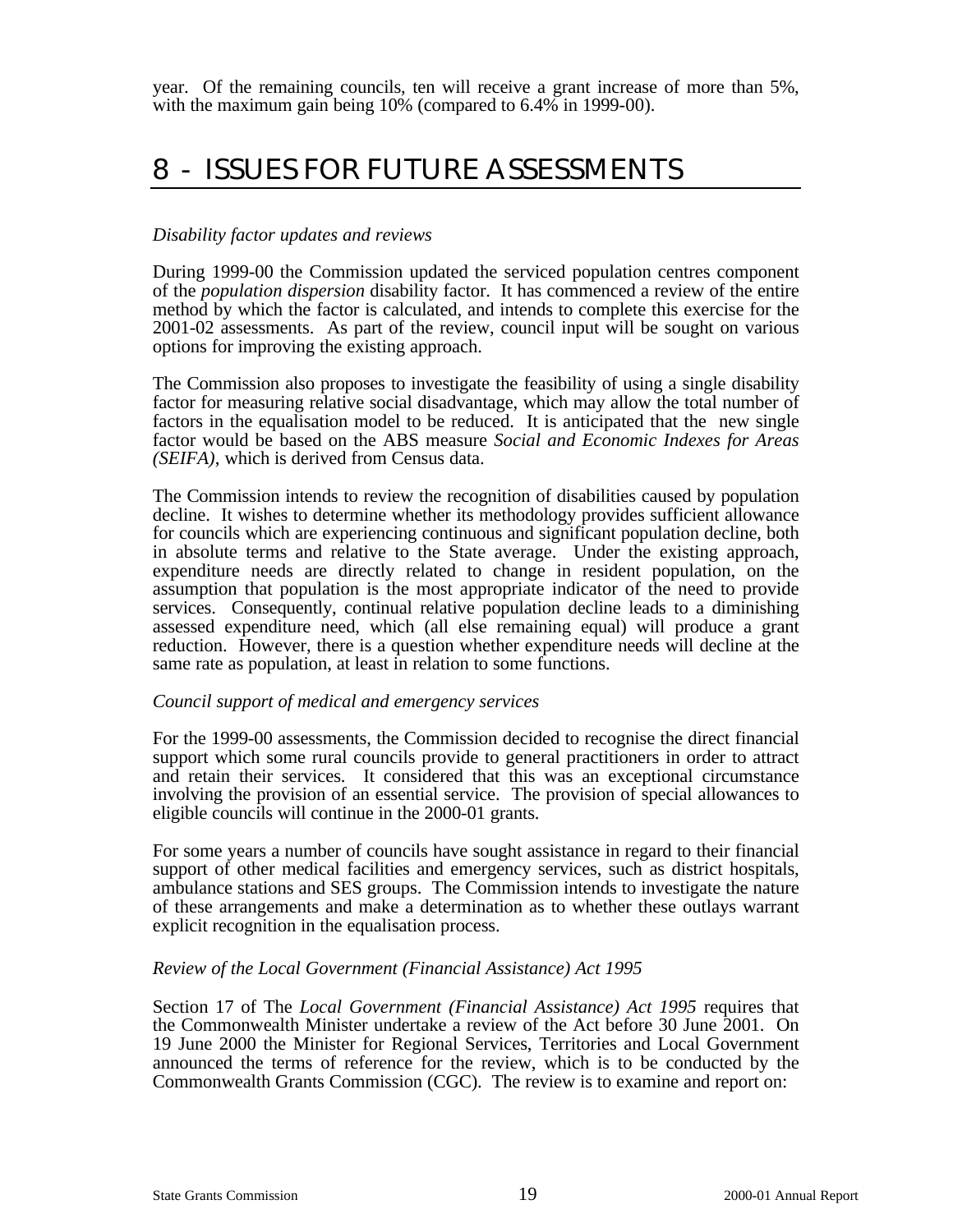year. Of the remaining councils, ten will receive a grant increase of more than 5%, with the maximum gain being 10% (compared to 6.4% in 1999-00).

# 8 - ISSUES FOR FUTURE ASSESSMENTS

*Disability factor updates and reviews*

During 1999-00 the Commission updated the serviced population centres component of the *population dispersion* disability factor. It has commenced a review of the entire method by which the factor is calculated, and intends to complete this exercise for the 2001-02 assessments. As part of the review, council input will be sought on various options for improving the existing approach.

The Commission also proposes to investigate the feasibility of using a single disability factor for measuring relative social disadvantage, which may allow the total number of factors in the equalisation model to be reduced. It is anticipated that the new single factor would be based on the ABS measure *Social and Economic Indexes for Areas (SEIFA)*, which is derived from Census data.

The Commission intends to review the recognition of disabilities caused by population decline. It wishes to determine whether its methodology provides sufficient allowance for councils which are experiencing continuous and significant population decline, both in absolute terms and relative to the State average. Under the existing approach, expenditure needs are directly related to change in resident population, on the assumption that population is the most appropriate indicator of the need to provide services. Consequently, continual relative population decline leads to a diminishing assessed expenditure need, which (all else remaining equal) will produce a grant reduction. However, there is a question whether expenditure needs will decline at the same rate as population, at least in relation to some functions.

*Council support of medical and emergency services*

For the 1999-00 assessments, the Commission decided to recognise the direct financial support which some rural councils provide to general practitioners in order to attract and retain their services. It considered that this was an exceptional circumstance involving the provision of an essential service. The provision of special allowances to eligible councils will continue in the 2000-01 grants.

For some years a number of councils have sought assistance in regard to their financial support of other medical facilities and emergency services, such as district hospitals, ambulance stations and SES groups. The Commission intends to investigate the nature of these arrangements and make a determination as to whether these outlays warrant explicit recognition in the equalisation process.

*Review of the Local Government (Financial Assistance) Act 1995*

Section 17 of The *Local Government (Financial Assistance) Act 1995* requires that the Commonwealth Minister undertake a review of the Act before 30 June 2001. On 19 June 2000 the Minister for Regional Services, Territories and Local Government announced the terms of reference for the review, which is to be conducted by the Commonwealth Grants Commission (CGC). The review is to examine and report on: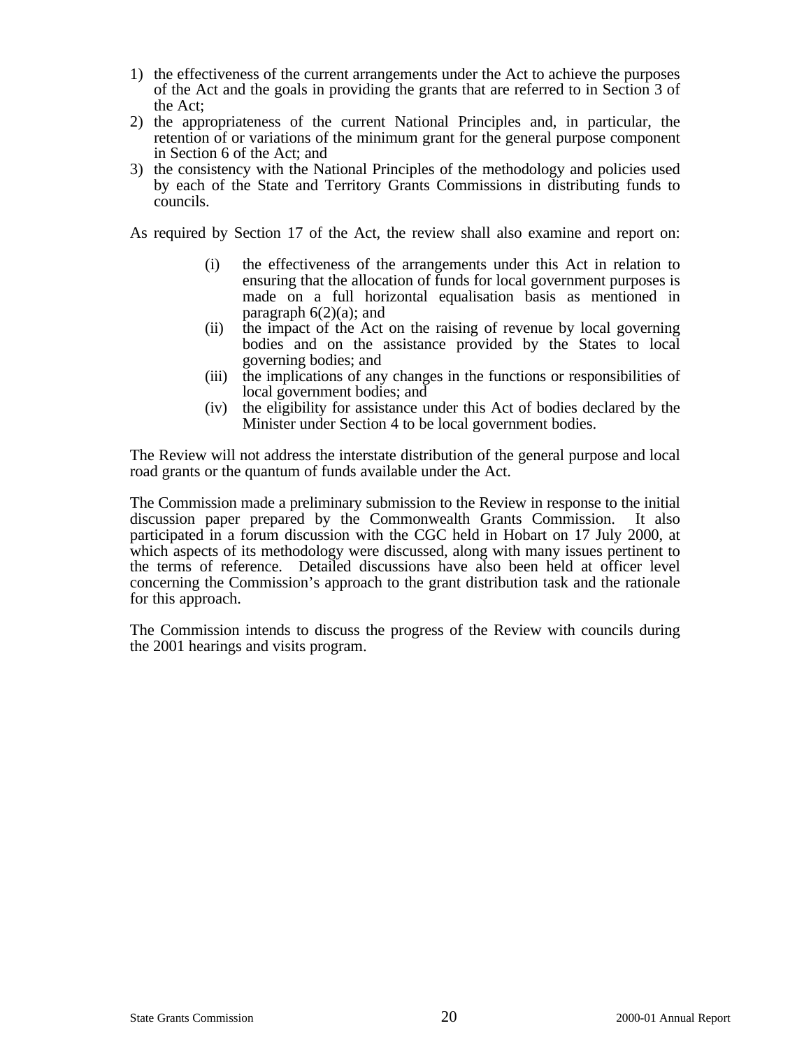1) the effectiveness of the current arrangements under the Act to achieve the purposes of the Act and the goals in providing the grants that are referred to in Section 3 of the Act;
2) the appropriateness of the current National Principles and, in particular, the retention of or variations of the minimum grant for the general purpose component in Section 6 of the Act; and
3) the consistency with the National Principles of the methodology and policies used by each of the State and Territory Grants Commissions in distributing funds to councils.

As required by Section 17 of the Act, the review shall also examine and report on:

- (i) the effectiveness of the arrangements under this Act in relation to ensuring that the allocation of funds for local government purposes is made on a full horizontal equalisation basis as mentioned in paragraph 6(2)(a); and
- (ii) the impact of the Act on the raising of revenue by local governing bodies and on the assistance provided by the States to local governing bodies; and
- (iii) the implications of any changes in the functions or responsibilities of local government bodies; and
- (iv) the eligibility for assistance under this Act of bodies declared by the Minister under Section 4 to be local government bodies.

The Review will not address the interstate distribution of the general purpose and local road grants or the quantum of funds available under the Act.

The Commission made a preliminary submission to the Review in response to the initial discussion paper prepared by the Commonwealth Grants Commission. It also participated in a forum discussion with the CGC held in Hobart on 17 July 2000, at which aspects of its methodology were discussed, along with many issues pertinent to the terms of reference. Detailed discussions have also been held at officer level concerning the Commission's approach to the grant distribution task and the rationale for this approach.

The Commission intends to discuss the progress of the Review with councils during the 2001 hearings and visits program.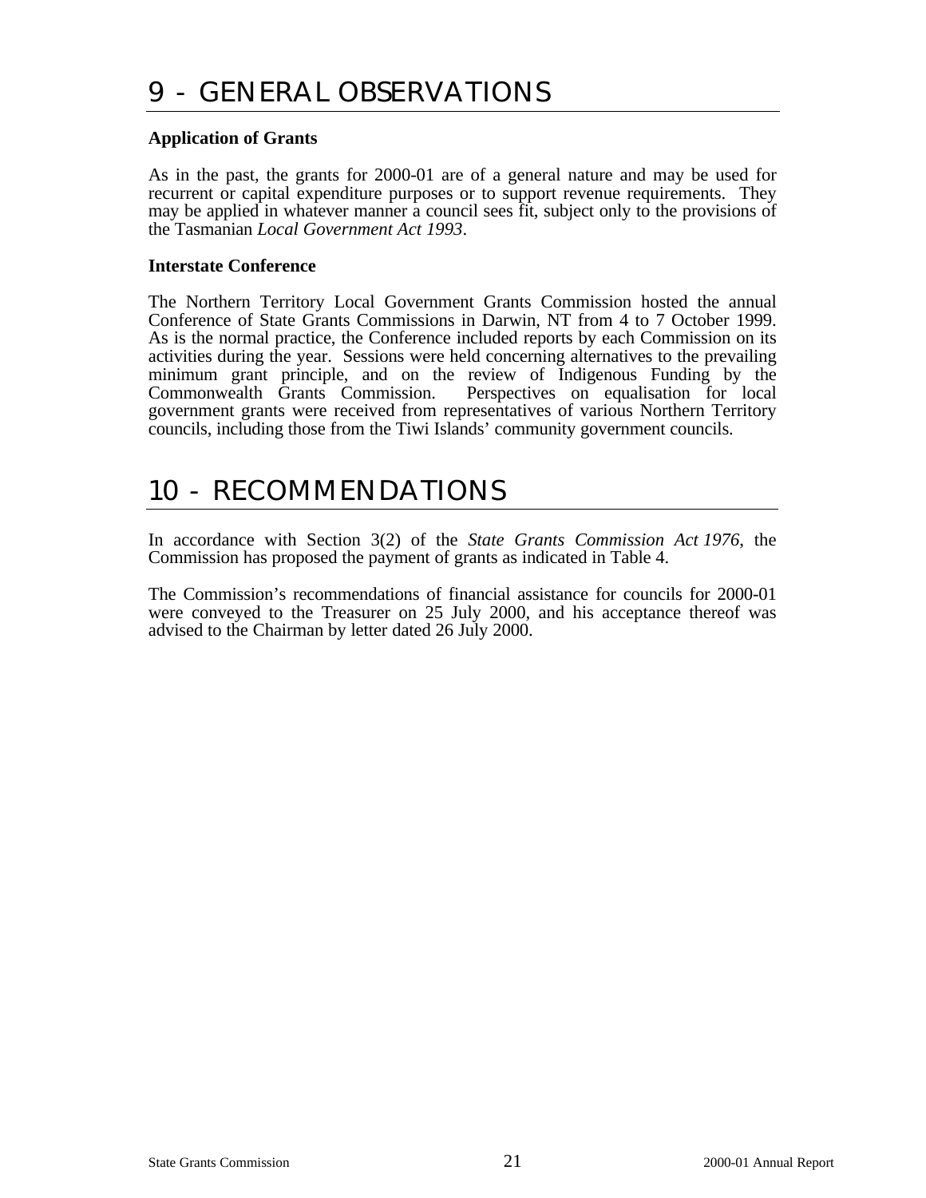# 9 - GENERAL OBSERVATIONS

**Application of Grants**

As in the past, the grants for 2000-01 are of a general nature and may be used for recurrent or capital expenditure purposes or to support revenue requirements. They may be applied in whatever manner a council sees fit, subject only to the provisions of the Tasmanian *Local Government Act 1993*.

**Interstate Conference**

The Northern Territory Local Government Grants Commission hosted the annual Conference of State Grants Commissions in Darwin, NT from 4 to 7 October 1999. As is the normal practice, the Conference included reports by each Commission on its activities during the year. Sessions were held concerning alternatives to the prevailing minimum grant principle, and on the review of Indigenous Funding by the Commonwealth Grants Commission. Perspectives on equalisation for local government grants were received from representatives of various Northern Territory councils, including those from the Tiwi Islands' community government councils.

# 10 - RECOMMENDATIONS

In accordance with Section 3(2) of the *State Grants Commission Act 1976*, the Commission has proposed the payment of grants as indicated in Table 4.

The Commission's recommendations of financial assistance for councils for 2000-01 were conveyed to the Treasurer on 25 July 2000, and his acceptance thereof was advised to the Chairman by letter dated 26 July 2000.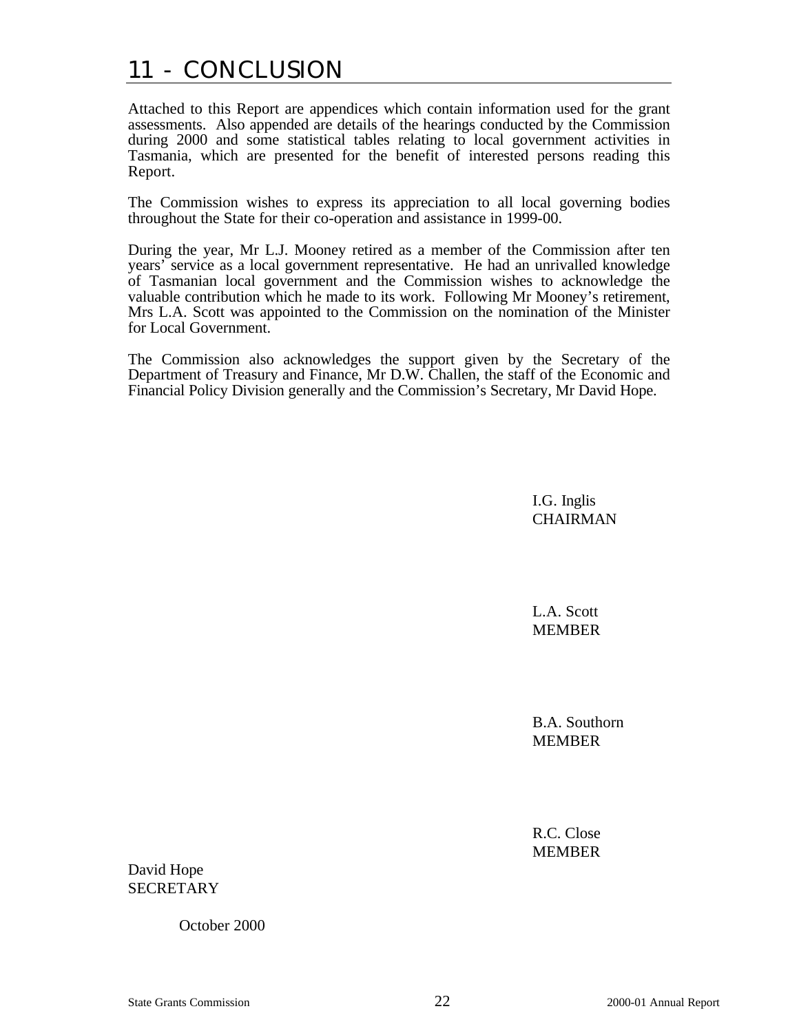# 11 - CONCLUSION

Attached to this Report are appendices which contain information used for the grant assessments. Also appended are details of the hearings conducted by the Commission during 2000 and some statistical tables relating to local government activities in Tasmania, which are presented for the benefit of interested persons reading this Report.

The Commission wishes to express its appreciation to all local governing bodies throughout the State for their co-operation and assistance in 1999-00.

During the year, Mr L.J. Mooney retired as a member of the Commission after ten years' service as a local government representative. He had an unrivalled knowledge of Tasmanian local government and the Commission wishes to acknowledge the valuable contribution which he made to its work. Following Mr Mooney's retirement, Mrs L.A. Scott was appointed to the Commission on the nomination of the Minister for Local Government.

The Commission also acknowledges the support given by the Secretary of the Department of Treasury and Finance, Mr D.W. Challen, the staff of the Economic and Financial Policy Division generally and the Commission's Secretary, Mr David Hope.

I.G. Inglis
CHAIRMAN

L.A. Scott
MEMBER

B.A. Southorn
MEMBER

R.C. Close
MEMBER

David Hope
SECRETARY

October 2000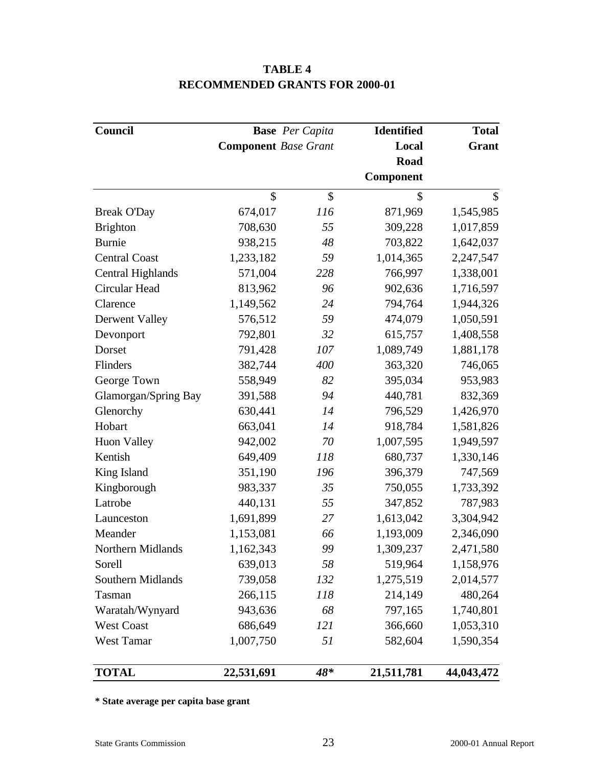# TABLE 4
# RECOMMENDED GRANTS FOR 2000-01

| Council | Base Component | *Per Capita Base Grant* | Identified Local Road Component | Total Grant |
|---|---:|---:|---:|---:|
| | $ | $ | $ | $ |
| Break O'Day | 674,017 | *116* | 871,969 | 1,545,985 |
| Brighton | 708,630 | *55* | 309,228 | 1,017,859 |
| Burnie | 938,215 | *48* | 703,822 | 1,642,037 |
| Central Coast | 1,233,182 | *59* | 1,014,365 | 2,247,547 |
| Central Highlands | 571,004 | *228* | 766,997 | 1,338,001 |
| Circular Head | 813,962 | *96* | 902,636 | 1,716,597 |
| Clarence | 1,149,562 | *24* | 794,764 | 1,944,326 |
| Derwent Valley | 576,512 | *59* | 474,079 | 1,050,591 |
| Devonport | 792,801 | *32* | 615,757 | 1,408,558 |
| Dorset | 791,428 | *107* | 1,089,749 | 1,881,178 |
| Flinders | 382,744 | *400* | 363,320 | 746,065 |
| George Town | 558,949 | *82* | 395,034 | 953,983 |
| Glamorgan/Spring Bay | 391,588 | *94* | 440,781 | 832,369 |
| Glenorchy | 630,441 | *14* | 796,529 | 1,426,970 |
| Hobart | 663,041 | *14* | 918,784 | 1,581,826 |
| Huon Valley | 942,002 | *70* | 1,007,595 | 1,949,597 |
| Kentish | 649,409 | *118* | 680,737 | 1,330,146 |
| King Island | 351,190 | *196* | 396,379 | 747,569 |
| Kingborough | 983,337 | *35* | 750,055 | 1,733,392 |
| Latrobe | 440,131 | *55* | 347,852 | 787,983 |
| Launceston | 1,691,899 | *27* | 1,613,042 | 3,304,942 |
| Meander | 1,153,081 | *66* | 1,193,009 | 2,346,090 |
| Northern Midlands | 1,162,343 | *99* | 1,309,237 | 2,471,580 |
| Sorell | 639,013 | *58* | 519,964 | 1,158,976 |
| Southern Midlands | 739,058 | *132* | 1,275,519 | 2,014,577 |
| Tasman | 266,115 | *118* | 214,149 | 480,264 |
| Waratah/Wynyard | 943,636 | *68* | 797,165 | 1,740,801 |
| West Coast | 686,649 | *121* | 366,660 | 1,053,310 |
| West Tamar | 1,007,750 | *51* | 582,604 | 1,590,354 |
| **TOTAL** | **22,531,691** | ***48**** | **21,511,781** | **44,043,472** |

**\* State average per capita base grant**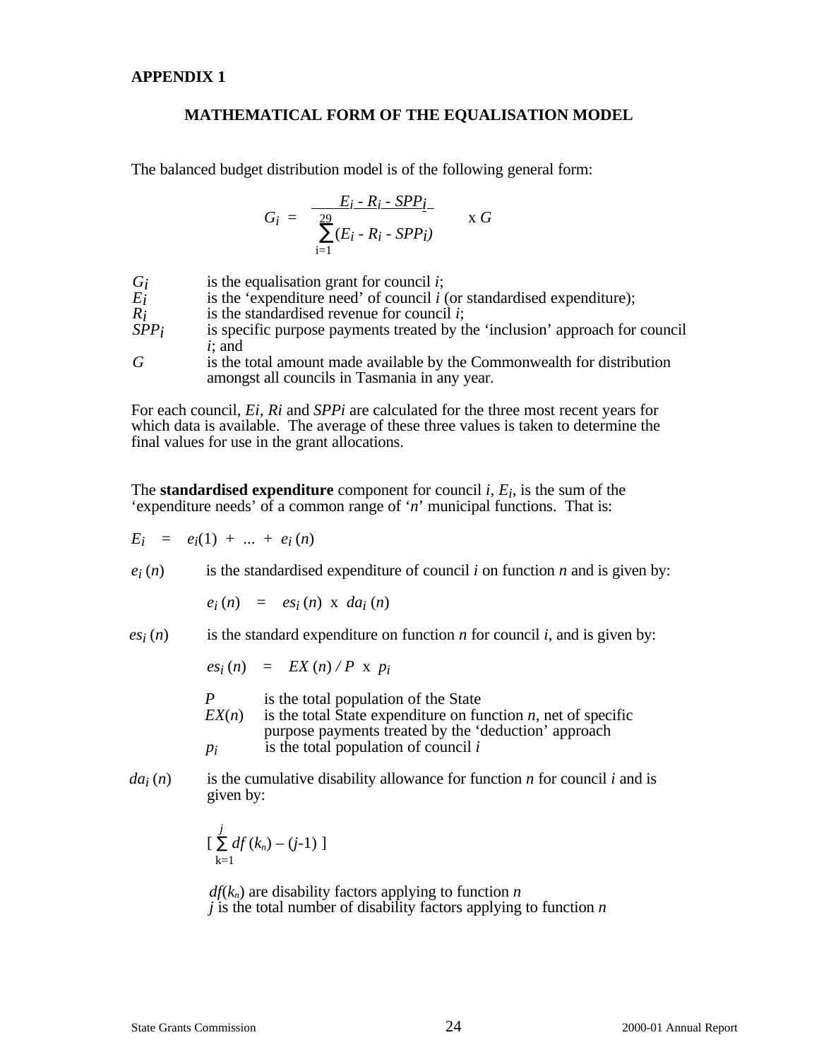**APPENDIX 1**

## MATHEMATICAL FORM OF THE EQUALISATION MODEL

The balanced budget distribution model is of the following general form:

$$G_i = \frac{E_i - R_i - SPP_i}{\sum_{i=1}^{29} (E_i - R_i - SPP_i)} \times G$$

| | |
|---|---|
| $G_i$ | is the equalisation grant for council *i*; |
| $E_i$ | is the 'expenditure need' of council *i* (or standardised expenditure); |
| $R_i$ | is the standardised revenue for council *i*; |
| $SPP_i$ | is specific purpose payments treated by the 'inclusion' approach for council *i*; and |
| $G$ | is the total amount made available by the Commonwealth for distribution amongst all councils in Tasmania in any year. |

For each council, $Ei$, $Ri$ and $SPPi$ are calculated for the three most recent years for which data is available. The average of these three values is taken to determine the final values for use in the grant allocations.

The **standardised expenditure** component for council *i*, $E_i$, is the sum of the 'expenditure needs' of a common range of '*n*' municipal functions. That is:

$$E_i = e_i(1) + \ldots + e_i(n)$$

$e_i(n)$ is the standardised expenditure of council *i* on function *n* and is given by:

$$e_i(n) = es_i(n) \times da_i(n)$$

$es_i(n)$ is the standard expenditure on function *n* for council *i*, and is given by:

$$es_i(n) = EX(n) / P \times p_i$$

| | |
|---|---|
| $P$ | is the total population of the State |
| $EX(n)$ | is the total State expenditure on function *n*, net of specific purpose payments treated by the 'deduction' approach |
| $p_i$ | is the total population of council *i* |

$da_i(n)$ is the cumulative disability allowance for function *n* for council *i* and is given by:

$$\left[ \sum_{k=1}^{j} df(k_n) - (j-1) \right]$$

$df(k_n)$ are disability factors applying to function *n*
*j* is the total number of disability factors applying to function *n*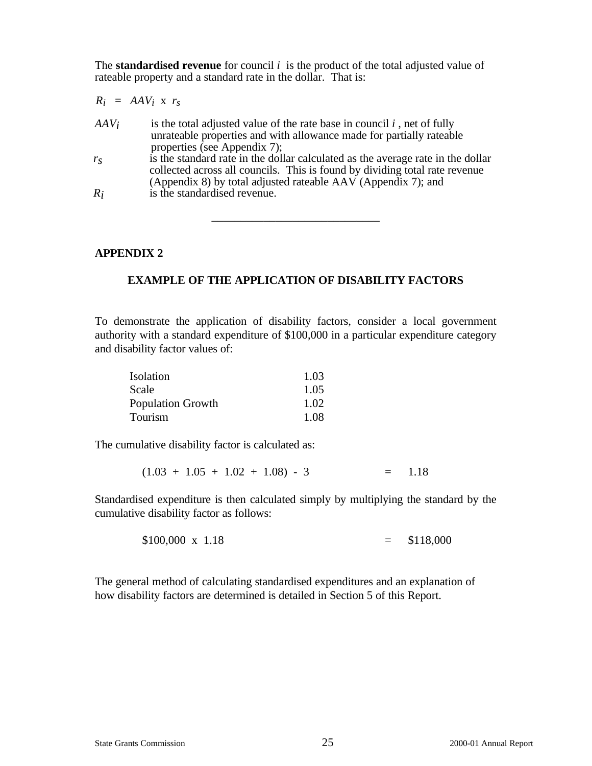The **standardised revenue** for council $i$ is the product of the total adjusted value of rateable property and a standard rate in the dollar. That is:

$$R_i = AAV_i \times r_s$$

$AAV_i$ is the total adjusted value of the rate base in council $i$, net of fully unrateable properties and with allowance made for partially rateable properties (see Appendix 7);

$r_s$ is the standard rate in the dollar calculated as the average rate in the dollar collected across all councils. This is found by dividing total rate revenue (Appendix 8) by total adjusted rateable AAV (Appendix 7); and

$R_i$ is the standardised revenue.

---

## APPENDIX 2

### EXAMPLE OF THE APPLICATION OF DISABILITY FACTORS

To demonstrate the application of disability factors, consider a local government authority with a standard expenditure of \$100,000 in a particular expenditure category and disability factor values of:

| | |
|---|---|
| Isolation | 1.03 |
| Scale | 1.05 |
| Population Growth | 1.02 |
| Tourism | 1.08 |

The cumulative disability factor is calculated as:

$$(1.03 + 1.05 + 1.02 + 1.08) - 3 = 1.18$$

Standardised expenditure is then calculated simply by multiplying the standard by the cumulative disability factor as follows:

$$\$100{,}000 \times 1.18 = \$118{,}000$$

The general method of calculating standardised expenditures and an explanation of how disability factors are determined is detailed in Section 5 of this Report.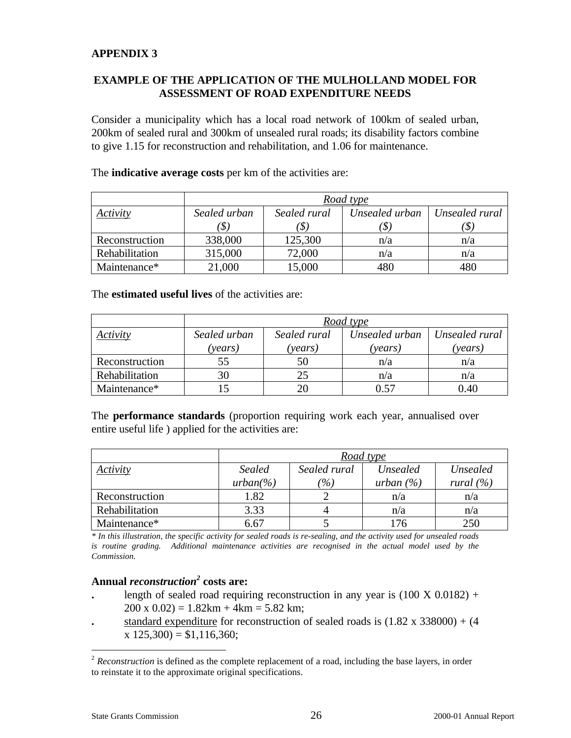**APPENDIX 3**

## EXAMPLE OF THE APPLICATION OF THE MULHOLLAND MODEL FOR ASSESSMENT OF ROAD EXPENDITURE NEEDS

Consider a municipality which has a local road network of 100km of sealed urban, 200km of sealed rural and 300km of unsealed rural roads; its disability factors combine to give 1.15 for reconstruction and rehabilitation, and 1.06 for maintenance.

The **indicative average costs** per km of the activities are:

| | *Road type* | | | |
|---|---|---|---|---|
| *Activity* | *Sealed urban ($)* | *Sealed rural ($)* | *Unsealed urban ($)* | *Unsealed rural ($)* |
| Reconstruction | 338,000 | 125,300 | n/a | n/a |
| Rehabilitation | 315,000 | 72,000 | n/a | n/a |
| Maintenance* | 21,000 | 15,000 | 480 | 480 |

The **estimated useful lives** of the activities are:

| | *Road type* | | | |
|---|---|---|---|---|
| *Activity* | *Sealed urban (years)* | *Sealed rural (years)* | *Unsealed urban (years)* | *Unsealed rural (years)* |
| Reconstruction | 55 | 50 | n/a | n/a |
| Rehabilitation | 30 | 25 | n/a | n/a |
| Maintenance* | 15 | 20 | 0.57 | 0.40 |

The **performance standards** (proportion requiring work each year, annualised over entire useful life ) applied for the activities are:

| | *Road type* | | | |
|---|---|---|---|---|
| *Activity* | *Sealed urban(%)* | *Sealed rural (%)* | *Unsealed urban (%)* | *Unsealed rural (%)* |
| Reconstruction | 1.82 | 2 | n/a | n/a |
| Rehabilitation | 3.33 | 4 | n/a | n/a |
| Maintenance* | 6.67 | 5 | 176 | 250 |

*\* In this illustration, the specific activity for sealed roads is re-sealing, and the activity used for unsealed roads is routine grading. Additional maintenance activities are recognised in the actual model used by the Commission.*

**Annual *reconstruction*[2] costs are:**

- length of sealed road requiring reconstruction in any year is (100 X 0.0182) + 200 x 0.02) = 1.82km + 4km = 5.82 km;
- standard expenditure for reconstruction of sealed roads is (1.82 x 338000) + (4 x 125,300) = $1,116,360;

[2] *Reconstruction* is defined as the complete replacement of a road, including the base layers, in order to reinstate it to the approximate original specifications.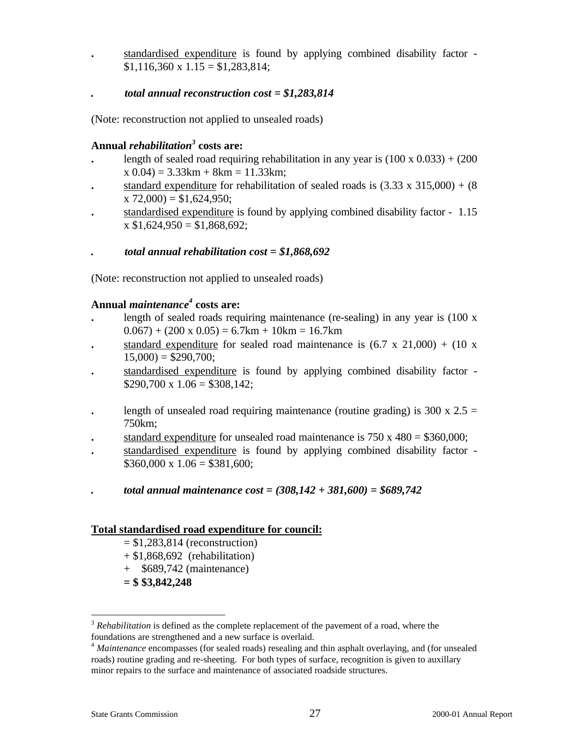- standardised expenditure is found by applying combined disability factor - $1,116,360 x 1.15 = $1,283,814;

- ***total annual reconstruction cost = $1,283,814***

(Note: reconstruction not applied to unsealed roads)

**Annual *rehabilitation*[3] costs are:**

- length of sealed road requiring rehabilitation in any year is (100 x 0.033) + (200 x 0.04) = 3.33km + 8km = 11.33km;
- standard expenditure for rehabilitation of sealed roads is (3.33 x 315,000) + (8 x 72,000) = $1,624,950;
- standardised expenditure is found by applying combined disability factor - 1.15 x $1,624,950 = $1,868,692;

- ***total annual rehabilitation cost = $1,868,692***

(Note: reconstruction not applied to unsealed roads)

**Annual *maintenance*[4] costs are:**

- length of sealed roads requiring maintenance (re-sealing) in any year is (100 x 0.067) + (200 x 0.05) = 6.7km + 10km = 16.7km
- standard expenditure for sealed road maintenance is (6.7 x 21,000) + (10 x 15,000) = $290,700;
- standardised expenditure is found by applying combined disability factor - $290,700 x 1.06 = $308,142;

- length of unsealed road requiring maintenance (routine grading) is 300 x 2.5 = 750km;
- standard expenditure for unsealed road maintenance is 750 x 480 = $360,000;
- standardised expenditure is found by applying combined disability factor - $360,000 x 1.06 = $381,600;

- ***total annual maintenance cost = (308,142 + 381,600) = $689,742***

**Total standardised road expenditure for council:**

= $1,283,814 (reconstruction)
+ $1,868,692 (rehabilitation)
+ $689,742 (maintenance)
**= $ $3,842,248**

---

[3] *Rehabilitation* is defined as the complete replacement of the pavement of a road, where the foundations are strengthened and a new surface is overlaid.

[4] *Maintenance* encompasses (for sealed roads) resealing and thin asphalt overlaying, and (for unsealed roads) routine grading and re-sheeting. For both types of surface, recognition is given to auxillary minor repairs to the surface and maintenance of associated roadside structures.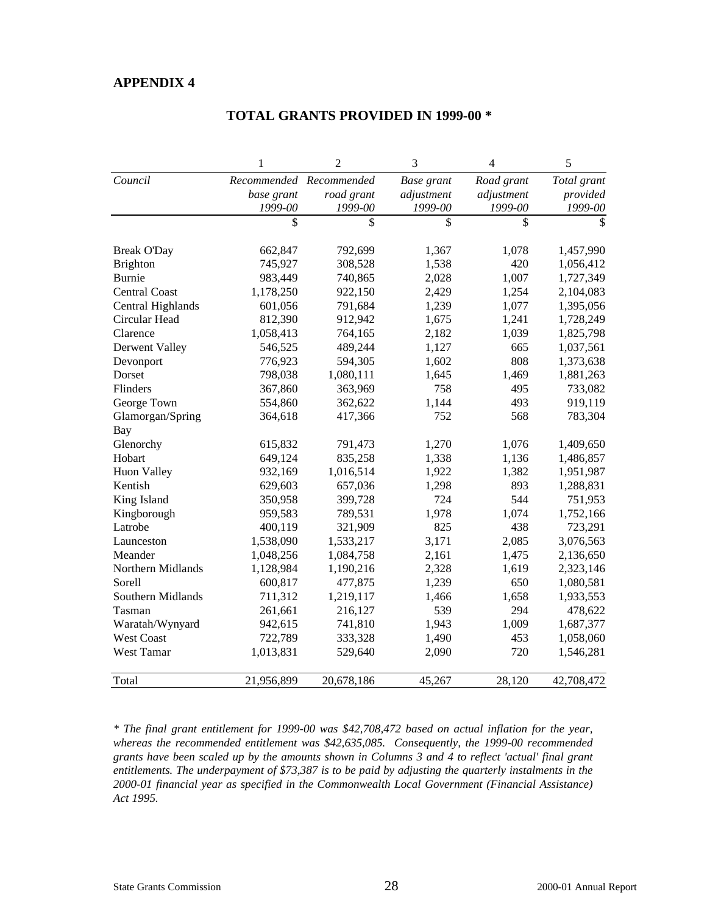**APPENDIX 4**

## TOTAL GRANTS PROVIDED IN 1999-00 *

| | 1 | 2 | 3 | 4 | 5 |
|---|---|---|---|---|---|
| *Council* | *Recommended base grant 1999-00* | *Recommended road grant 1999-00* | *Base grant adjustment 1999-00* | *Road grant adjustment 1999-00* | *Total grant provided 1999-00* |
| | $ | $ | $ | $ | $ |
| Break O'Day | 662,847 | 792,699 | 1,367 | 1,078 | 1,457,990 |
| Brighton | 745,927 | 308,528 | 1,538 | 420 | 1,056,412 |
| Burnie | 983,449 | 740,865 | 2,028 | 1,007 | 1,727,349 |
| Central Coast | 1,178,250 | 922,150 | 2,429 | 1,254 | 2,104,083 |
| Central Highlands | 601,056 | 791,684 | 1,239 | 1,077 | 1,395,056 |
| Circular Head | 812,390 | 912,942 | 1,675 | 1,241 | 1,728,249 |
| Clarence | 1,058,413 | 764,165 | 2,182 | 1,039 | 1,825,798 |
| Derwent Valley | 546,525 | 489,244 | 1,127 | 665 | 1,037,561 |
| Devonport | 776,923 | 594,305 | 1,602 | 808 | 1,373,638 |
| Dorset | 798,038 | 1,080,111 | 1,645 | 1,469 | 1,881,263 |
| Flinders | 367,860 | 363,969 | 758 | 495 | 733,082 |
| George Town | 554,860 | 362,622 | 1,144 | 493 | 919,119 |
| Glamorgan/Spring Bay | 364,618 | 417,366 | 752 | 568 | 783,304 |
| Glenorchy | 615,832 | 791,473 | 1,270 | 1,076 | 1,409,650 |
| Hobart | 649,124 | 835,258 | 1,338 | 1,136 | 1,486,857 |
| Huon Valley | 932,169 | 1,016,514 | 1,922 | 1,382 | 1,951,987 |
| Kentish | 629,603 | 657,036 | 1,298 | 893 | 1,288,831 |
| King Island | 350,958 | 399,728 | 724 | 544 | 751,953 |
| Kingborough | 959,583 | 789,531 | 1,978 | 1,074 | 1,752,166 |
| Latrobe | 400,119 | 321,909 | 825 | 438 | 723,291 |
| Launceston | 1,538,090 | 1,533,217 | 3,171 | 2,085 | 3,076,563 |
| Meander | 1,048,256 | 1,084,758 | 2,161 | 1,475 | 2,136,650 |
| Northern Midlands | 1,128,984 | 1,190,216 | 2,328 | 1,619 | 2,323,146 |
| Sorell | 600,817 | 477,875 | 1,239 | 650 | 1,080,581 |
| Southern Midlands | 711,312 | 1,219,117 | 1,466 | 1,658 | 1,933,553 |
| Tasman | 261,661 | 216,127 | 539 | 294 | 478,622 |
| Waratah/Wynyard | 942,615 | 741,810 | 1,943 | 1,009 | 1,687,377 |
| West Coast | 722,789 | 333,328 | 1,490 | 453 | 1,058,060 |
| West Tamar | 1,013,831 | 529,640 | 2,090 | 720 | 1,546,281 |
| Total | 21,956,899 | 20,678,186 | 45,267 | 28,120 | 42,708,472 |

*\* The final grant entitlement for 1999-00 was $42,708,472 based on actual inflation for the year, whereas the recommended entitlement was $42,635,085. Consequently, the 1999-00 recommended grants have been scaled up by the amounts shown in Columns 3 and 4 to reflect 'actual' final grant entitlements. The underpayment of $73,387 is to be paid by adjusting the quarterly instalments in the 2000-01 financial year as specified in the Commonwealth Local Government (Financial Assistance) Act 1995.*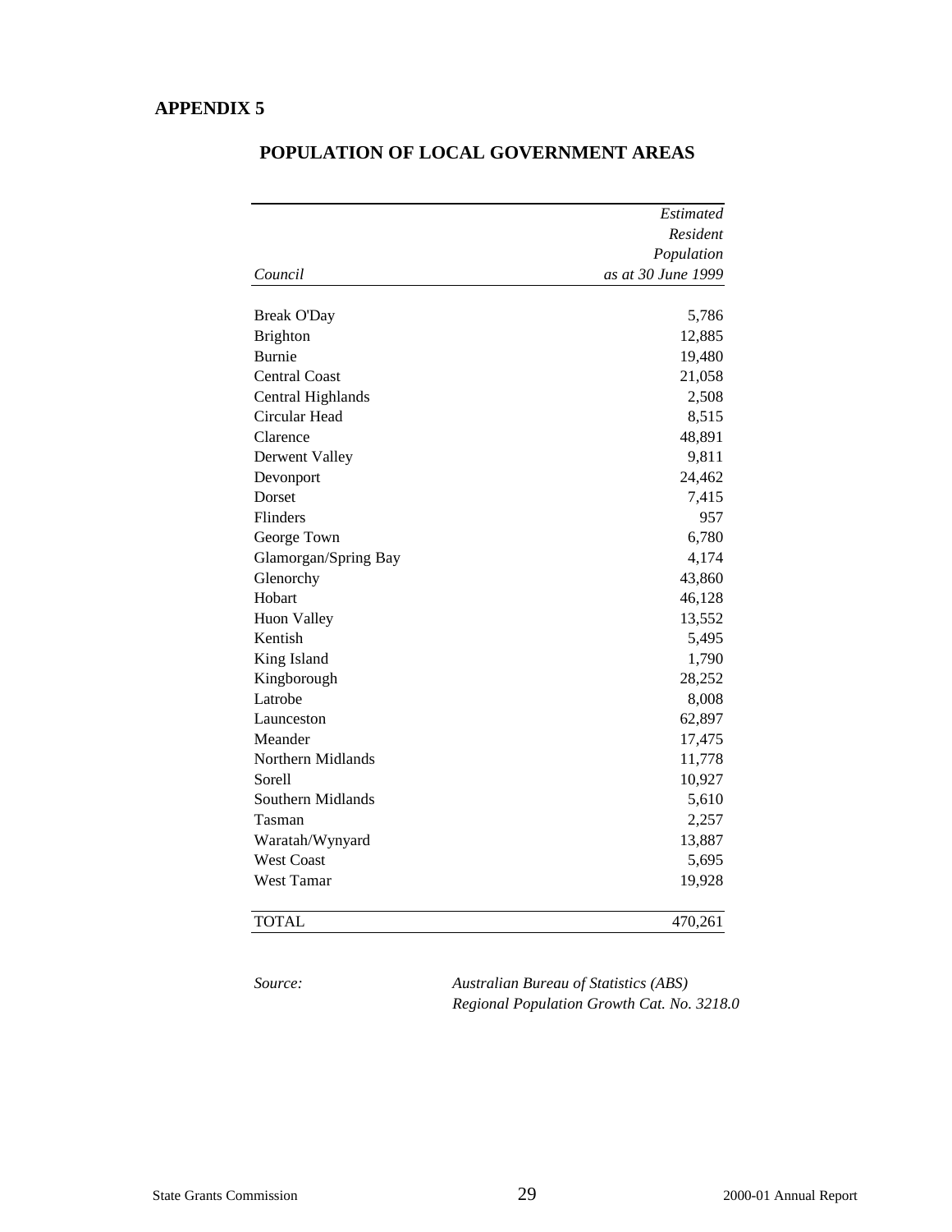# APPENDIX 5

## POPULATION OF LOCAL GOVERNMENT AREAS

| *Council* | *Estimated Resident Population as at 30 June 1999* |
|---|---:|
| Break O'Day | 5,786 |
| Brighton | 12,885 |
| Burnie | 19,480 |
| Central Coast | 21,058 |
| Central Highlands | 2,508 |
| Circular Head | 8,515 |
| Clarence | 48,891 |
| Derwent Valley | 9,811 |
| Devonport | 24,462 |
| Dorset | 7,415 |
| Flinders | 957 |
| George Town | 6,780 |
| Glamorgan/Spring Bay | 4,174 |
| Glenorchy | 43,860 |
| Hobart | 46,128 |
| Huon Valley | 13,552 |
| Kentish | 5,495 |
| King Island | 1,790 |
| Kingborough | 28,252 |
| Latrobe | 8,008 |
| Launceston | 62,897 |
| Meander | 17,475 |
| Northern Midlands | 11,778 |
| Sorell | 10,927 |
| Southern Midlands | 5,610 |
| Tasman | 2,257 |
| Waratah/Wynyard | 13,887 |
| West Coast | 5,695 |
| West Tamar | 19,928 |
| TOTAL | 470,261 |

*Source:* *Australian Bureau of Statistics (ABS) Regional Population Growth Cat. No. 3218.0*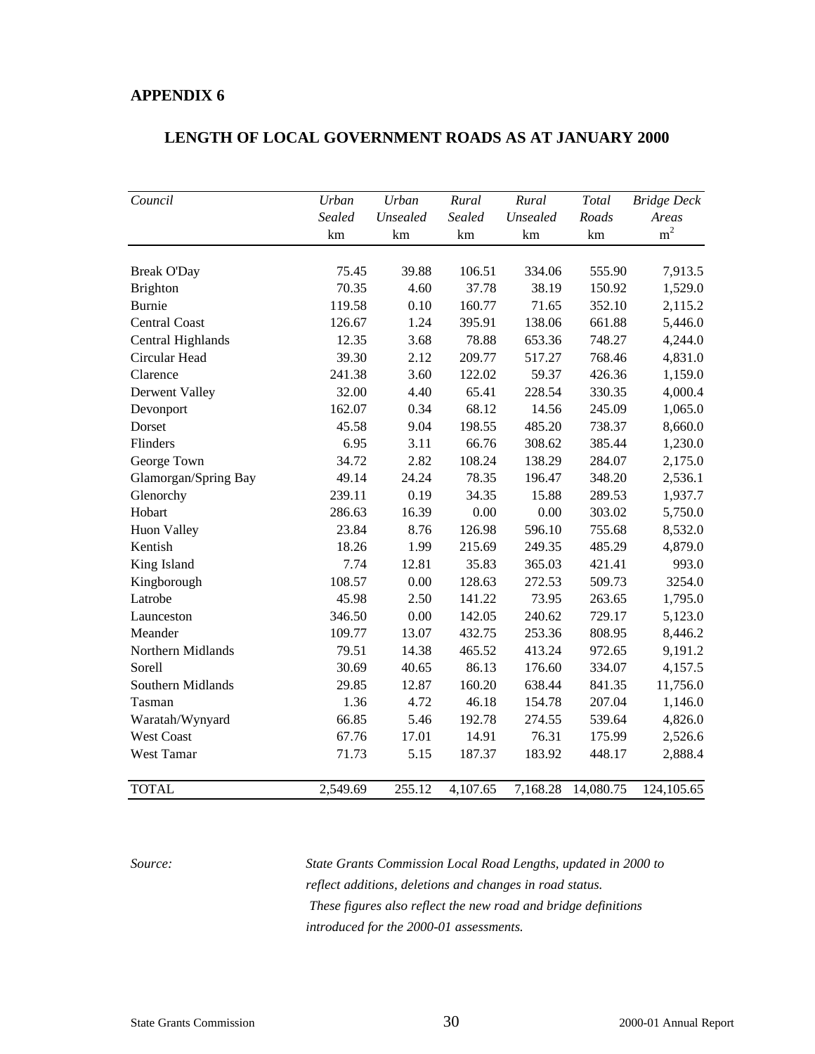**APPENDIX 6**

## LENGTH OF LOCAL GOVERNMENT ROADS AS AT JANUARY 2000

| *Council* | *Urban Sealed* km | *Urban Unsealed* km | *Rural Sealed* km | *Rural Unsealed* km | *Total Roads* km | *Bridge Deck Areas* $m^2$ |
|---|---|---|---|---|---|---|
| Break O'Day | 75.45 | 39.88 | 106.51 | 334.06 | 555.90 | 7,913.5 |
| Brighton | 70.35 | 4.60 | 37.78 | 38.19 | 150.92 | 1,529.0 |
| Burnie | 119.58 | 0.10 | 160.77 | 71.65 | 352.10 | 2,115.2 |
| Central Coast | 126.67 | 1.24 | 395.91 | 138.06 | 661.88 | 5,446.0 |
| Central Highlands | 12.35 | 3.68 | 78.88 | 653.36 | 748.27 | 4,244.0 |
| Circular Head | 39.30 | 2.12 | 209.77 | 517.27 | 768.46 | 4,831.0 |
| Clarence | 241.38 | 3.60 | 122.02 | 59.37 | 426.36 | 1,159.0 |
| Derwent Valley | 32.00 | 4.40 | 65.41 | 228.54 | 330.35 | 4,000.4 |
| Devonport | 162.07 | 0.34 | 68.12 | 14.56 | 245.09 | 1,065.0 |
| Dorset | 45.58 | 9.04 | 198.55 | 485.20 | 738.37 | 8,660.0 |
| Flinders | 6.95 | 3.11 | 66.76 | 308.62 | 385.44 | 1,230.0 |
| George Town | 34.72 | 2.82 | 108.24 | 138.29 | 284.07 | 2,175.0 |
| Glamorgan/Spring Bay | 49.14 | 24.24 | 78.35 | 196.47 | 348.20 | 2,536.1 |
| Glenorchy | 239.11 | 0.19 | 34.35 | 15.88 | 289.53 | 1,937.7 |
| Hobart | 286.63 | 16.39 | 0.00 | 0.00 | 303.02 | 5,750.0 |
| Huon Valley | 23.84 | 8.76 | 126.98 | 596.10 | 755.68 | 8,532.0 |
| Kentish | 18.26 | 1.99 | 215.69 | 249.35 | 485.29 | 4,879.0 |
| King Island | 7.74 | 12.81 | 35.83 | 365.03 | 421.41 | 993.0 |
| Kingborough | 108.57 | 0.00 | 128.63 | 272.53 | 509.73 | 3254.0 |
| Latrobe | 45.98 | 2.50 | 141.22 | 73.95 | 263.65 | 1,795.0 |
| Launceston | 346.50 | 0.00 | 142.05 | 240.62 | 729.17 | 5,123.0 |
| Meander | 109.77 | 13.07 | 432.75 | 253.36 | 808.95 | 8,446.2 |
| Northern Midlands | 79.51 | 14.38 | 465.52 | 413.24 | 972.65 | 9,191.2 |
| Sorell | 30.69 | 40.65 | 86.13 | 176.60 | 334.07 | 4,157.5 |
| Southern Midlands | 29.85 | 12.87 | 160.20 | 638.44 | 841.35 | 11,756.0 |
| Tasman | 1.36 | 4.72 | 46.18 | 154.78 | 207.04 | 1,146.0 |
| Waratah/Wynyard | 66.85 | 5.46 | 192.78 | 274.55 | 539.64 | 4,826.0 |
| West Coast | 67.76 | 17.01 | 14.91 | 76.31 | 175.99 | 2,526.6 |
| West Tamar | 71.73 | 5.15 | 187.37 | 183.92 | 448.17 | 2,888.4 |
| TOTAL | 2,549.69 | 255.12 | 4,107.65 | 7,168.28 | 14,080.75 | 124,105.65 |

*Source:* *State Grants Commission Local Road Lengths, updated in 2000 to reflect additions, deletions and changes in road status. These figures also reflect the new road and bridge definitions introduced for the 2000-01 assessments.*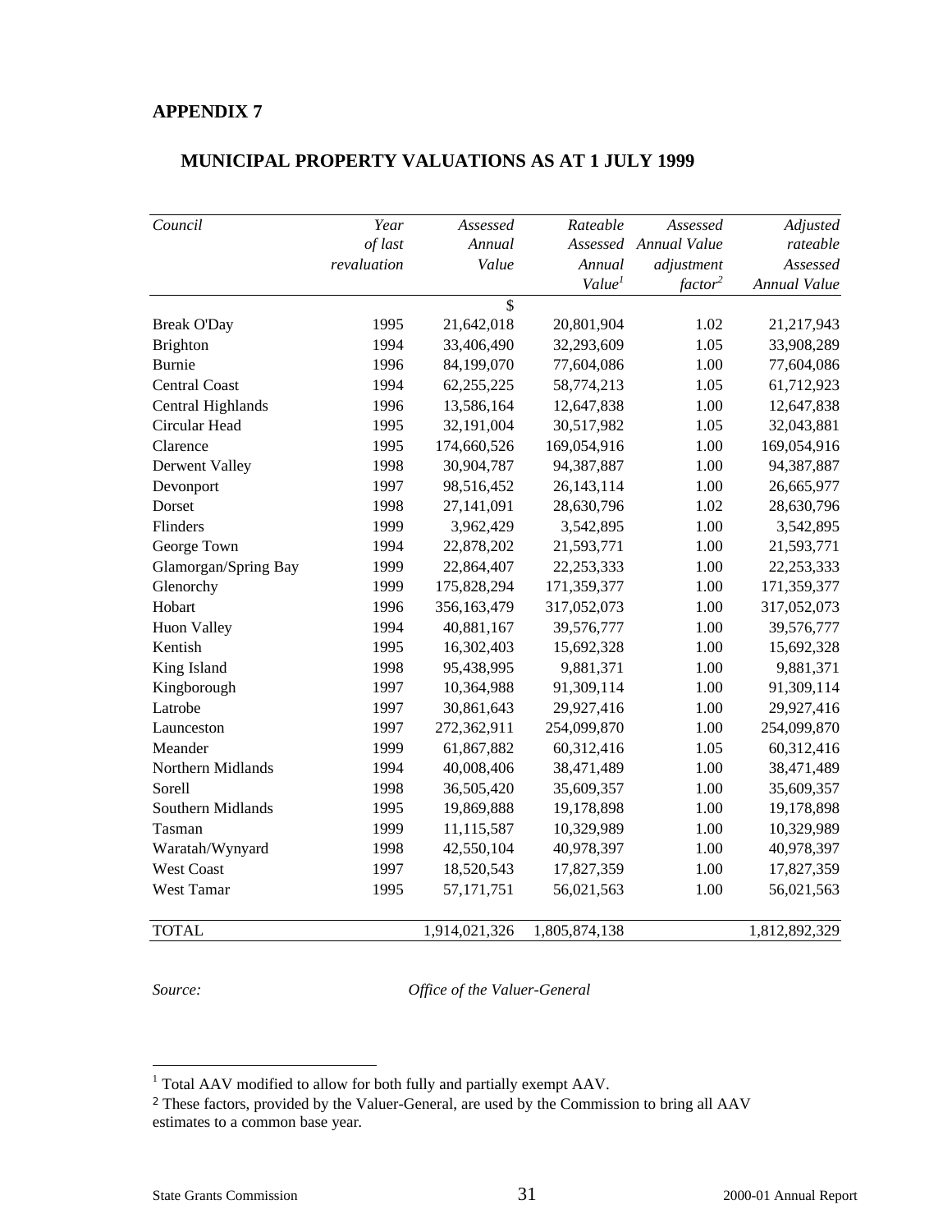## APPENDIX 7

### MUNICIPAL PROPERTY VALUATIONS AS AT 1 JULY 1999

| *Council* | *Year of last revaluation* | *Assessed Annual Value* | *Rateable Assessed Annual Value*[1] | *Assessed Annual Value adjustment factor*[2] | *Adjusted rateable Assessed Annual Value* |
|---|---|---|---|---|---|
| | | $ | | | |
| Break O'Day | 1995 | 21,642,018 | 20,801,904 | 1.02 | 21,217,943 |
| Brighton | 1994 | 33,406,490 | 32,293,609 | 1.05 | 33,908,289 |
| Burnie | 1996 | 84,199,070 | 77,604,086 | 1.00 | 77,604,086 |
| Central Coast | 1994 | 62,255,225 | 58,774,213 | 1.05 | 61,712,923 |
| Central Highlands | 1996 | 13,586,164 | 12,647,838 | 1.00 | 12,647,838 |
| Circular Head | 1995 | 32,191,004 | 30,517,982 | 1.05 | 32,043,881 |
| Clarence | 1995 | 174,660,526 | 169,054,916 | 1.00 | 169,054,916 |
| Derwent Valley | 1998 | 30,904,787 | 94,387,887 | 1.00 | 94,387,887 |
| Devonport | 1997 | 98,516,452 | 26,143,114 | 1.00 | 26,665,977 |
| Dorset | 1998 | 27,141,091 | 28,630,796 | 1.02 | 28,630,796 |
| Flinders | 1999 | 3,962,429 | 3,542,895 | 1.00 | 3,542,895 |
| George Town | 1994 | 22,878,202 | 21,593,771 | 1.00 | 21,593,771 |
| Glamorgan/Spring Bay | 1999 | 22,864,407 | 22,253,333 | 1.00 | 22,253,333 |
| Glenorchy | 1999 | 175,828,294 | 171,359,377 | 1.00 | 171,359,377 |
| Hobart | 1996 | 356,163,479 | 317,052,073 | 1.00 | 317,052,073 |
| Huon Valley | 1994 | 40,881,167 | 39,576,777 | 1.00 | 39,576,777 |
| Kentish | 1995 | 16,302,403 | 15,692,328 | 1.00 | 15,692,328 |
| King Island | 1998 | 95,438,995 | 9,881,371 | 1.00 | 9,881,371 |
| Kingborough | 1997 | 10,364,988 | 91,309,114 | 1.00 | 91,309,114 |
| Latrobe | 1997 | 30,861,643 | 29,927,416 | 1.00 | 29,927,416 |
| Launceston | 1997 | 272,362,911 | 254,099,870 | 1.00 | 254,099,870 |
| Meander | 1999 | 61,867,882 | 60,312,416 | 1.05 | 60,312,416 |
| Northern Midlands | 1994 | 40,008,406 | 38,471,489 | 1.00 | 38,471,489 |
| Sorell | 1998 | 36,505,420 | 35,609,357 | 1.00 | 35,609,357 |
| Southern Midlands | 1995 | 19,869,888 | 19,178,898 | 1.00 | 19,178,898 |
| Tasman | 1999 | 11,115,587 | 10,329,989 | 1.00 | 10,329,989 |
| Waratah/Wynyard | 1998 | 42,550,104 | 40,978,397 | 1.00 | 40,978,397 |
| West Coast | 1997 | 18,520,543 | 17,827,359 | 1.00 | 17,827,359 |
| West Tamar | 1995 | 57,171,751 | 56,021,563 | 1.00 | 56,021,563 |
| TOTAL | | 1,914,021,326 | 1,805,874,138 | | 1,812,892,329 |

*Source:* *Office of the Valuer-General*

[1] Total AAV modified to allow for both fully and partially exempt AAV.

[2] These factors, provided by the Valuer-General, are used by the Commission to bring all AAV estimates to a common base year.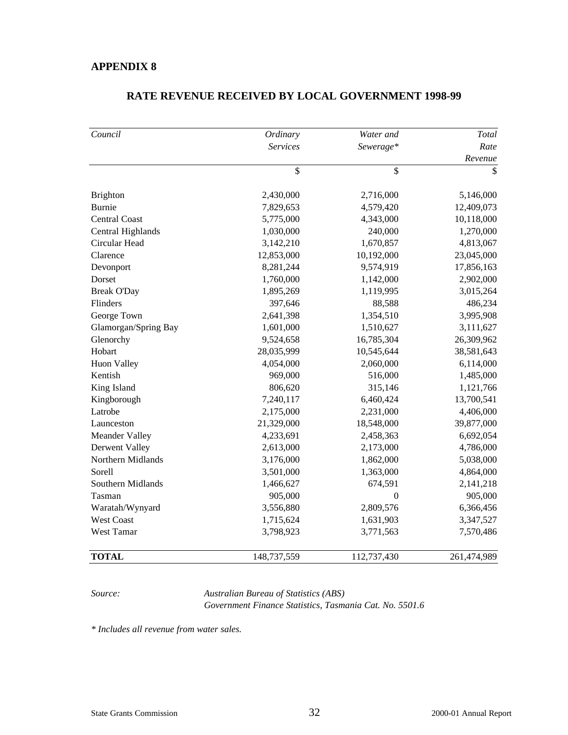## APPENDIX 8

### RATE REVENUE RECEIVED BY LOCAL GOVERNMENT 1998-99

| *Council* | *Ordinary Services* | *Water and Sewerage** | *Total Rate Revenue* |
|---|---|---|---|
| | $ | $ | $ |
| Brighton | 2,430,000 | 2,716,000 | 5,146,000 |
| Burnie | 7,829,653 | 4,579,420 | 12,409,073 |
| Central Coast | 5,775,000 | 4,343,000 | 10,118,000 |
| Central Highlands | 1,030,000 | 240,000 | 1,270,000 |
| Circular Head | 3,142,210 | 1,670,857 | 4,813,067 |
| Clarence | 12,853,000 | 10,192,000 | 23,045,000 |
| Devonport | 8,281,244 | 9,574,919 | 17,856,163 |
| Dorset | 1,760,000 | 1,142,000 | 2,902,000 |
| Break O'Day | 1,895,269 | 1,119,995 | 3,015,264 |
| Flinders | 397,646 | 88,588 | 486,234 |
| George Town | 2,641,398 | 1,354,510 | 3,995,908 |
| Glamorgan/Spring Bay | 1,601,000 | 1,510,627 | 3,111,627 |
| Glenorchy | 9,524,658 | 16,785,304 | 26,309,962 |
| Hobart | 28,035,999 | 10,545,644 | 38,581,643 |
| Huon Valley | 4,054,000 | 2,060,000 | 6,114,000 |
| Kentish | 969,000 | 516,000 | 1,485,000 |
| King Island | 806,620 | 315,146 | 1,121,766 |
| Kingborough | 7,240,117 | 6,460,424 | 13,700,541 |
| Latrobe | 2,175,000 | 2,231,000 | 4,406,000 |
| Launceston | 21,329,000 | 18,548,000 | 39,877,000 |
| Meander Valley | 4,233,691 | 2,458,363 | 6,692,054 |
| Derwent Valley | 2,613,000 | 2,173,000 | 4,786,000 |
| Northern Midlands | 3,176,000 | 1,862,000 | 5,038,000 |
| Sorell | 3,501,000 | 1,363,000 | 4,864,000 |
| Southern Midlands | 1,466,627 | 674,591 | 2,141,218 |
| Tasman | 905,000 | 0 | 905,000 |
| Waratah/Wynyard | 3,556,880 | 2,809,576 | 6,366,456 |
| West Coast | 1,715,624 | 1,631,903 | 3,347,527 |
| West Tamar | 3,798,923 | 3,771,563 | 7,570,486 |
| **TOTAL** | 148,737,559 | 112,737,430 | 261,474,989 |

*Source:* *Australian Bureau of Statistics (ABS)*
*Government Finance Statistics, Tasmania Cat. No. 5501.6*

** Includes all revenue from water sales.*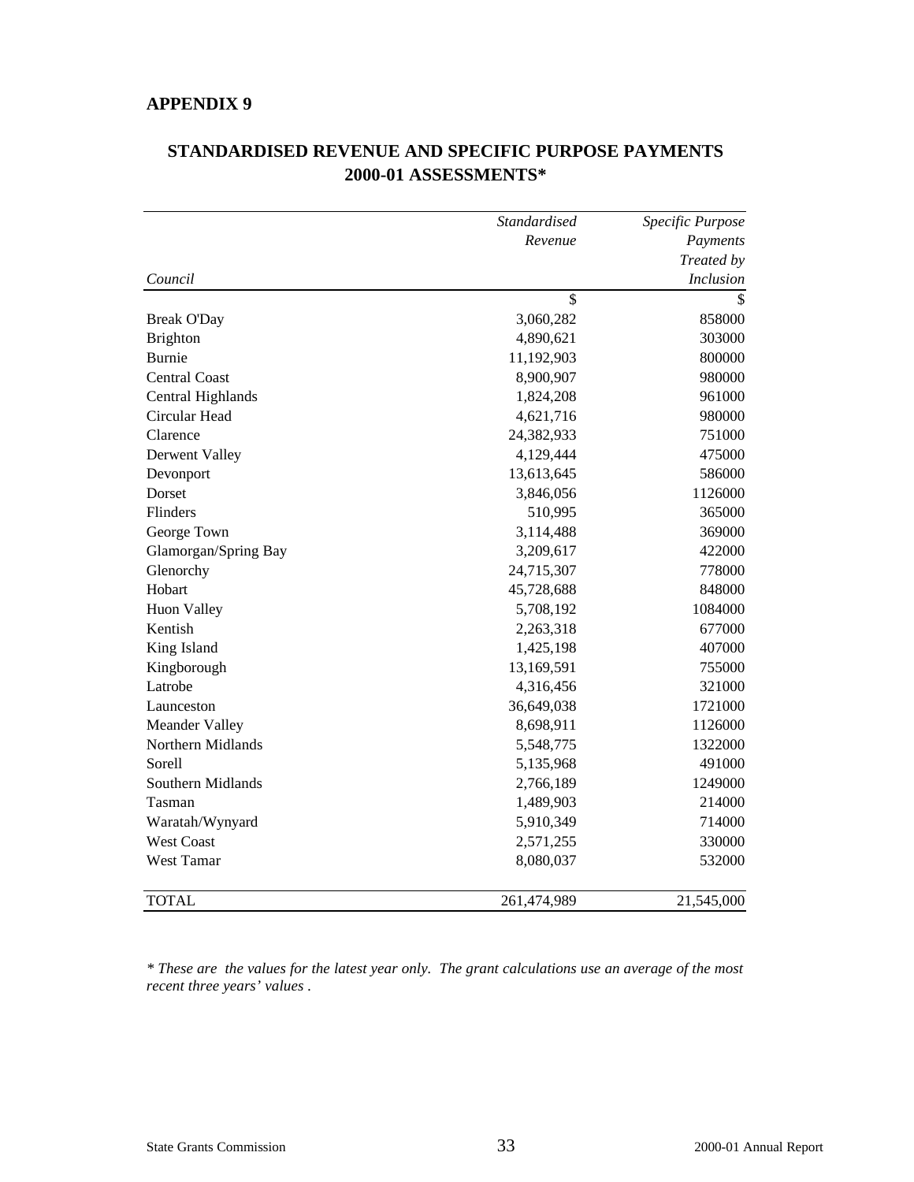## APPENDIX 9

### STANDARDISED REVENUE AND SPECIFIC PURPOSE PAYMENTS 2000-01 ASSESSMENTS*

| *Council* | *Standardised Revenue* | *Specific Purpose Payments Treated by Inclusion* |
|---|---:|---:|
| | $ | $ |
| Break O'Day | 3,060,282 | 858000 |
| Brighton | 4,890,621 | 303000 |
| Burnie | 11,192,903 | 800000 |
| Central Coast | 8,900,907 | 980000 |
| Central Highlands | 1,824,208 | 961000 |
| Circular Head | 4,621,716 | 980000 |
| Clarence | 24,382,933 | 751000 |
| Derwent Valley | 4,129,444 | 475000 |
| Devonport | 13,613,645 | 586000 |
| Dorset | 3,846,056 | 1126000 |
| Flinders | 510,995 | 365000 |
| George Town | 3,114,488 | 369000 |
| Glamorgan/Spring Bay | 3,209,617 | 422000 |
| Glenorchy | 24,715,307 | 778000 |
| Hobart | 45,728,688 | 848000 |
| Huon Valley | 5,708,192 | 1084000 |
| Kentish | 2,263,318 | 677000 |
| King Island | 1,425,198 | 407000 |
| Kingborough | 13,169,591 | 755000 |
| Latrobe | 4,316,456 | 321000 |
| Launceston | 36,649,038 | 1721000 |
| Meander Valley | 8,698,911 | 1126000 |
| Northern Midlands | 5,548,775 | 1322000 |
| Sorell | 5,135,968 | 491000 |
| Southern Midlands | 2,766,189 | 1249000 |
| Tasman | 1,489,903 | 214000 |
| Waratah/Wynyard | 5,910,349 | 714000 |
| West Coast | 2,571,255 | 330000 |
| West Tamar | 8,080,037 | 532000 |
| TOTAL | 261,474,989 | 21,545,000 |

*\* These are the values for the latest year only. The grant calculations use an average of the most recent three years' values .*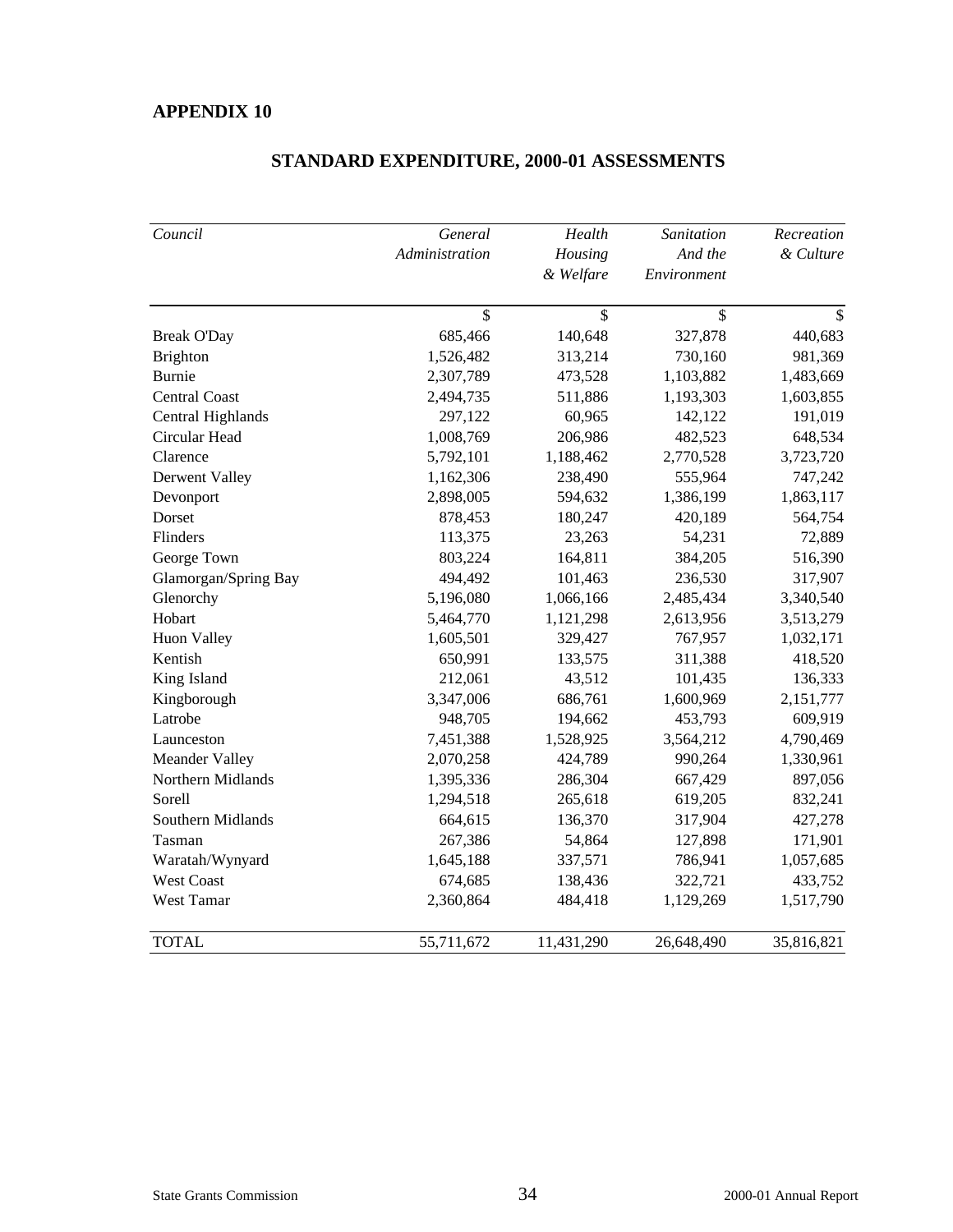**APPENDIX 10**

## STANDARD EXPENDITURE, 2000-01 ASSESSMENTS

| *Council* | *General Administration* | *Health Housing & Welfare* | *Sanitation And the Environment* | *Recreation & Culture* |
|---|---|---|---|---|
| | $ | $ | $ | $ |
| Break O'Day | 685,466 | 140,648 | 327,878 | 440,683 |
| Brighton | 1,526,482 | 313,214 | 730,160 | 981,369 |
| Burnie | 2,307,789 | 473,528 | 1,103,882 | 1,483,669 |
| Central Coast | 2,494,735 | 511,886 | 1,193,303 | 1,603,855 |
| Central Highlands | 297,122 | 60,965 | 142,122 | 191,019 |
| Circular Head | 1,008,769 | 206,986 | 482,523 | 648,534 |
| Clarence | 5,792,101 | 1,188,462 | 2,770,528 | 3,723,720 |
| Derwent Valley | 1,162,306 | 238,490 | 555,964 | 747,242 |
| Devonport | 2,898,005 | 594,632 | 1,386,199 | 1,863,117 |
| Dorset | 878,453 | 180,247 | 420,189 | 564,754 |
| Flinders | 113,375 | 23,263 | 54,231 | 72,889 |
| George Town | 803,224 | 164,811 | 384,205 | 516,390 |
| Glamorgan/Spring Bay | 494,492 | 101,463 | 236,530 | 317,907 |
| Glenorchy | 5,196,080 | 1,066,166 | 2,485,434 | 3,340,540 |
| Hobart | 5,464,770 | 1,121,298 | 2,613,956 | 3,513,279 |
| Huon Valley | 1,605,501 | 329,427 | 767,957 | 1,032,171 |
| Kentish | 650,991 | 133,575 | 311,388 | 418,520 |
| King Island | 212,061 | 43,512 | 101,435 | 136,333 |
| Kingborough | 3,347,006 | 686,761 | 1,600,969 | 2,151,777 |
| Latrobe | 948,705 | 194,662 | 453,793 | 609,919 |
| Launceston | 7,451,388 | 1,528,925 | 3,564,212 | 4,790,469 |
| Meander Valley | 2,070,258 | 424,789 | 990,264 | 1,330,961 |
| Northern Midlands | 1,395,336 | 286,304 | 667,429 | 897,056 |
| Sorell | 1,294,518 | 265,618 | 619,205 | 832,241 |
| Southern Midlands | 664,615 | 136,370 | 317,904 | 427,278 |
| Tasman | 267,386 | 54,864 | 127,898 | 171,901 |
| Waratah/Wynyard | 1,645,188 | 337,571 | 786,941 | 1,057,685 |
| West Coast | 674,685 | 138,436 | 322,721 | 433,752 |
| West Tamar | 2,360,864 | 484,418 | 1,129,269 | 1,517,790 |
| TOTAL | 55,711,672 | 11,431,290 | 26,648,490 | 35,816,821 |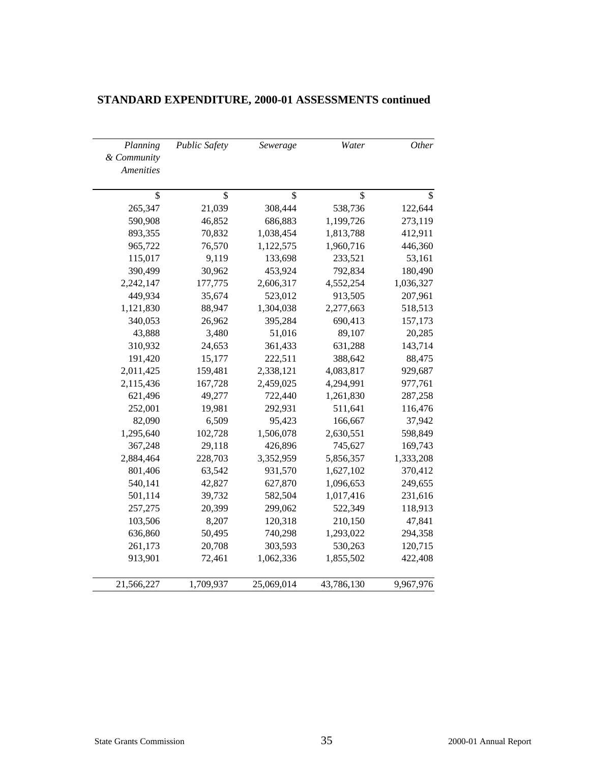## STANDARD EXPENDITURE, 2000-01 ASSESSMENTS continued

| *Planning & Community Amenities* | *Public Safety* | *Sewerage* | *Water* | *Other* |
|---|---|---|---|---|
| $ | $ | $ | $ | $ |
| 265,347 | 21,039 | 308,444 | 538,736 | 122,644 |
| 590,908 | 46,852 | 686,883 | 1,199,726 | 273,119 |
| 893,355 | 70,832 | 1,038,454 | 1,813,788 | 412,911 |
| 965,722 | 76,570 | 1,122,575 | 1,960,716 | 446,360 |
| 115,017 | 9,119 | 133,698 | 233,521 | 53,161 |
| 390,499 | 30,962 | 453,924 | 792,834 | 180,490 |
| 2,242,147 | 177,775 | 2,606,317 | 4,552,254 | 1,036,327 |
| 449,934 | 35,674 | 523,012 | 913,505 | 207,961 |
| 1,121,830 | 88,947 | 1,304,038 | 2,277,663 | 518,513 |
| 340,053 | 26,962 | 395,284 | 690,413 | 157,173 |
| 43,888 | 3,480 | 51,016 | 89,107 | 20,285 |
| 310,932 | 24,653 | 361,433 | 631,288 | 143,714 |
| 191,420 | 15,177 | 222,511 | 388,642 | 88,475 |
| 2,011,425 | 159,481 | 2,338,121 | 4,083,817 | 929,687 |
| 2,115,436 | 167,728 | 2,459,025 | 4,294,991 | 977,761 |
| 621,496 | 49,277 | 722,440 | 1,261,830 | 287,258 |
| 252,001 | 19,981 | 292,931 | 511,641 | 116,476 |
| 82,090 | 6,509 | 95,423 | 166,667 | 37,942 |
| 1,295,640 | 102,728 | 1,506,078 | 2,630,551 | 598,849 |
| 367,248 | 29,118 | 426,896 | 745,627 | 169,743 |
| 2,884,464 | 228,703 | 3,352,959 | 5,856,357 | 1,333,208 |
| 801,406 | 63,542 | 931,570 | 1,627,102 | 370,412 |
| 540,141 | 42,827 | 627,870 | 1,096,653 | 249,655 |
| 501,114 | 39,732 | 582,504 | 1,017,416 | 231,616 |
| 257,275 | 20,399 | 299,062 | 522,349 | 118,913 |
| 103,506 | 8,207 | 120,318 | 210,150 | 47,841 |
| 636,860 | 50,495 | 740,298 | 1,293,022 | 294,358 |
| 261,173 | 20,708 | 303,593 | 530,263 | 120,715 |
| 913,901 | 72,461 | 1,062,336 | 1,855,502 | 422,408 |
| 21,566,227 | 1,709,937 | 25,069,014 | 43,786,130 | 9,967,976 |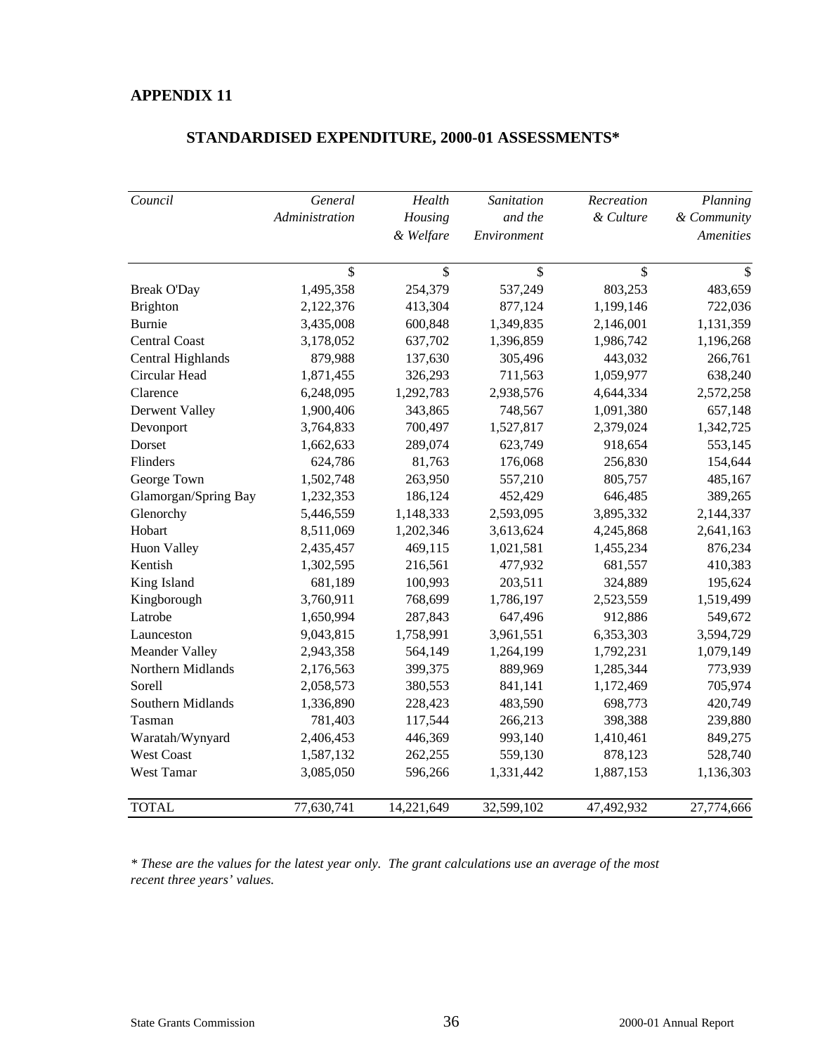**APPENDIX 11**

## STANDARDISED EXPENDITURE, 2000-01 ASSESSMENTS*

| *Council* | *General Administration* | *Health Housing & Welfare* | *Sanitation and the Environment* | *Recreation & Culture* | *Planning & Community Amenities* |
|---|---|---|---|---|---|
| | $ | $ | $ | $ | $ |
| Break O'Day | 1,495,358 | 254,379 | 537,249 | 803,253 | 483,659 |
| Brighton | 2,122,376 | 413,304 | 877,124 | 1,199,146 | 722,036 |
| Burnie | 3,435,008 | 600,848 | 1,349,835 | 2,146,001 | 1,131,359 |
| Central Coast | 3,178,052 | 637,702 | 1,396,859 | 1,986,742 | 1,196,268 |
| Central Highlands | 879,988 | 137,630 | 305,496 | 443,032 | 266,761 |
| Circular Head | 1,871,455 | 326,293 | 711,563 | 1,059,977 | 638,240 |
| Clarence | 6,248,095 | 1,292,783 | 2,938,576 | 4,644,334 | 2,572,258 |
| Derwent Valley | 1,900,406 | 343,865 | 748,567 | 1,091,380 | 657,148 |
| Devonport | 3,764,833 | 700,497 | 1,527,817 | 2,379,024 | 1,342,725 |
| Dorset | 1,662,633 | 289,074 | 623,749 | 918,654 | 553,145 |
| Flinders | 624,786 | 81,763 | 176,068 | 256,830 | 154,644 |
| George Town | 1,502,748 | 263,950 | 557,210 | 805,757 | 485,167 |
| Glamorgan/Spring Bay | 1,232,353 | 186,124 | 452,429 | 646,485 | 389,265 |
| Glenorchy | 5,446,559 | 1,148,333 | 2,593,095 | 3,895,332 | 2,144,337 |
| Hobart | 8,511,069 | 1,202,346 | 3,613,624 | 4,245,868 | 2,641,163 |
| Huon Valley | 2,435,457 | 469,115 | 1,021,581 | 1,455,234 | 876,234 |
| Kentish | 1,302,595 | 216,561 | 477,932 | 681,557 | 410,383 |
| King Island | 681,189 | 100,993 | 203,511 | 324,889 | 195,624 |
| Kingborough | 3,760,911 | 768,699 | 1,786,197 | 2,523,559 | 1,519,499 |
| Latrobe | 1,650,994 | 287,843 | 647,496 | 912,886 | 549,672 |
| Launceston | 9,043,815 | 1,758,991 | 3,961,551 | 6,353,303 | 3,594,729 |
| Meander Valley | 2,943,358 | 564,149 | 1,264,199 | 1,792,231 | 1,079,149 |
| Northern Midlands | 2,176,563 | 399,375 | 889,969 | 1,285,344 | 773,939 |
| Sorell | 2,058,573 | 380,553 | 841,141 | 1,172,469 | 705,974 |
| Southern Midlands | 1,336,890 | 228,423 | 483,590 | 698,773 | 420,749 |
| Tasman | 781,403 | 117,544 | 266,213 | 398,388 | 239,880 |
| Waratah/Wynyard | 2,406,453 | 446,369 | 993,140 | 1,410,461 | 849,275 |
| West Coast | 1,587,132 | 262,255 | 559,130 | 878,123 | 528,740 |
| West Tamar | 3,085,050 | 596,266 | 1,331,442 | 1,887,153 | 1,136,303 |
| TOTAL | 77,630,741 | 14,221,649 | 32,599,102 | 47,492,932 | 27,774,666 |

*\* These are the values for the latest year only. The grant calculations use an average of the most recent three years' values.*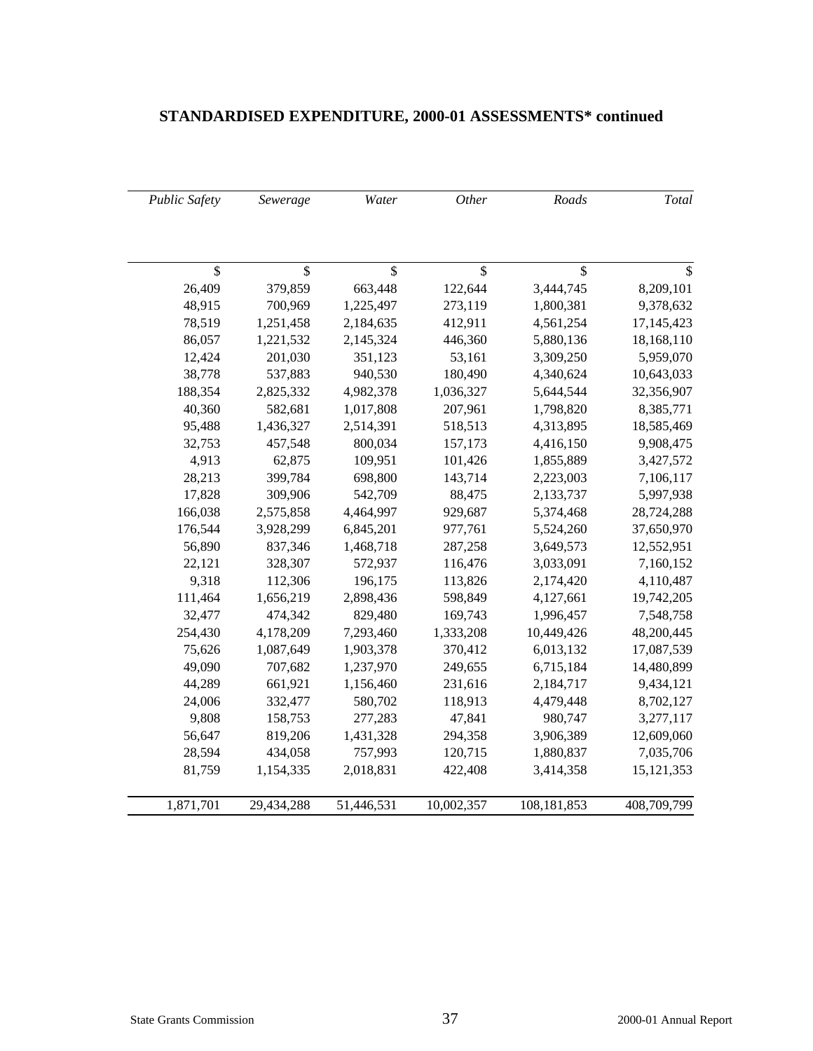# STANDARDISED EXPENDITURE, 2000-01 ASSESSMENTS* continued

| *Public Safety* | *Sewerage* | *Water* | *Other* | *Roads* | *Total* |
|---|---|---|---|---|---|
| $ | $ | $ | $ | $ | $ |
| 26,409 | 379,859 | 663,448 | 122,644 | 3,444,745 | 8,209,101 |
| 48,915 | 700,969 | 1,225,497 | 273,119 | 1,800,381 | 9,378,632 |
| 78,519 | 1,251,458 | 2,184,635 | 412,911 | 4,561,254 | 17,145,423 |
| 86,057 | 1,221,532 | 2,145,324 | 446,360 | 5,880,136 | 18,168,110 |
| 12,424 | 201,030 | 351,123 | 53,161 | 3,309,250 | 5,959,070 |
| 38,778 | 537,883 | 940,530 | 180,490 | 4,340,624 | 10,643,033 |
| 188,354 | 2,825,332 | 4,982,378 | 1,036,327 | 5,644,544 | 32,356,907 |
| 40,360 | 582,681 | 1,017,808 | 207,961 | 1,798,820 | 8,385,771 |
| 95,488 | 1,436,327 | 2,514,391 | 518,513 | 4,313,895 | 18,585,469 |
| 32,753 | 457,548 | 800,034 | 157,173 | 4,416,150 | 9,908,475 |
| 4,913 | 62,875 | 109,951 | 101,426 | 1,855,889 | 3,427,572 |
| 28,213 | 399,784 | 698,800 | 143,714 | 2,223,003 | 7,106,117 |
| 17,828 | 309,906 | 542,709 | 88,475 | 2,133,737 | 5,997,938 |
| 166,038 | 2,575,858 | 4,464,997 | 929,687 | 5,374,468 | 28,724,288 |
| 176,544 | 3,928,299 | 6,845,201 | 977,761 | 5,524,260 | 37,650,970 |
| 56,890 | 837,346 | 1,468,718 | 287,258 | 3,649,573 | 12,552,951 |
| 22,121 | 328,307 | 572,937 | 116,476 | 3,033,091 | 7,160,152 |
| 9,318 | 112,306 | 196,175 | 113,826 | 2,174,420 | 4,110,487 |
| 111,464 | 1,656,219 | 2,898,436 | 598,849 | 4,127,661 | 19,742,205 |
| 32,477 | 474,342 | 829,480 | 169,743 | 1,996,457 | 7,548,758 |
| 254,430 | 4,178,209 | 7,293,460 | 1,333,208 | 10,449,426 | 48,200,445 |
| 75,626 | 1,087,649 | 1,903,378 | 370,412 | 6,013,132 | 17,087,539 |
| 49,090 | 707,682 | 1,237,970 | 249,655 | 6,715,184 | 14,480,899 |
| 44,289 | 661,921 | 1,156,460 | 231,616 | 2,184,717 | 9,434,121 |
| 24,006 | 332,477 | 580,702 | 118,913 | 4,479,448 | 8,702,127 |
| 9,808 | 158,753 | 277,283 | 47,841 | 980,747 | 3,277,117 |
| 56,647 | 819,206 | 1,431,328 | 294,358 | 3,906,389 | 12,609,060 |
| 28,594 | 434,058 | 757,993 | 120,715 | 1,880,837 | 7,035,706 |
| 81,759 | 1,154,335 | 2,018,831 | 422,408 | 3,414,358 | 15,121,353 |
| 1,871,701 | 29,434,288 | 51,446,531 | 10,002,357 | 108,181,853 | 408,709,799 |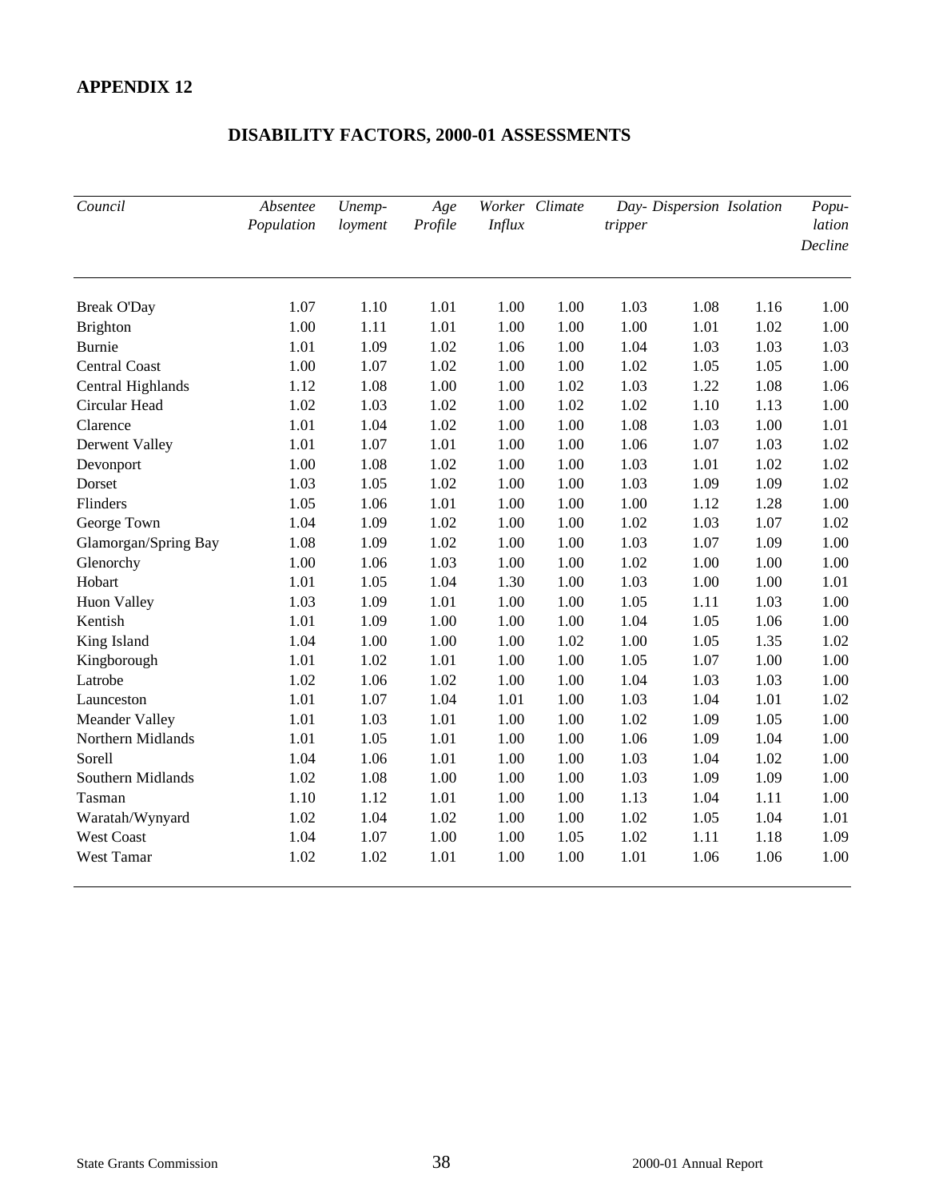## APPENDIX 12

# DISABILITY FACTORS, 2000-01 ASSESSMENTS

| *Council* | *Absentee Population* | *Unemp-loyment* | *Age Profile* | *Worker Influx* | *Climate* | *Day-tripper* | *Dispersion* | *Isolation* | *Popu-lation Decline* |
|---|---|---|---|---|---|---|---|---|---|
| Break O'Day | 1.07 | 1.10 | 1.01 | 1.00 | 1.00 | 1.03 | 1.08 | 1.16 | 1.00 |
| Brighton | 1.00 | 1.11 | 1.01 | 1.00 | 1.00 | 1.00 | 1.01 | 1.02 | 1.00 |
| Burnie | 1.01 | 1.09 | 1.02 | 1.06 | 1.00 | 1.04 | 1.03 | 1.03 | 1.03 |
| Central Coast | 1.00 | 1.07 | 1.02 | 1.00 | 1.00 | 1.02 | 1.05 | 1.05 | 1.00 |
| Central Highlands | 1.12 | 1.08 | 1.00 | 1.00 | 1.02 | 1.03 | 1.22 | 1.08 | 1.06 |
| Circular Head | 1.02 | 1.03 | 1.02 | 1.00 | 1.02 | 1.02 | 1.10 | 1.13 | 1.00 |
| Clarence | 1.01 | 1.04 | 1.02 | 1.00 | 1.00 | 1.08 | 1.03 | 1.00 | 1.01 |
| Derwent Valley | 1.01 | 1.07 | 1.01 | 1.00 | 1.00 | 1.06 | 1.07 | 1.03 | 1.02 |
| Devonport | 1.00 | 1.08 | 1.02 | 1.00 | 1.00 | 1.03 | 1.01 | 1.02 | 1.02 |
| Dorset | 1.03 | 1.05 | 1.02 | 1.00 | 1.00 | 1.03 | 1.09 | 1.09 | 1.02 |
| Flinders | 1.05 | 1.06 | 1.01 | 1.00 | 1.00 | 1.00 | 1.12 | 1.28 | 1.00 |
| George Town | 1.04 | 1.09 | 1.02 | 1.00 | 1.00 | 1.02 | 1.03 | 1.07 | 1.02 |
| Glamorgan/Spring Bay | 1.08 | 1.09 | 1.02 | 1.00 | 1.00 | 1.03 | 1.07 | 1.09 | 1.00 |
| Glenorchy | 1.00 | 1.06 | 1.03 | 1.00 | 1.00 | 1.02 | 1.00 | 1.00 | 1.00 |
| Hobart | 1.01 | 1.05 | 1.04 | 1.30 | 1.00 | 1.03 | 1.00 | 1.00 | 1.01 |
| Huon Valley | 1.03 | 1.09 | 1.01 | 1.00 | 1.00 | 1.05 | 1.11 | 1.03 | 1.00 |
| Kentish | 1.01 | 1.09 | 1.00 | 1.00 | 1.00 | 1.04 | 1.05 | 1.06 | 1.00 |
| King Island | 1.04 | 1.00 | 1.00 | 1.00 | 1.02 | 1.00 | 1.05 | 1.35 | 1.02 |
| Kingborough | 1.01 | 1.02 | 1.01 | 1.00 | 1.00 | 1.05 | 1.07 | 1.00 | 1.00 |
| Latrobe | 1.02 | 1.06 | 1.02 | 1.00 | 1.00 | 1.04 | 1.03 | 1.03 | 1.00 |
| Launceston | 1.01 | 1.07 | 1.04 | 1.01 | 1.00 | 1.03 | 1.04 | 1.01 | 1.02 |
| Meander Valley | 1.01 | 1.03 | 1.01 | 1.00 | 1.00 | 1.02 | 1.09 | 1.05 | 1.00 |
| Northern Midlands | 1.01 | 1.05 | 1.01 | 1.00 | 1.00 | 1.06 | 1.09 | 1.04 | 1.00 |
| Sorell | 1.04 | 1.06 | 1.01 | 1.00 | 1.00 | 1.03 | 1.04 | 1.02 | 1.00 |
| Southern Midlands | 1.02 | 1.08 | 1.00 | 1.00 | 1.00 | 1.03 | 1.09 | 1.09 | 1.00 |
| Tasman | 1.10 | 1.12 | 1.01 | 1.00 | 1.00 | 1.13 | 1.04 | 1.11 | 1.00 |
| Waratah/Wynyard | 1.02 | 1.04 | 1.02 | 1.00 | 1.00 | 1.02 | 1.05 | 1.04 | 1.01 |
| West Coast | 1.04 | 1.07 | 1.00 | 1.00 | 1.05 | 1.02 | 1.11 | 1.18 | 1.09 |
| West Tamar | 1.02 | 1.02 | 1.01 | 1.00 | 1.00 | 1.01 | 1.06 | 1.06 | 1.00 |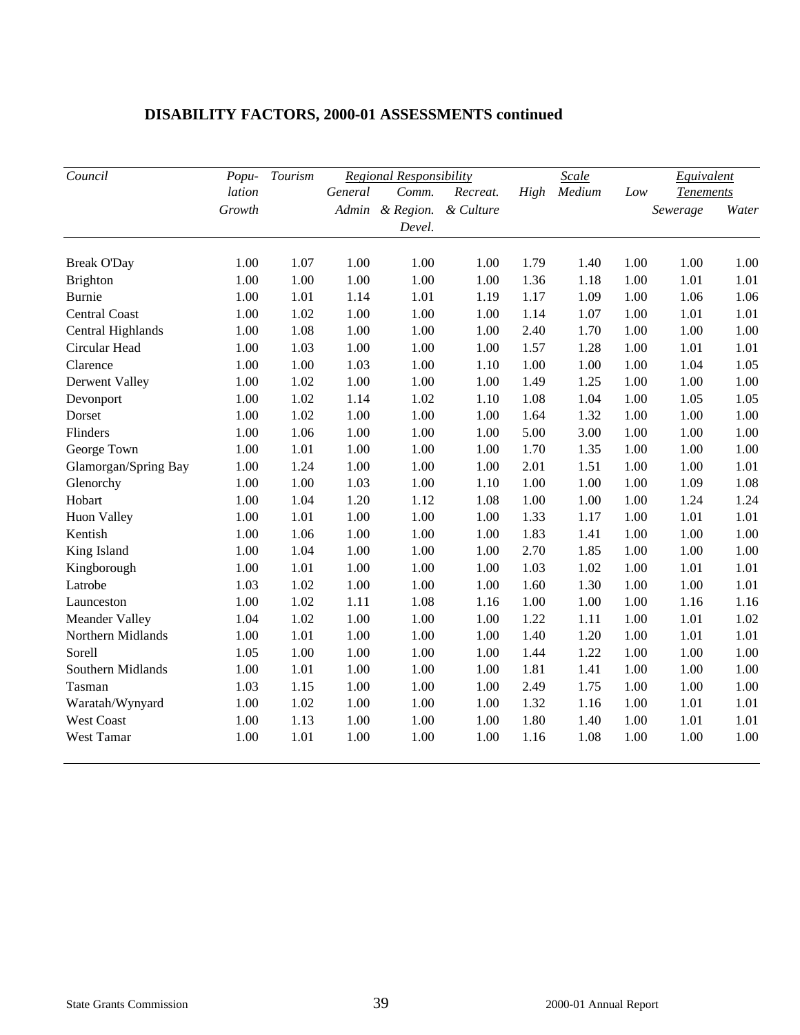## DISABILITY FACTORS, 2000-01 ASSESSMENTS continued

| *Council* | *Population Growth* | *Tourism* | *Regional Responsibility* | | | *Scale* | | | *Equivalent Tenements* | |
|---|---|---|---|---|---|---|---|---|---|---|
| | | | *General Admin* | *Comm. & Region. Devel.* | *Recreat. & Culture* | *High* | *Medium* | *Low* | *Sewerage* | *Water* |
| Break O'Day | 1.00 | 1.07 | 1.00 | 1.00 | 1.00 | 1.79 | 1.40 | 1.00 | 1.00 | 1.00 |
| Brighton | 1.00 | 1.00 | 1.00 | 1.00 | 1.00 | 1.36 | 1.18 | 1.00 | 1.01 | 1.01 |
| Burnie | 1.00 | 1.01 | 1.14 | 1.01 | 1.19 | 1.17 | 1.09 | 1.00 | 1.06 | 1.06 |
| Central Coast | 1.00 | 1.02 | 1.00 | 1.00 | 1.00 | 1.14 | 1.07 | 1.00 | 1.01 | 1.01 |
| Central Highlands | 1.00 | 1.08 | 1.00 | 1.00 | 1.00 | 2.40 | 1.70 | 1.00 | 1.00 | 1.00 |
| Circular Head | 1.00 | 1.03 | 1.00 | 1.00 | 1.00 | 1.57 | 1.28 | 1.00 | 1.01 | 1.01 |
| Clarence | 1.00 | 1.00 | 1.03 | 1.00 | 1.10 | 1.00 | 1.00 | 1.00 | 1.04 | 1.05 |
| Derwent Valley | 1.00 | 1.02 | 1.00 | 1.00 | 1.00 | 1.49 | 1.25 | 1.00 | 1.00 | 1.00 |
| Devonport | 1.00 | 1.02 | 1.14 | 1.02 | 1.10 | 1.08 | 1.04 | 1.00 | 1.05 | 1.05 |
| Dorset | 1.00 | 1.02 | 1.00 | 1.00 | 1.00 | 1.64 | 1.32 | 1.00 | 1.00 | 1.00 |
| Flinders | 1.00 | 1.06 | 1.00 | 1.00 | 1.00 | 5.00 | 3.00 | 1.00 | 1.00 | 1.00 |
| George Town | 1.00 | 1.01 | 1.00 | 1.00 | 1.00 | 1.70 | 1.35 | 1.00 | 1.00 | 1.00 |
| Glamorgan/Spring Bay | 1.00 | 1.24 | 1.00 | 1.00 | 1.00 | 2.01 | 1.51 | 1.00 | 1.00 | 1.01 |
| Glenorchy | 1.00 | 1.00 | 1.03 | 1.00 | 1.10 | 1.00 | 1.00 | 1.00 | 1.09 | 1.08 |
| Hobart | 1.00 | 1.04 | 1.20 | 1.12 | 1.08 | 1.00 | 1.00 | 1.00 | 1.24 | 1.24 |
| Huon Valley | 1.00 | 1.01 | 1.00 | 1.00 | 1.00 | 1.33 | 1.17 | 1.00 | 1.01 | 1.01 |
| Kentish | 1.00 | 1.06 | 1.00 | 1.00 | 1.00 | 1.83 | 1.41 | 1.00 | 1.00 | 1.00 |
| King Island | 1.00 | 1.04 | 1.00 | 1.00 | 1.00 | 2.70 | 1.85 | 1.00 | 1.00 | 1.00 |
| Kingborough | 1.00 | 1.01 | 1.00 | 1.00 | 1.00 | 1.03 | 1.02 | 1.00 | 1.01 | 1.01 |
| Latrobe | 1.03 | 1.02 | 1.00 | 1.00 | 1.00 | 1.60 | 1.30 | 1.00 | 1.00 | 1.01 |
| Launceston | 1.00 | 1.02 | 1.11 | 1.08 | 1.16 | 1.00 | 1.00 | 1.00 | 1.16 | 1.16 |
| Meander Valley | 1.04 | 1.02 | 1.00 | 1.00 | 1.00 | 1.22 | 1.11 | 1.00 | 1.01 | 1.02 |
| Northern Midlands | 1.00 | 1.01 | 1.00 | 1.00 | 1.00 | 1.40 | 1.20 | 1.00 | 1.01 | 1.01 |
| Sorell | 1.05 | 1.00 | 1.00 | 1.00 | 1.00 | 1.44 | 1.22 | 1.00 | 1.00 | 1.00 |
| Southern Midlands | 1.00 | 1.01 | 1.00 | 1.00 | 1.00 | 1.81 | 1.41 | 1.00 | 1.00 | 1.00 |
| Tasman | 1.03 | 1.15 | 1.00 | 1.00 | 1.00 | 2.49 | 1.75 | 1.00 | 1.00 | 1.00 |
| Waratah/Wynyard | 1.00 | 1.02 | 1.00 | 1.00 | 1.00 | 1.32 | 1.16 | 1.00 | 1.01 | 1.01 |
| West Coast | 1.00 | 1.13 | 1.00 | 1.00 | 1.00 | 1.80 | 1.40 | 1.00 | 1.01 | 1.01 |
| West Tamar | 1.00 | 1.01 | 1.00 | 1.00 | 1.00 | 1.16 | 1.08 | 1.00 | 1.00 | 1.00 |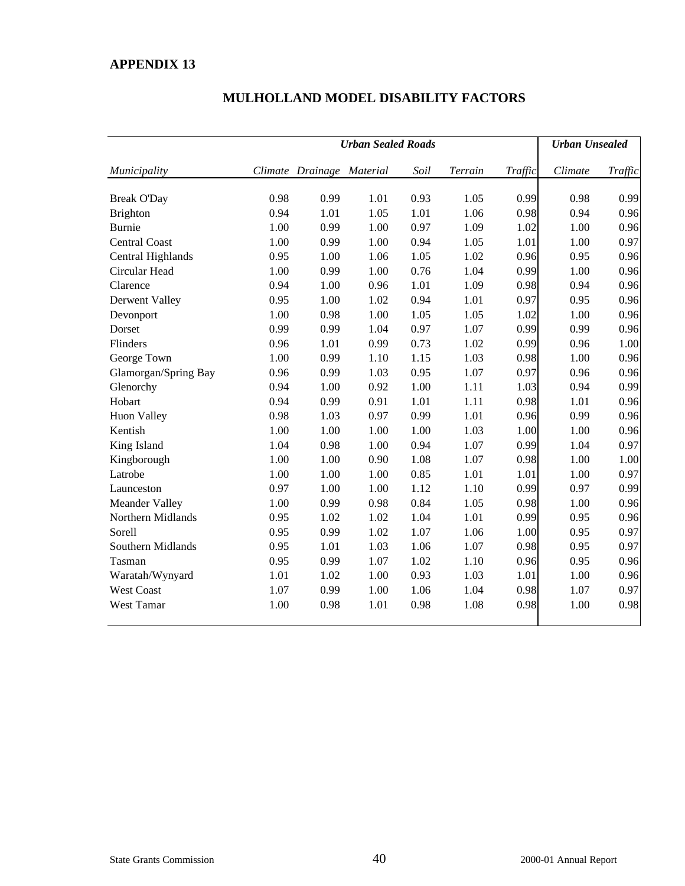# APPENDIX 13

## MULHOLLAND MODEL DISABILITY FACTORS

| | *Urban Sealed Roads* | | | | | | *Urban Unsealed* | |
|---|---|---|---|---|---|---|---|---|
| *Municipality* | *Climate* | *Drainage* | *Material* | *Soil* | *Terrain* | *Traffic* | *Climate* | *Traffic* |
| Break O'Day | 0.98 | 0.99 | 1.01 | 0.93 | 1.05 | 0.99 | 0.98 | 0.99 |
| Brighton | 0.94 | 1.01 | 1.05 | 1.01 | 1.06 | 0.98 | 0.94 | 0.96 |
| Burnie | 1.00 | 0.99 | 1.00 | 0.97 | 1.09 | 1.02 | 1.00 | 0.96 |
| Central Coast | 1.00 | 0.99 | 1.00 | 0.94 | 1.05 | 1.01 | 1.00 | 0.97 |
| Central Highlands | 0.95 | 1.00 | 1.06 | 1.05 | 1.02 | 0.96 | 0.95 | 0.96 |
| Circular Head | 1.00 | 0.99 | 1.00 | 0.76 | 1.04 | 0.99 | 1.00 | 0.96 |
| Clarence | 0.94 | 1.00 | 0.96 | 1.01 | 1.09 | 0.98 | 0.94 | 0.96 |
| Derwent Valley | 0.95 | 1.00 | 1.02 | 0.94 | 1.01 | 0.97 | 0.95 | 0.96 |
| Devonport | 1.00 | 0.98 | 1.00 | 1.05 | 1.05 | 1.02 | 1.00 | 0.96 |
| Dorset | 0.99 | 0.99 | 1.04 | 0.97 | 1.07 | 0.99 | 0.99 | 0.96 |
| Flinders | 0.96 | 1.01 | 0.99 | 0.73 | 1.02 | 0.99 | 0.96 | 1.00 |
| George Town | 1.00 | 0.99 | 1.10 | 1.15 | 1.03 | 0.98 | 1.00 | 0.96 |
| Glamorgan/Spring Bay | 0.96 | 0.99 | 1.03 | 0.95 | 1.07 | 0.97 | 0.96 | 0.96 |
| Glenorchy | 0.94 | 1.00 | 0.92 | 1.00 | 1.11 | 1.03 | 0.94 | 0.99 |
| Hobart | 0.94 | 0.99 | 0.91 | 1.01 | 1.11 | 0.98 | 1.01 | 0.96 |
| Huon Valley | 0.98 | 1.03 | 0.97 | 0.99 | 1.01 | 0.96 | 0.99 | 0.96 |
| Kentish | 1.00 | 1.00 | 1.00 | 1.00 | 1.03 | 1.00 | 1.00 | 0.96 |
| King Island | 1.04 | 0.98 | 1.00 | 0.94 | 1.07 | 0.99 | 1.04 | 0.97 |
| Kingborough | 1.00 | 1.00 | 0.90 | 1.08 | 1.07 | 0.98 | 1.00 | 1.00 |
| Latrobe | 1.00 | 1.00 | 1.00 | 0.85 | 1.01 | 1.01 | 1.00 | 0.97 |
| Launceston | 0.97 | 1.00 | 1.00 | 1.12 | 1.10 | 0.99 | 0.97 | 0.99 |
| Meander Valley | 1.00 | 0.99 | 0.98 | 0.84 | 1.05 | 0.98 | 1.00 | 0.96 |
| Northern Midlands | 0.95 | 1.02 | 1.02 | 1.04 | 1.01 | 0.99 | 0.95 | 0.96 |
| Sorell | 0.95 | 0.99 | 1.02 | 1.07 | 1.06 | 1.00 | 0.95 | 0.97 |
| Southern Midlands | 0.95 | 1.01 | 1.03 | 1.06 | 1.07 | 0.98 | 0.95 | 0.97 |
| Tasman | 0.95 | 0.99 | 1.07 | 1.02 | 1.10 | 0.96 | 0.95 | 0.96 |
| Waratah/Wynyard | 1.01 | 1.02 | 1.00 | 0.93 | 1.03 | 1.01 | 1.00 | 0.96 |
| West Coast | 1.07 | 0.99 | 1.00 | 1.06 | 1.04 | 0.98 | 1.07 | 0.97 |
| West Tamar | 1.00 | 0.98 | 1.01 | 0.98 | 1.08 | 0.98 | 1.00 | 0.98 |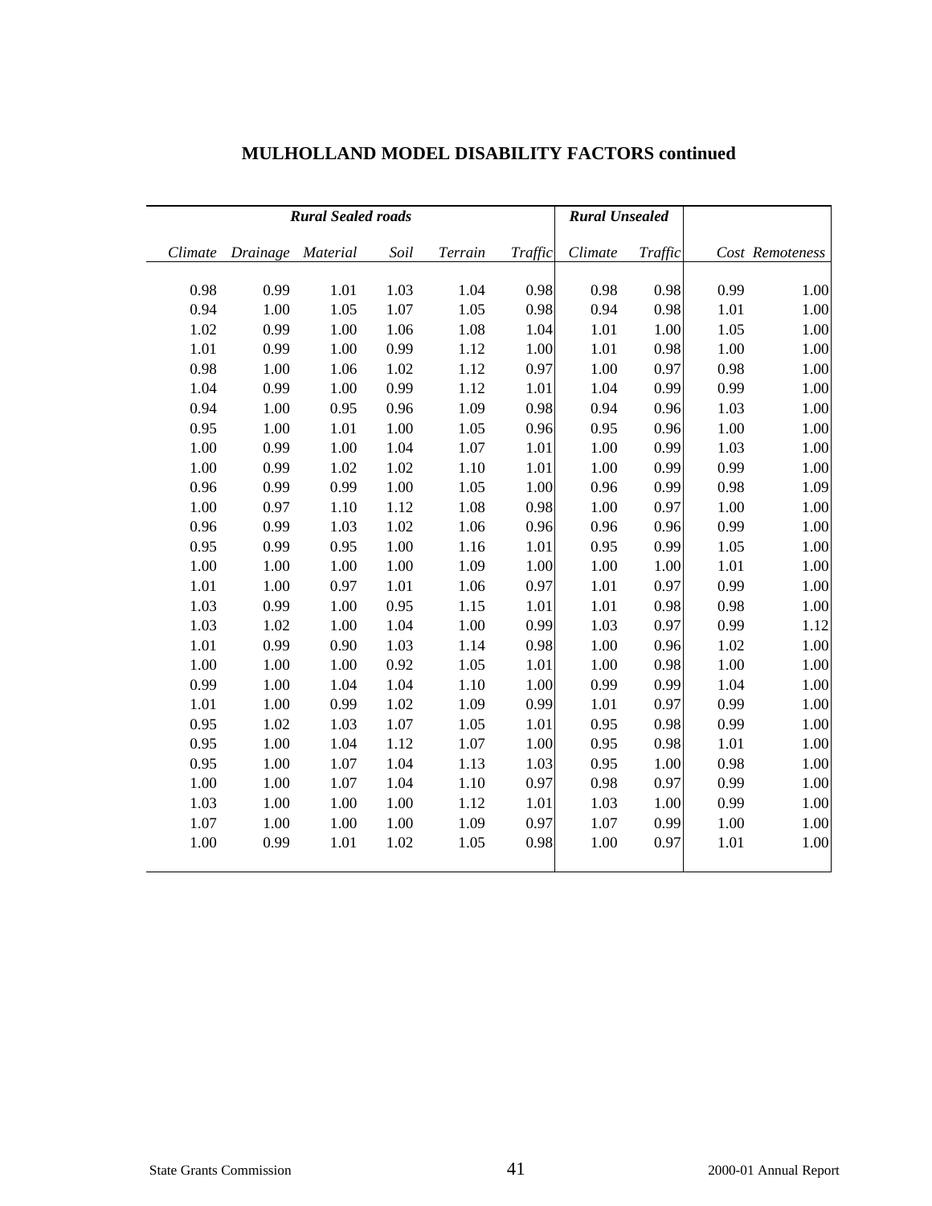## MULHOLLAND MODEL DISABILITY FACTORS continued

| *Rural Sealed roads* | | | | | | *Rural Unsealed* | | | |
|---|---|---|---|---|---|---|---|---|---|
| *Climate* | *Drainage* | *Material* | *Soil* | *Terrain* | *Traffic* | *Climate* | *Traffic* | *Cost* | *Remoteness* |
| 0.98 | 0.99 | 1.01 | 1.03 | 1.04 | 0.98 | 0.98 | 0.98 | 0.99 | 1.00 |
| 0.94 | 1.00 | 1.05 | 1.07 | 1.05 | 0.98 | 0.94 | 0.98 | 1.01 | 1.00 |
| 1.02 | 0.99 | 1.00 | 1.06 | 1.08 | 1.04 | 1.01 | 1.00 | 1.05 | 1.00 |
| 1.01 | 0.99 | 1.00 | 0.99 | 1.12 | 1.00 | 1.01 | 0.98 | 1.00 | 1.00 |
| 0.98 | 1.00 | 1.06 | 1.02 | 1.12 | 0.97 | 1.00 | 0.97 | 0.98 | 1.00 |
| 1.04 | 0.99 | 1.00 | 0.99 | 1.12 | 1.01 | 1.04 | 0.99 | 0.99 | 1.00 |
| 0.94 | 1.00 | 0.95 | 0.96 | 1.09 | 0.98 | 0.94 | 0.96 | 1.03 | 1.00 |
| 0.95 | 1.00 | 1.01 | 1.00 | 1.05 | 0.96 | 0.95 | 0.96 | 1.00 | 1.00 |
| 1.00 | 0.99 | 1.00 | 1.04 | 1.07 | 1.01 | 1.00 | 0.99 | 1.03 | 1.00 |
| 1.00 | 0.99 | 1.02 | 1.02 | 1.10 | 1.01 | 1.00 | 0.99 | 0.99 | 1.00 |
| 0.96 | 0.99 | 0.99 | 1.00 | 1.05 | 1.00 | 0.96 | 0.99 | 0.98 | 1.09 |
| 1.00 | 0.97 | 1.10 | 1.12 | 1.08 | 0.98 | 1.00 | 0.97 | 1.00 | 1.00 |
| 0.96 | 0.99 | 1.03 | 1.02 | 1.06 | 0.96 | 0.96 | 0.96 | 0.99 | 1.00 |
| 0.95 | 0.99 | 0.95 | 1.00 | 1.16 | 1.01 | 0.95 | 0.99 | 1.05 | 1.00 |
| 1.00 | 1.00 | 1.00 | 1.00 | 1.09 | 1.00 | 1.00 | 1.00 | 1.01 | 1.00 |
| 1.01 | 1.00 | 0.97 | 1.01 | 1.06 | 0.97 | 1.01 | 0.97 | 0.99 | 1.00 |
| 1.03 | 0.99 | 1.00 | 0.95 | 1.15 | 1.01 | 1.01 | 0.98 | 0.98 | 1.00 |
| 1.03 | 1.02 | 1.00 | 1.04 | 1.00 | 0.99 | 1.03 | 0.97 | 0.99 | 1.12 |
| 1.01 | 0.99 | 0.90 | 1.03 | 1.14 | 0.98 | 1.00 | 0.96 | 1.02 | 1.00 |
| 1.00 | 1.00 | 1.00 | 0.92 | 1.05 | 1.01 | 1.00 | 0.98 | 1.00 | 1.00 |
| 0.99 | 1.00 | 1.04 | 1.04 | 1.10 | 1.00 | 0.99 | 0.99 | 1.04 | 1.00 |
| 1.01 | 1.00 | 0.99 | 1.02 | 1.09 | 0.99 | 1.01 | 0.97 | 0.99 | 1.00 |
| 0.95 | 1.02 | 1.03 | 1.07 | 1.05 | 1.01 | 0.95 | 0.98 | 0.99 | 1.00 |
| 0.95 | 1.00 | 1.04 | 1.12 | 1.07 | 1.00 | 0.95 | 0.98 | 1.01 | 1.00 |
| 0.95 | 1.00 | 1.07 | 1.04 | 1.13 | 1.03 | 0.95 | 1.00 | 0.98 | 1.00 |
| 1.00 | 1.00 | 1.07 | 1.04 | 1.10 | 0.97 | 0.98 | 0.97 | 0.99 | 1.00 |
| 1.03 | 1.00 | 1.00 | 1.00 | 1.12 | 1.01 | 1.03 | 1.00 | 0.99 | 1.00 |
| 1.07 | 1.00 | 1.00 | 1.00 | 1.09 | 0.97 | 1.07 | 0.99 | 1.00 | 1.00 |
| 1.00 | 0.99 | 1.01 | 1.02 | 1.05 | 0.98 | 1.00 | 0.97 | 1.01 | 1.00 |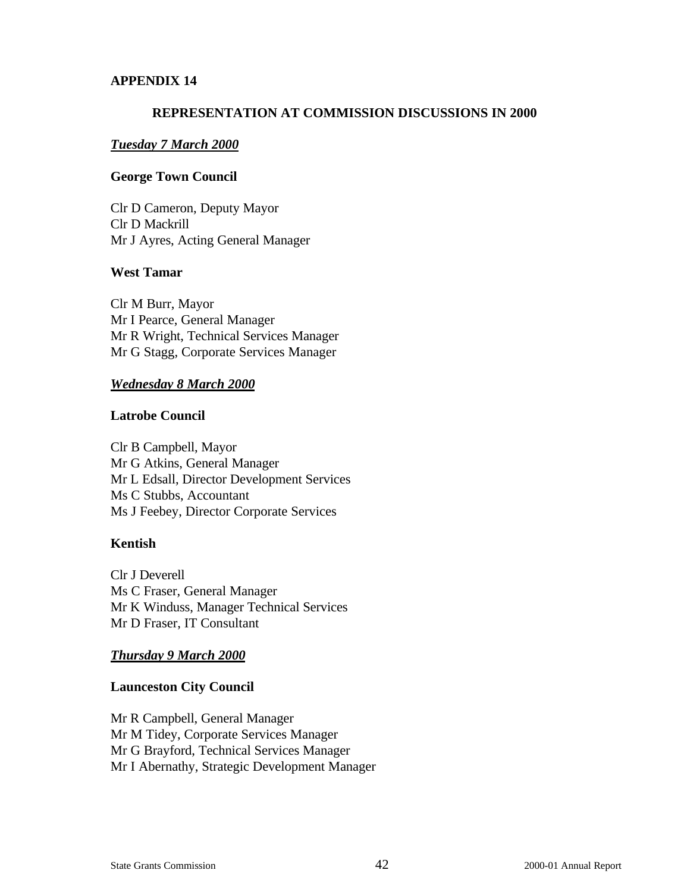**APPENDIX 14**

## REPRESENTATION AT COMMISSION DISCUSSIONS IN 2000

***Tuesday 7 March 2000***

**George Town Council**

Clr D Cameron, Deputy Mayor
Clr D Mackrill
Mr J Ayres, Acting General Manager

**West Tamar**

Clr M Burr, Mayor
Mr I Pearce, General Manager
Mr R Wright, Technical Services Manager
Mr G Stagg, Corporate Services Manager

***Wednesday 8 March 2000***

**Latrobe Council**

Clr B Campbell, Mayor
Mr G Atkins, General Manager
Mr L Edsall, Director Development Services
Ms C Stubbs, Accountant
Ms J Feebey, Director Corporate Services

**Kentish**

Clr J Deverell
Ms C Fraser, General Manager
Mr K Winduss, Manager Technical Services
Mr D Fraser, IT Consultant

***Thursday 9 March 2000***

**Launceston City Council**

Mr R Campbell, General Manager
Mr M Tidey, Corporate Services Manager
Mr G Brayford, Technical Services Manager
Mr I Abernathy, Strategic Development Manager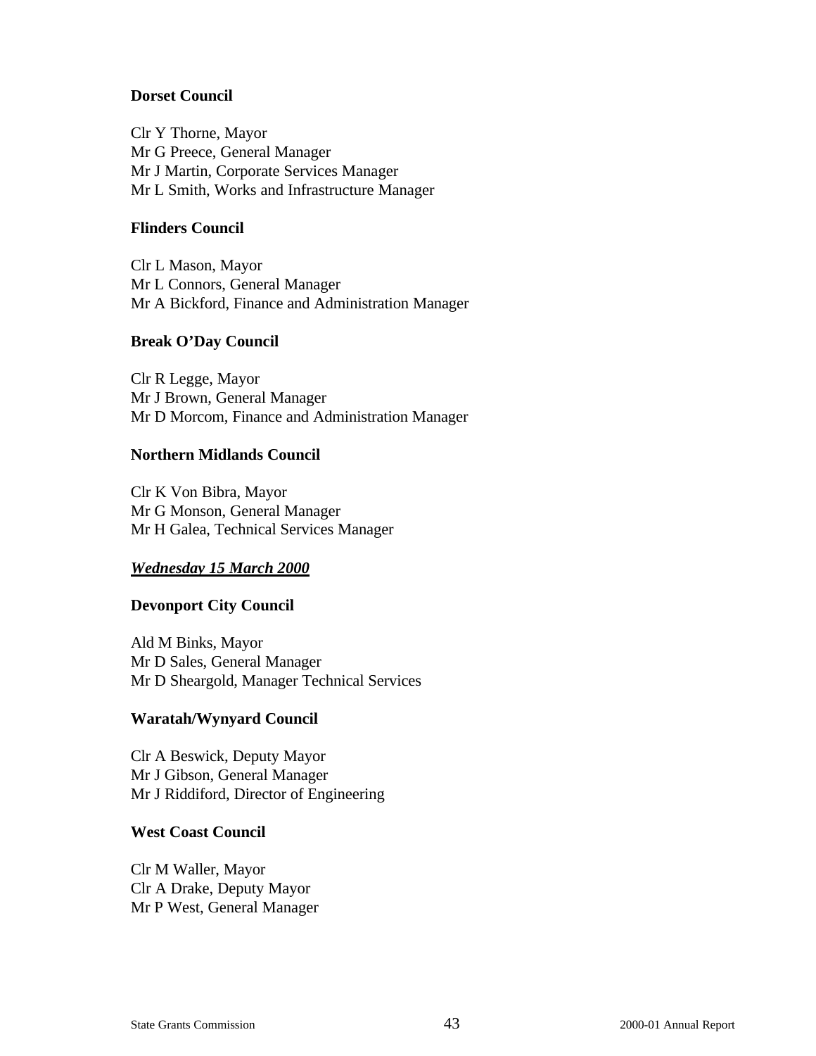**Dorset Council**

Clr Y Thorne, Mayor
Mr G Preece, General Manager
Mr J Martin, Corporate Services Manager
Mr L Smith, Works and Infrastructure Manager

**Flinders Council**

Clr L Mason, Mayor
Mr L Connors, General Manager
Mr A Bickford, Finance and Administration Manager

**Break O'Day Council**

Clr R Legge, Mayor
Mr J Brown, General Manager
Mr D Morcom, Finance and Administration Manager

**Northern Midlands Council**

Clr K Von Bibra, Mayor
Mr G Monson, General Manager
Mr H Galea, Technical Services Manager

***Wednesday 15 March 2000***

**Devonport City Council**

Ald M Binks, Mayor
Mr D Sales, General Manager
Mr D Sheargold, Manager Technical Services

**Waratah/Wynyard Council**

Clr A Beswick, Deputy Mayor
Mr J Gibson, General Manager
Mr J Riddiford, Director of Engineering

**West Coast Council**

Clr M Waller, Mayor
Clr A Drake, Deputy Mayor
Mr P West, General Manager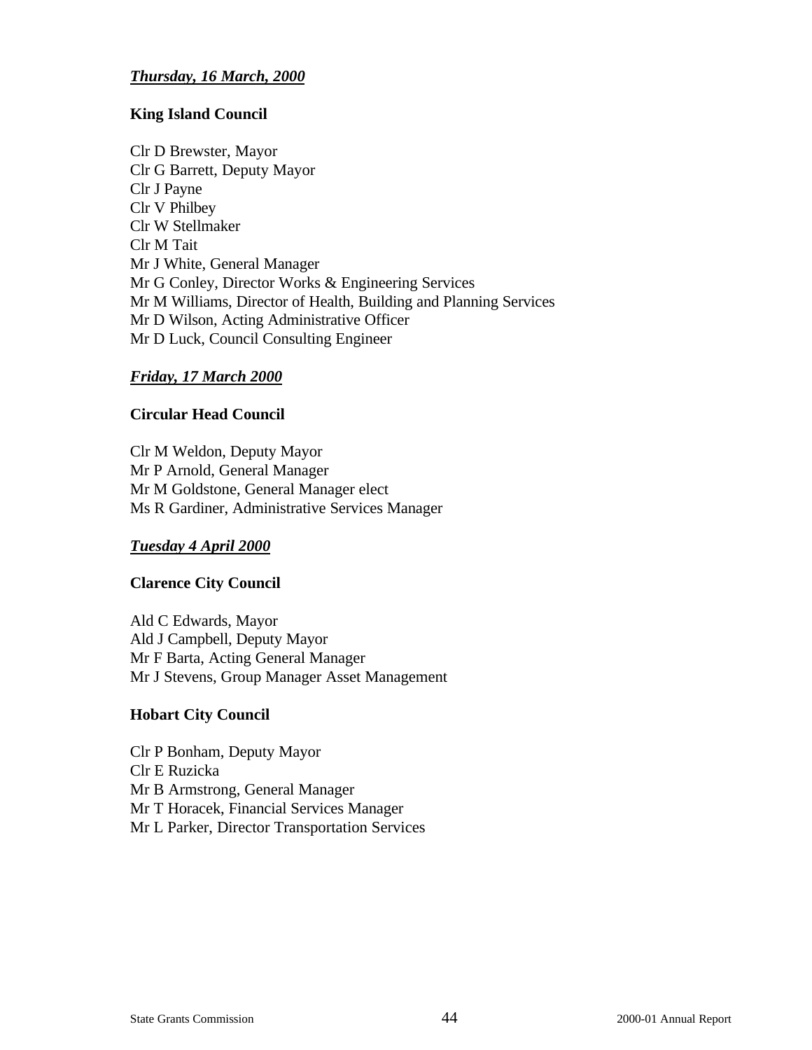***Thursday, 16 March, 2000***

**King Island Council**

Clr D Brewster, Mayor
Clr G Barrett, Deputy Mayor
Clr J Payne
Clr V Philbey
Clr W Stellmaker
Clr M Tait
Mr J White, General Manager
Mr G Conley, Director Works & Engineering Services
Mr M Williams, Director of Health, Building and Planning Services
Mr D Wilson, Acting Administrative Officer
Mr D Luck, Council Consulting Engineer

***Friday, 17 March 2000***

**Circular Head Council**

Clr M Weldon, Deputy Mayor
Mr P Arnold, General Manager
Mr M Goldstone, General Manager elect
Ms R Gardiner, Administrative Services Manager

***Tuesday 4 April 2000***

**Clarence City Council**

Ald C Edwards, Mayor
Ald J Campbell, Deputy Mayor
Mr F Barta, Acting General Manager
Mr J Stevens, Group Manager Asset Management

**Hobart City Council**

Clr P Bonham, Deputy Mayor
Clr E Ruzicka
Mr B Armstrong, General Manager
Mr T Horacek, Financial Services Manager
Mr L Parker, Director Transportation Services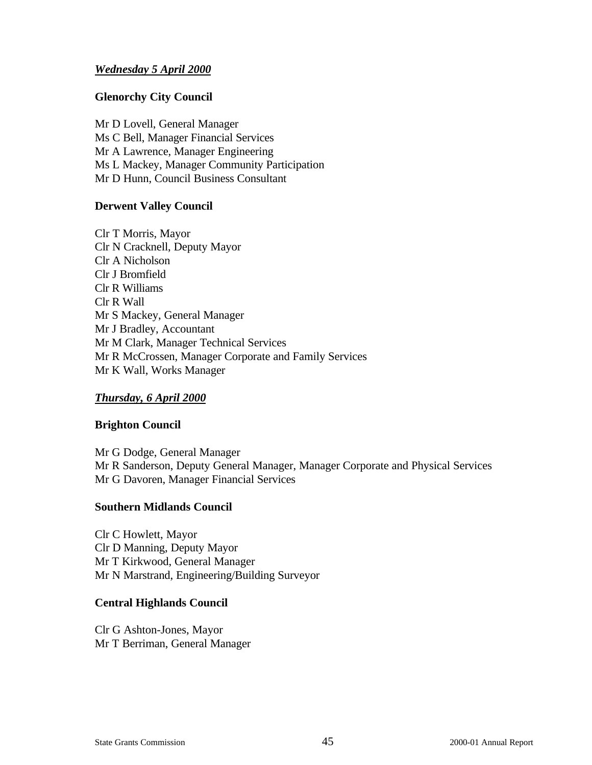***Wednesday 5 April 2000***

**Glenorchy City Council**

Mr D Lovell, General Manager
Ms C Bell, Manager Financial Services
Mr A Lawrence, Manager Engineering
Ms L Mackey, Manager Community Participation
Mr D Hunn, Council Business Consultant

**Derwent Valley Council**

Clr T Morris, Mayor
Clr N Cracknell, Deputy Mayor
Clr A Nicholson
Clr J Bromfield
Clr R Williams
Clr R Wall
Mr S Mackey, General Manager
Mr J Bradley, Accountant
Mr M Clark, Manager Technical Services
Mr R McCrossen, Manager Corporate and Family Services
Mr K Wall, Works Manager

***Thursday, 6 April 2000***

**Brighton Council**

Mr G Dodge, General Manager
Mr R Sanderson, Deputy General Manager, Manager Corporate and Physical Services
Mr G Davoren, Manager Financial Services

**Southern Midlands Council**

Clr C Howlett, Mayor
Clr D Manning, Deputy Mayor
Mr T Kirkwood, General Manager
Mr N Marstrand, Engineering/Building Surveyor

**Central Highlands Council**

Clr G Ashton-Jones, Mayor
Mr T Berriman, General Manager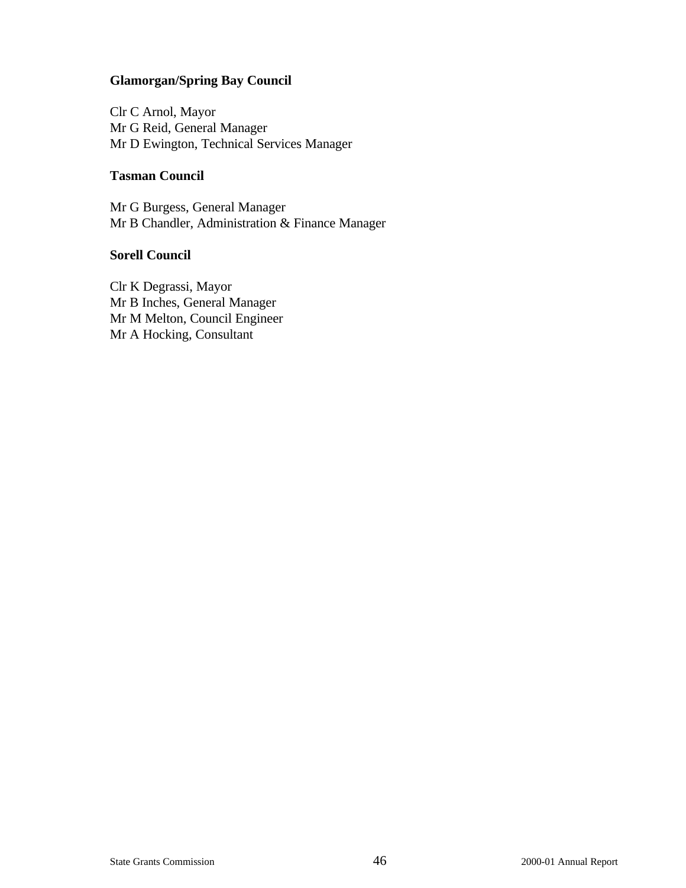**Glamorgan/Spring Bay Council**

Clr C Arnol, Mayor
Mr G Reid, General Manager
Mr D Ewington, Technical Services Manager

**Tasman Council**

Mr G Burgess, General Manager
Mr B Chandler, Administration & Finance Manager

**Sorell Council**

Clr K Degrassi, Mayor
Mr B Inches, General Manager
Mr M Melton, Council Engineer
Mr A Hocking, Consultant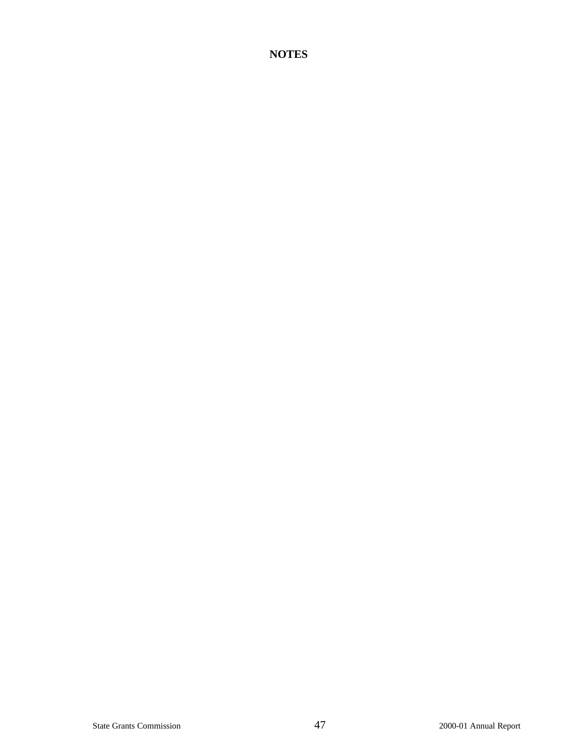# NOTES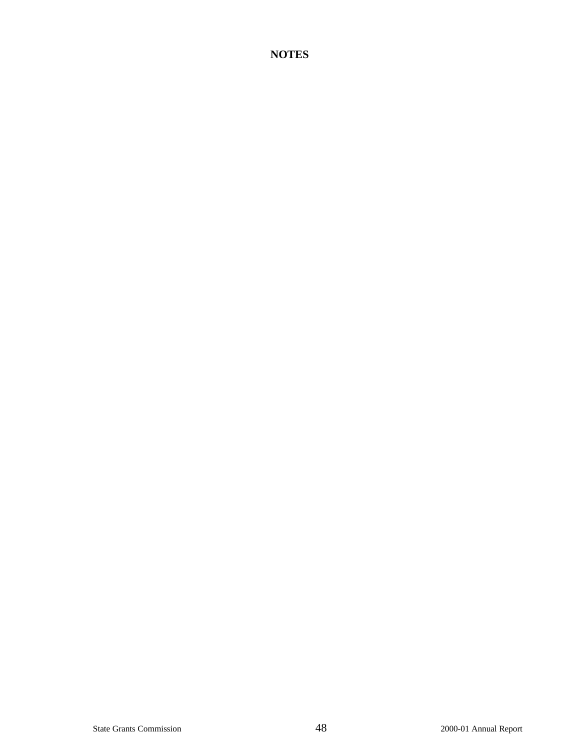# NOTES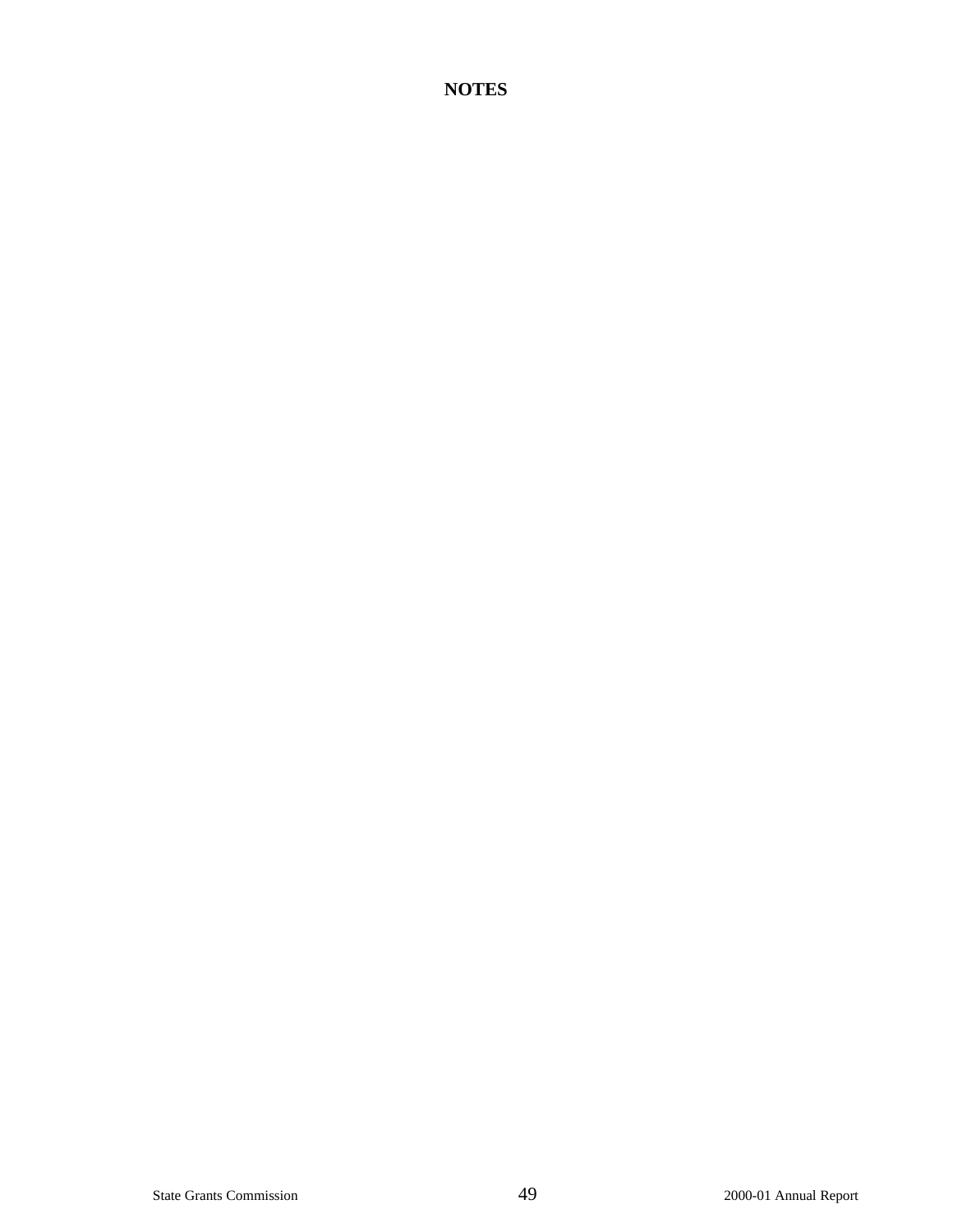# NOTES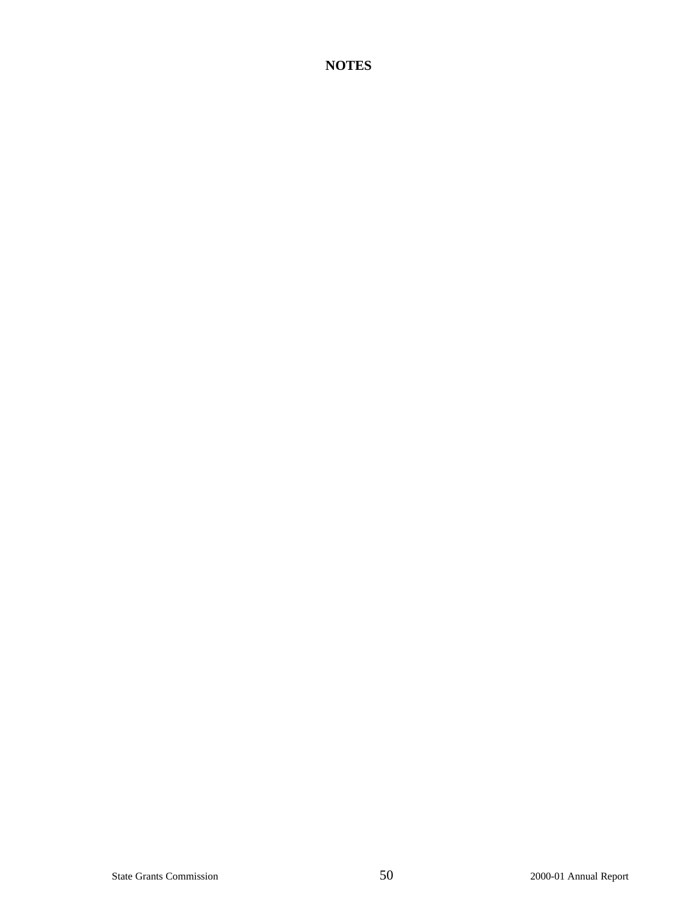# NOTES